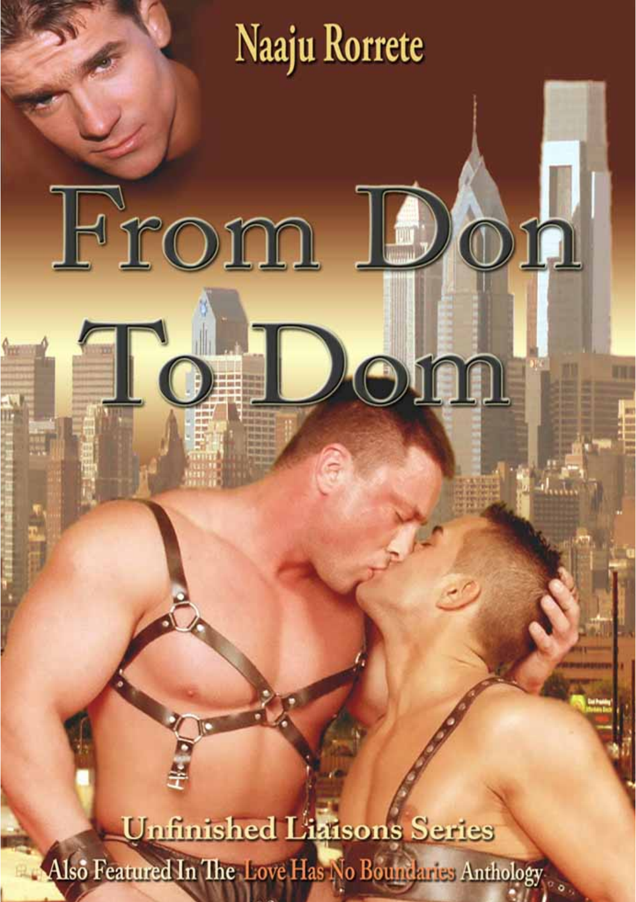Naaju Rorrete

# From Don To Dom

Unfinished Liaisons Series

Also Featured In The Love Has No Boundaries Anthology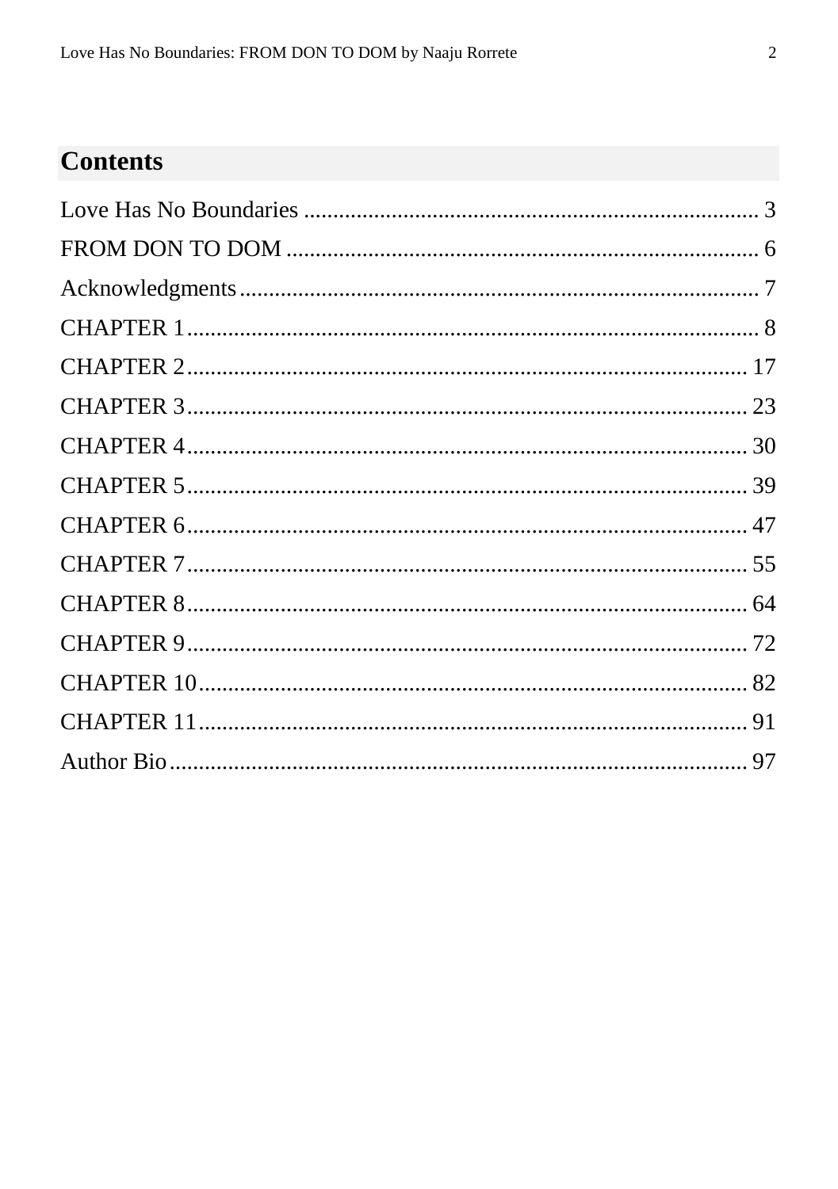## Contents

Love Has No Boundaries ........................................................................ 3
FROM DON TO DOM ........................................................................ 6
Acknowledgments ........................................................................ 7
CHAPTER 1 ........................................................................ 8
CHAPTER 2 ........................................................................ 17
CHAPTER 3 ........................................................................ 23
CHAPTER 4 ........................................................................ 30
CHAPTER 5 ........................................................................ 39
CHAPTER 6 ........................................................................ 47
CHAPTER 7 ........................................................................ 55
CHAPTER 8 ........................................................................ 64
CHAPTER 9 ........................................................................ 72
CHAPTER 10 ........................................................................ 82
CHAPTER 11 ........................................................................ 91
Author Bio ........................................................................ 97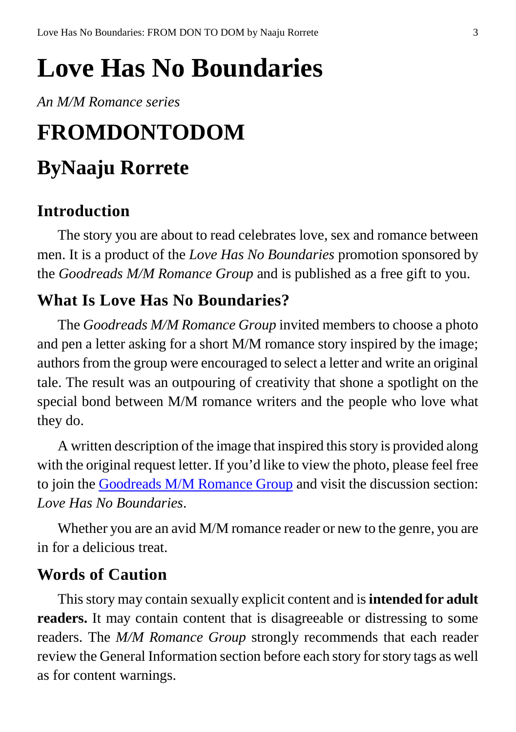# Love Has No Boundaries

*An M/M Romance series*

# FROMDONTODOM

## ByNaaju Rorrete

### Introduction

The story you are about to read celebrates love, sex and romance between men. It is a product of the *Love Has No Boundaries* promotion sponsored by the *Goodreads M/M Romance Group* and is published as a free gift to you.

### What Is Love Has No Boundaries?

The *Goodreads M/M Romance Group* invited members to choose a photo and pen a letter asking for a short M/M romance story inspired by the image; authors from the group were encouraged to select a letter and write an original tale. The result was an outpouring of creativity that shone a spotlight on the special bond between M/M romance writers and the people who love what they do.

A written description of the image that inspired this story is provided along with the original request letter. If you'd like to view the photo, please feel free to join the Goodreads M/M Romance Group and visit the discussion section: *Love Has No Boundaries*.

Whether you are an avid M/M romance reader or new to the genre, you are in for a delicious treat.

### Words of Caution

This story may contain sexually explicit content and is **intended for adult readers.** It may contain content that is disagreeable or distressing to some readers. The *M/M Romance Group* strongly recommends that each reader review the General Information section before each story for story tags as well as for content warnings.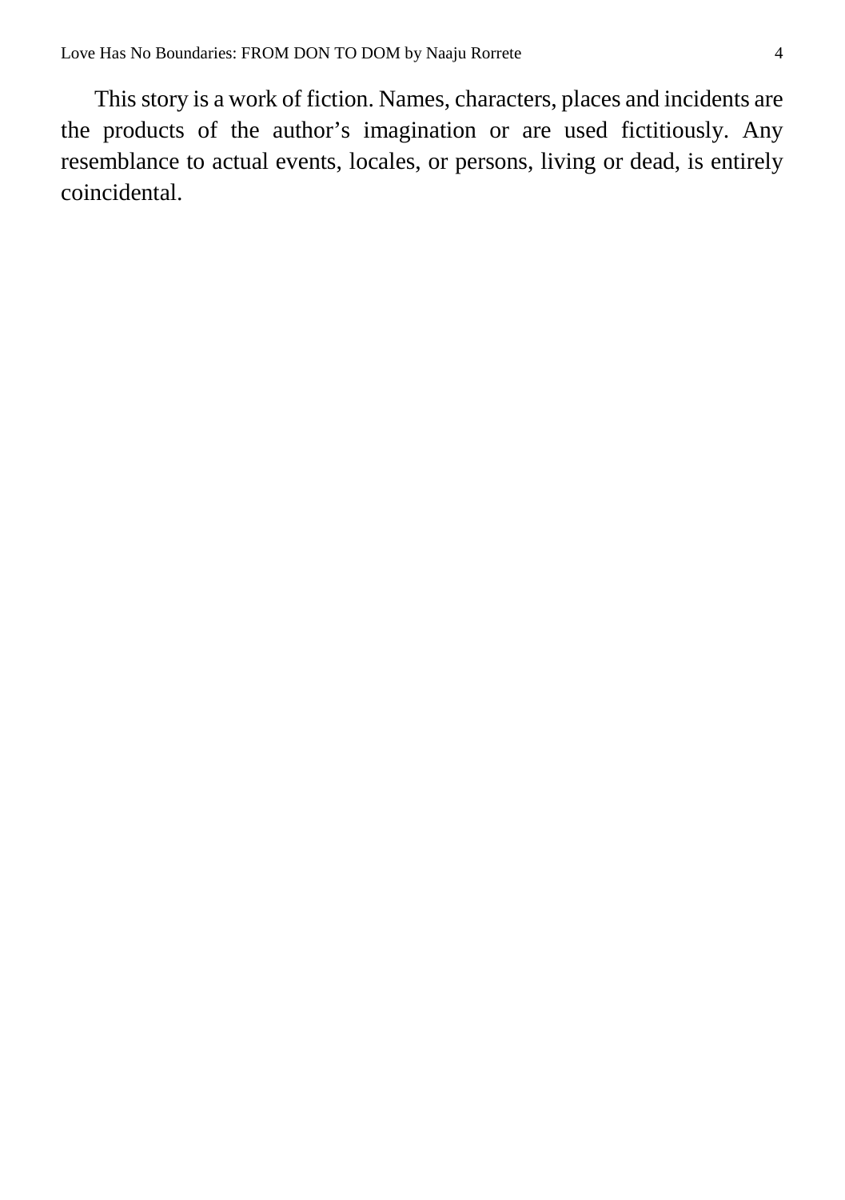This story is a work of fiction. Names, characters, places and incidents are the products of the author's imagination or are used fictitiously. Any resemblance to actual events, locales, or persons, living or dead, is entirely coincidental.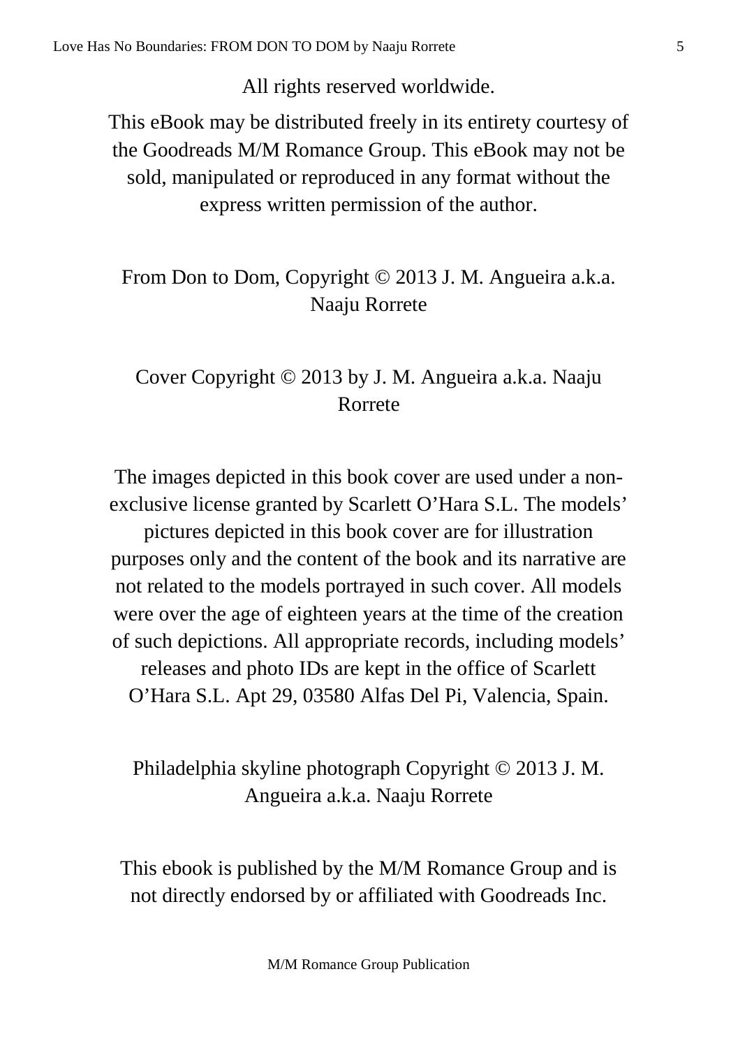All rights reserved worldwide.

This eBook may be distributed freely in its entirety courtesy of the Goodreads M/M Romance Group. This eBook may not be sold, manipulated or reproduced in any format without the express written permission of the author.

From Don to Dom, Copyright © 2013 J. M. Angueira a.k.a. Naaju Rorrete

Cover Copyright © 2013 by J. M. Angueira a.k.a. Naaju Rorrete

The images depicted in this book cover are used under a non-exclusive license granted by Scarlett O'Hara S.L. The models' pictures depicted in this book cover are for illustration purposes only and the content of the book and its narrative are not related to the models portrayed in such cover. All models were over the age of eighteen years at the time of the creation of such depictions. All appropriate records, including models' releases and photo IDs are kept in the office of Scarlett O'Hara S.L. Apt 29, 03580 Alfas Del Pi, Valencia, Spain.

Philadelphia skyline photograph Copyright © 2013 J. M. Angueira a.k.a. Naaju Rorrete

This ebook is published by the M/M Romance Group and is not directly endorsed by or affiliated with Goodreads Inc.

M/M Romance Group Publication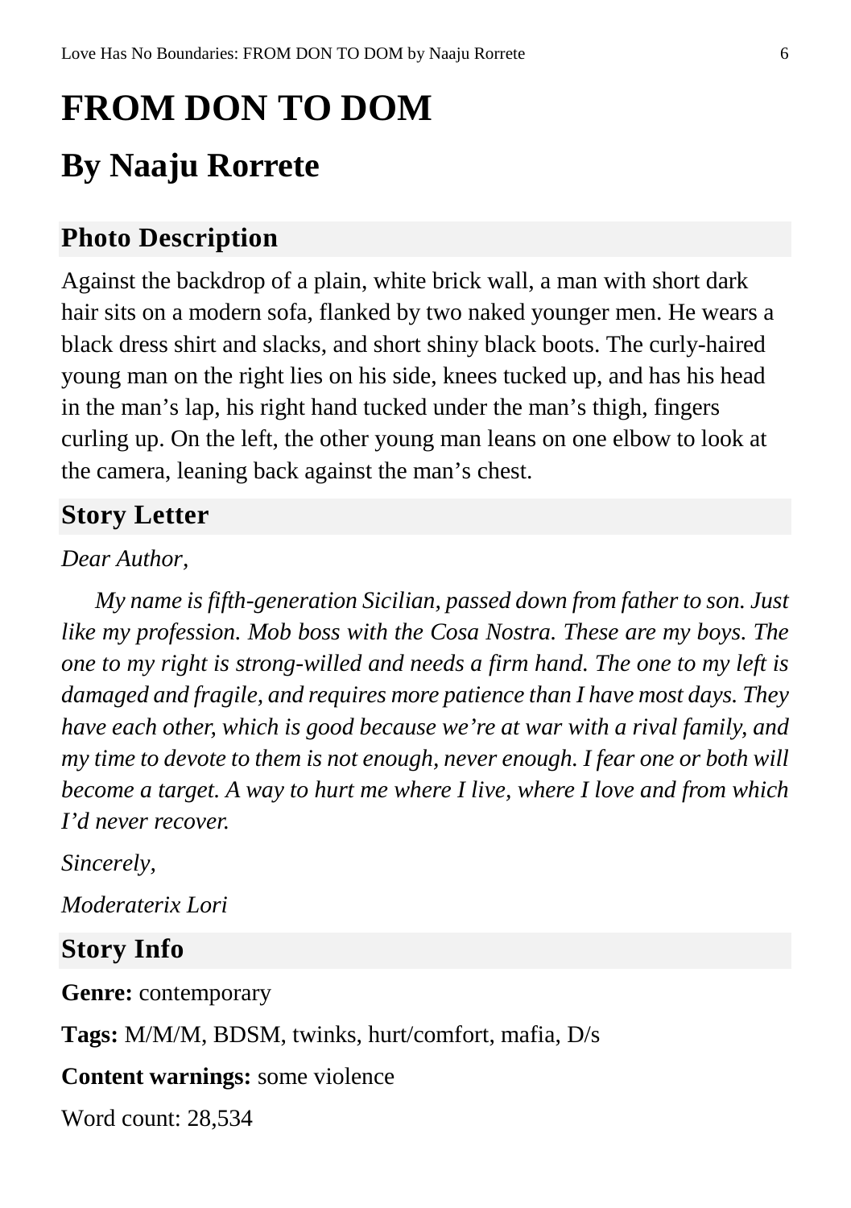# FROM DON TO DOM

## By Naaju Rorrete

### Photo Description

Against the backdrop of a plain, white brick wall, a man with short dark hair sits on a modern sofa, flanked by two naked younger men. He wears a black dress shirt and slacks, and short shiny black boots. The curly-haired young man on the right lies on his side, knees tucked up, and has his head in the man's lap, his right hand tucked under the man's thigh, fingers curling up. On the left, the other young man leans on one elbow to look at the camera, leaning back against the man's chest.

### Story Letter

*Dear Author,*

*My name is fifth-generation Sicilian, passed down from father to son. Just like my profession. Mob boss with the Cosa Nostra. These are my boys. The one to my right is strong-willed and needs a firm hand. The one to my left is damaged and fragile, and requires more patience than I have most days. They have each other, which is good because we're at war with a rival family, and my time to devote to them is not enough, never enough. I fear one or both will become a target. A way to hurt me where I live, where I love and from which I'd never recover.*

*Sincerely,*

*Moderaterix Lori*

### Story Info

**Genre:** contemporary

**Tags:** M/M/M, BDSM, twinks, hurt/comfort, mafia, D/s

**Content warnings:** some violence

Word count: 28,534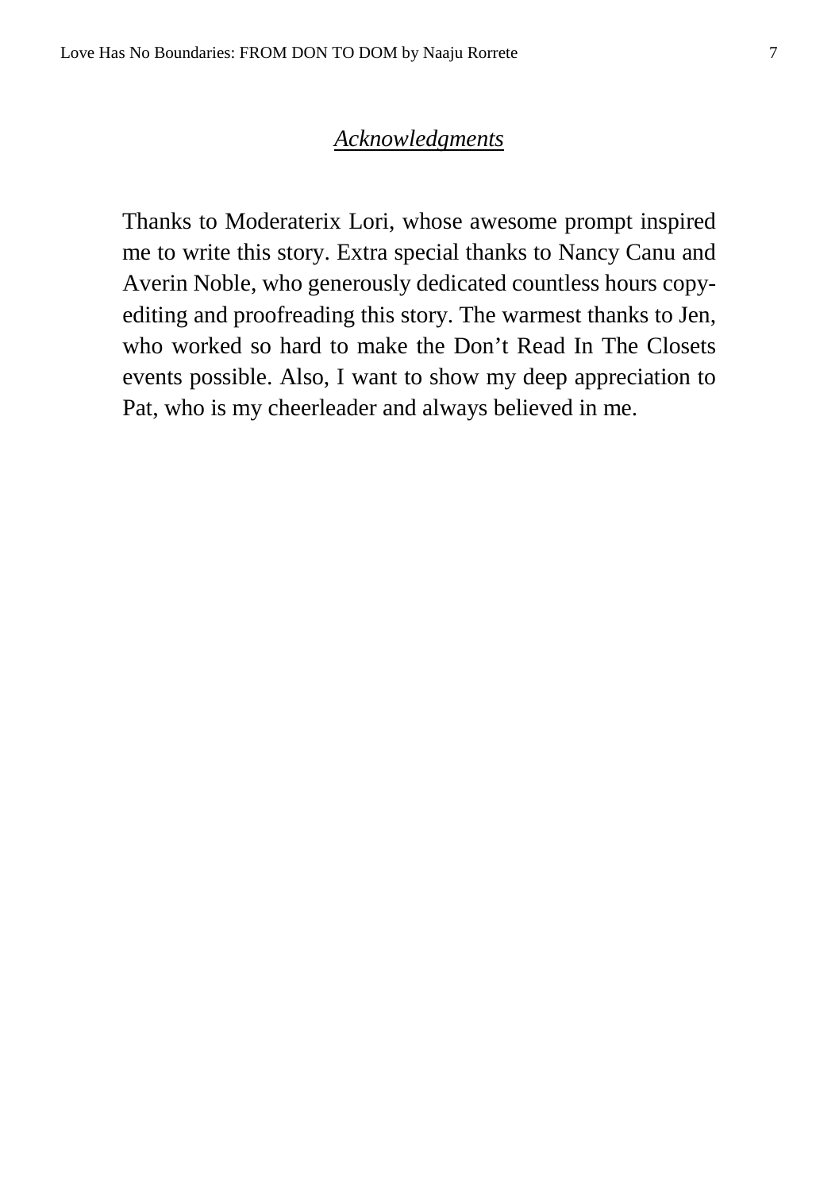## *Acknowledgments*

Thanks to Moderaterix Lori, whose awesome prompt inspired me to write this story. Extra special thanks to Nancy Canu and Averin Noble, who generously dedicated countless hours copy-editing and proofreading this story. The warmest thanks to Jen, who worked so hard to make the Don't Read In The Closets events possible. Also, I want to show my deep appreciation to Pat, who is my cheerleader and always believed in me.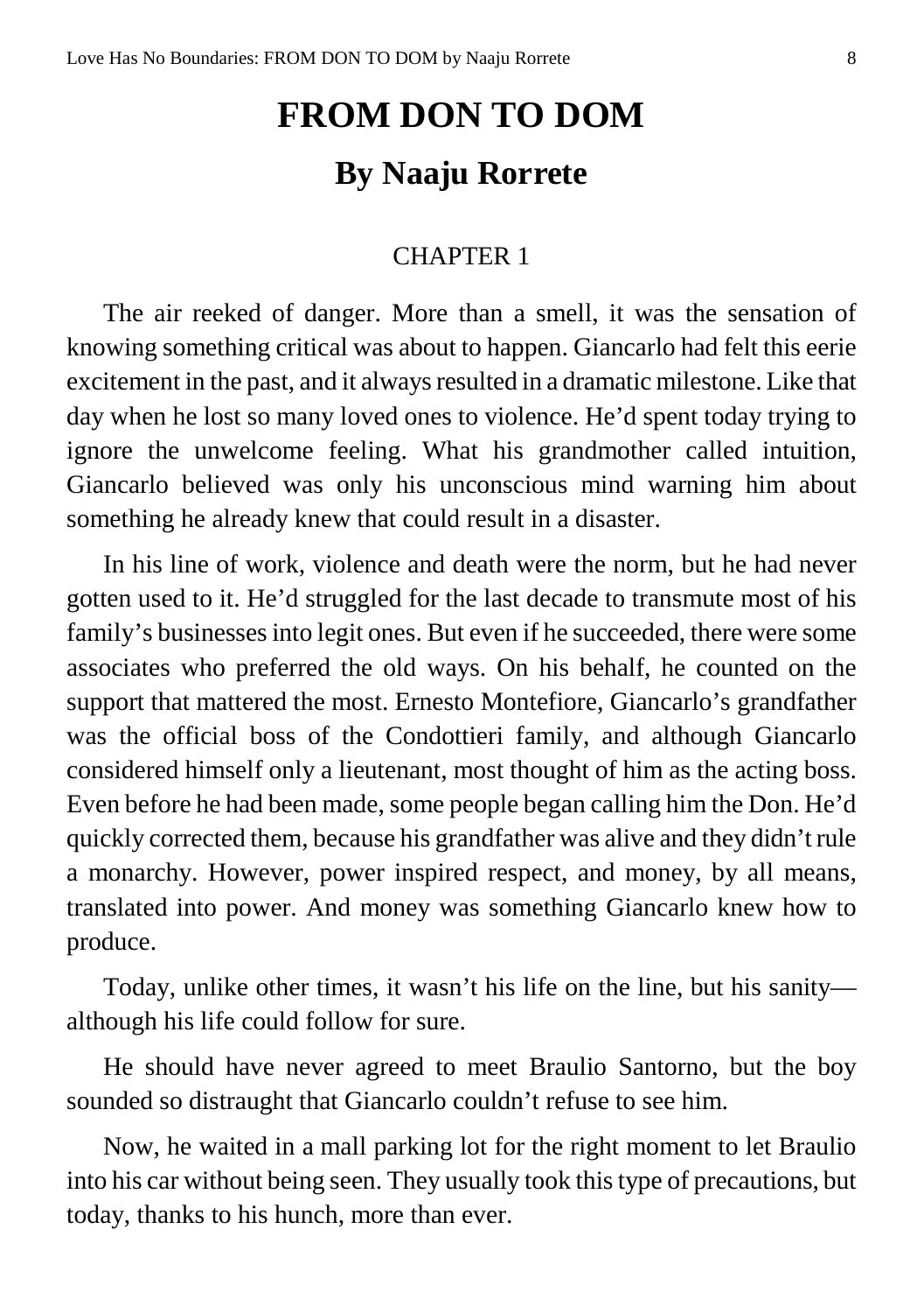# FROM DON TO DOM

## By Naaju Rorrete

### CHAPTER 1

The air reeked of danger. More than a smell, it was the sensation of knowing something critical was about to happen. Giancarlo had felt this eerie excitement in the past, and it always resulted in a dramatic milestone. Like that day when he lost so many loved ones to violence. He'd spent today trying to ignore the unwelcome feeling. What his grandmother called intuition, Giancarlo believed was only his unconscious mind warning him about something he already knew that could result in a disaster.

In his line of work, violence and death were the norm, but he had never gotten used to it. He'd struggled for the last decade to transmute most of his family's businesses into legit ones. But even if he succeeded, there were some associates who preferred the old ways. On his behalf, he counted on the support that mattered the most. Ernesto Montefiore, Giancarlo's grandfather was the official boss of the Condottieri family, and although Giancarlo considered himself only a lieutenant, most thought of him as the acting boss. Even before he had been made, some people began calling him the Don. He'd quickly corrected them, because his grandfather was alive and they didn't rule a monarchy. However, power inspired respect, and money, by all means, translated into power. And money was something Giancarlo knew how to produce.

Today, unlike other times, it wasn't his life on the line, but his sanity—although his life could follow for sure.

He should have never agreed to meet Braulio Santorno, but the boy sounded so distraught that Giancarlo couldn't refuse to see him.

Now, he waited in a mall parking lot for the right moment to let Braulio into his car without being seen. They usually took this type of precautions, but today, thanks to his hunch, more than ever.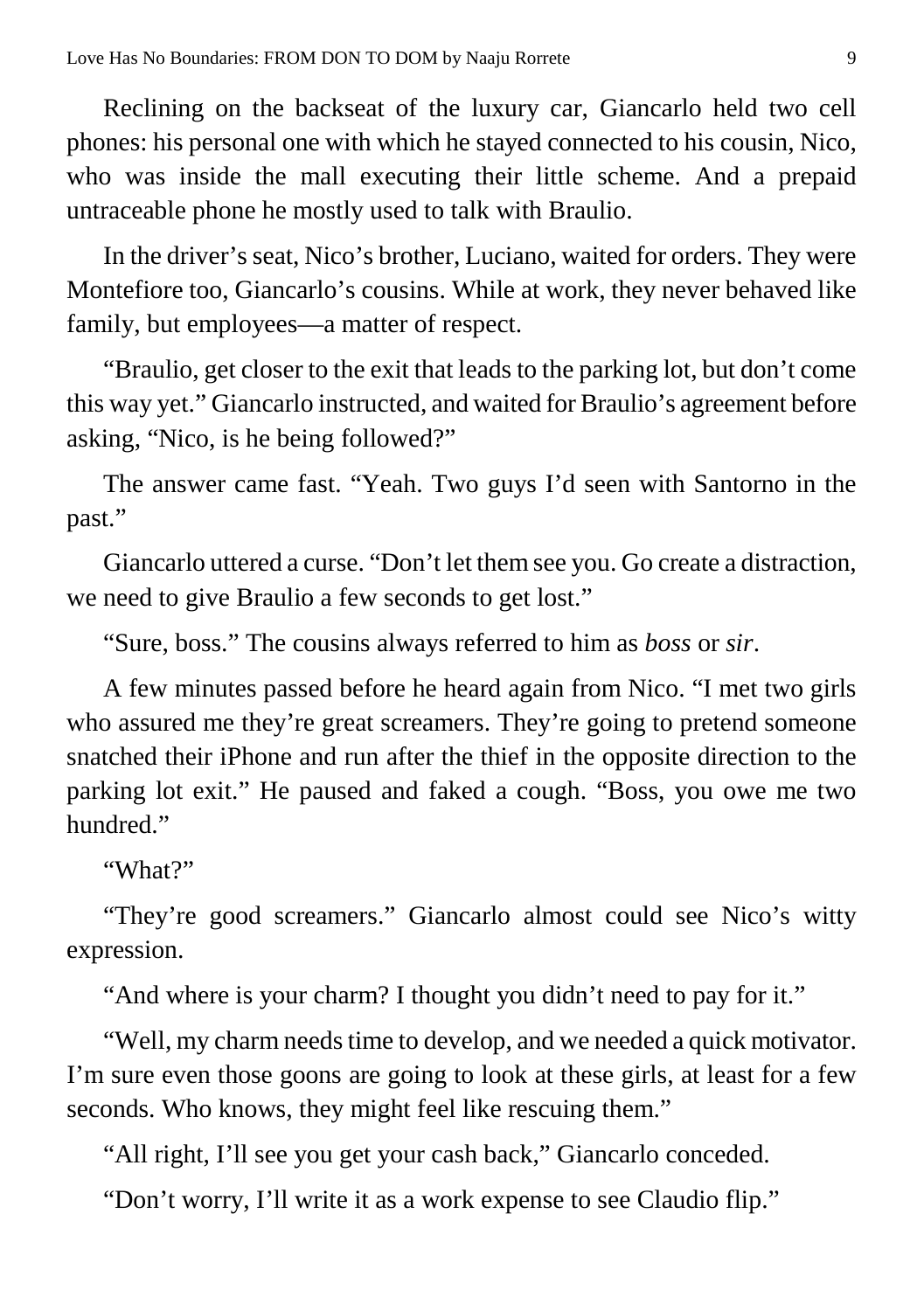Reclining on the backseat of the luxury car, Giancarlo held two cell phones: his personal one with which he stayed connected to his cousin, Nico, who was inside the mall executing their little scheme. And a prepaid untraceable phone he mostly used to talk with Braulio.

In the driver's seat, Nico's brother, Luciano, waited for orders. They were Montefiore too, Giancarlo's cousins. While at work, they never behaved like family, but employees—a matter of respect.

"Braulio, get closer to the exit that leads to the parking lot, but don't come this way yet." Giancarlo instructed, and waited for Braulio's agreement before asking, "Nico, is he being followed?"

The answer came fast. "Yeah. Two guys I'd seen with Santorno in the past."

Giancarlo uttered a curse. "Don't let them see you. Go create a distraction, we need to give Braulio a few seconds to get lost."

"Sure, boss." The cousins always referred to him as *boss* or *sir*.

A few minutes passed before he heard again from Nico. "I met two girls who assured me they're great screamers. They're going to pretend someone snatched their iPhone and run after the thief in the opposite direction to the parking lot exit." He paused and faked a cough. "Boss, you owe me two hundred."

"What?"

"They're good screamers." Giancarlo almost could see Nico's witty expression.

"And where is your charm? I thought you didn't need to pay for it."

"Well, my charm needs time to develop, and we needed a quick motivator. I'm sure even those goons are going to look at these girls, at least for a few seconds. Who knows, they might feel like rescuing them."

"All right, I'll see you get your cash back," Giancarlo conceded.

"Don't worry, I'll write it as a work expense to see Claudio flip."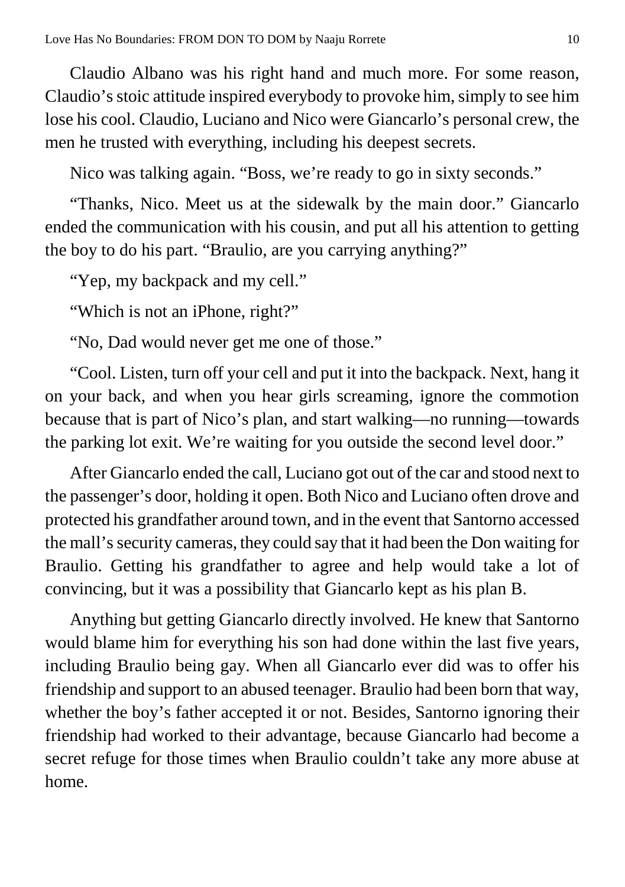Claudio Albano was his right hand and much more. For some reason, Claudio's stoic attitude inspired everybody to provoke him, simply to see him lose his cool. Claudio, Luciano and Nico were Giancarlo's personal crew, the men he trusted with everything, including his deepest secrets.

Nico was talking again. "Boss, we're ready to go in sixty seconds."

"Thanks, Nico. Meet us at the sidewalk by the main door." Giancarlo ended the communication with his cousin, and put all his attention to getting the boy to do his part. "Braulio, are you carrying anything?"

"Yep, my backpack and my cell."

"Which is not an iPhone, right?"

"No, Dad would never get me one of those."

"Cool. Listen, turn off your cell and put it into the backpack. Next, hang it on your back, and when you hear girls screaming, ignore the commotion because that is part of Nico's plan, and start walking—no running—towards the parking lot exit. We're waiting for you outside the second level door."

After Giancarlo ended the call, Luciano got out of the car and stood next to the passenger's door, holding it open. Both Nico and Luciano often drove and protected his grandfather around town, and in the event that Santorno accessed the mall's security cameras, they could say that it had been the Don waiting for Braulio. Getting his grandfather to agree and help would take a lot of convincing, but it was a possibility that Giancarlo kept as his plan B.

Anything but getting Giancarlo directly involved. He knew that Santorno would blame him for everything his son had done within the last five years, including Braulio being gay. When all Giancarlo ever did was to offer his friendship and support to an abused teenager. Braulio had been born that way, whether the boy's father accepted it or not. Besides, Santorno ignoring their friendship had worked to their advantage, because Giancarlo had become a secret refuge for those times when Braulio couldn't take any more abuse at home.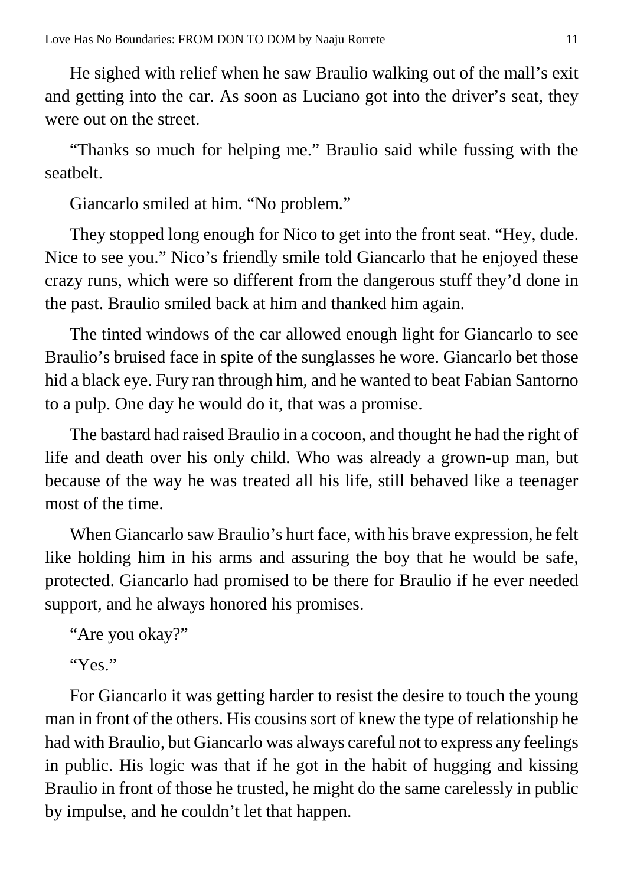He sighed with relief when he saw Braulio walking out of the mall's exit and getting into the car. As soon as Luciano got into the driver's seat, they were out on the street.

"Thanks so much for helping me." Braulio said while fussing with the seatbelt.

Giancarlo smiled at him. "No problem."

They stopped long enough for Nico to get into the front seat. "Hey, dude. Nice to see you." Nico's friendly smile told Giancarlo that he enjoyed these crazy runs, which were so different from the dangerous stuff they'd done in the past. Braulio smiled back at him and thanked him again.

The tinted windows of the car allowed enough light for Giancarlo to see Braulio's bruised face in spite of the sunglasses he wore. Giancarlo bet those hid a black eye. Fury ran through him, and he wanted to beat Fabian Santorno to a pulp. One day he would do it, that was a promise.

The bastard had raised Braulio in a cocoon, and thought he had the right of life and death over his only child. Who was already a grown-up man, but because of the way he was treated all his life, still behaved like a teenager most of the time.

When Giancarlo saw Braulio's hurt face, with his brave expression, he felt like holding him in his arms and assuring the boy that he would be safe, protected. Giancarlo had promised to be there for Braulio if he ever needed support, and he always honored his promises.

"Are you okay?"

"Yes."

For Giancarlo it was getting harder to resist the desire to touch the young man in front of the others. His cousins sort of knew the type of relationship he had with Braulio, but Giancarlo was always careful not to express any feelings in public. His logic was that if he got in the habit of hugging and kissing Braulio in front of those he trusted, he might do the same carelessly in public by impulse, and he couldn't let that happen.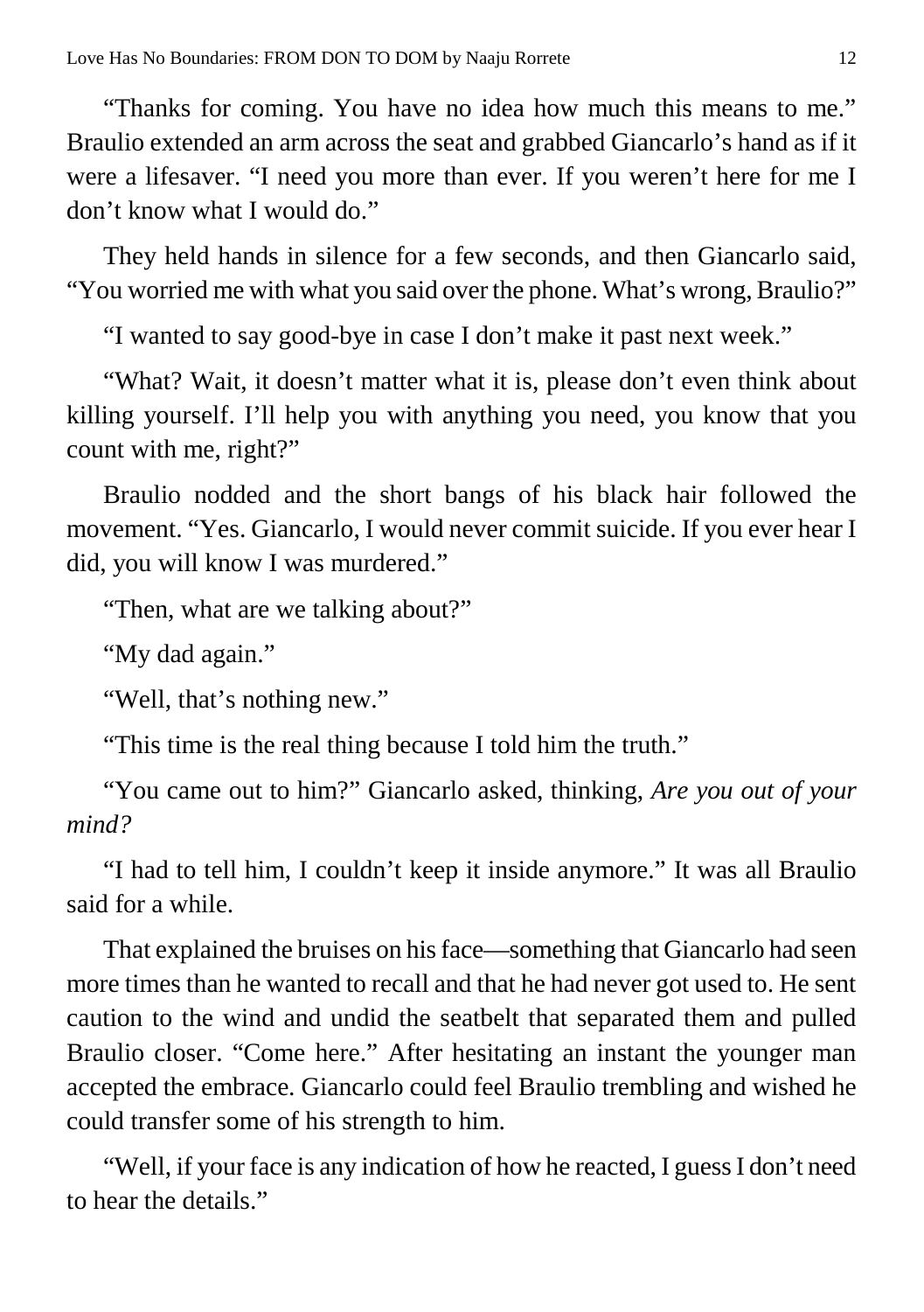"Thanks for coming. You have no idea how much this means to me." Braulio extended an arm across the seat and grabbed Giancarlo's hand as if it were a lifesaver. "I need you more than ever. If you weren't here for me I don't know what I would do."

They held hands in silence for a few seconds, and then Giancarlo said, "You worried me with what you said over the phone. What's wrong, Braulio?"

"I wanted to say good-bye in case I don't make it past next week."

"What? Wait, it doesn't matter what it is, please don't even think about killing yourself. I'll help you with anything you need, you know that you count with me, right?"

Braulio nodded and the short bangs of his black hair followed the movement. "Yes. Giancarlo, I would never commit suicide. If you ever hear I did, you will know I was murdered."

"Then, what are we talking about?"

"My dad again."

"Well, that's nothing new."

"This time is the real thing because I told him the truth."

"You came out to him?" Giancarlo asked, thinking, *Are you out of your mind?*

"I had to tell him, I couldn't keep it inside anymore." It was all Braulio said for a while.

That explained the bruises on his face—something that Giancarlo had seen more times than he wanted to recall and that he had never got used to. He sent caution to the wind and undid the seatbelt that separated them and pulled Braulio closer. "Come here." After hesitating an instant the younger man accepted the embrace. Giancarlo could feel Braulio trembling and wished he could transfer some of his strength to him.

"Well, if your face is any indication of how he reacted, I guess I don't need to hear the details."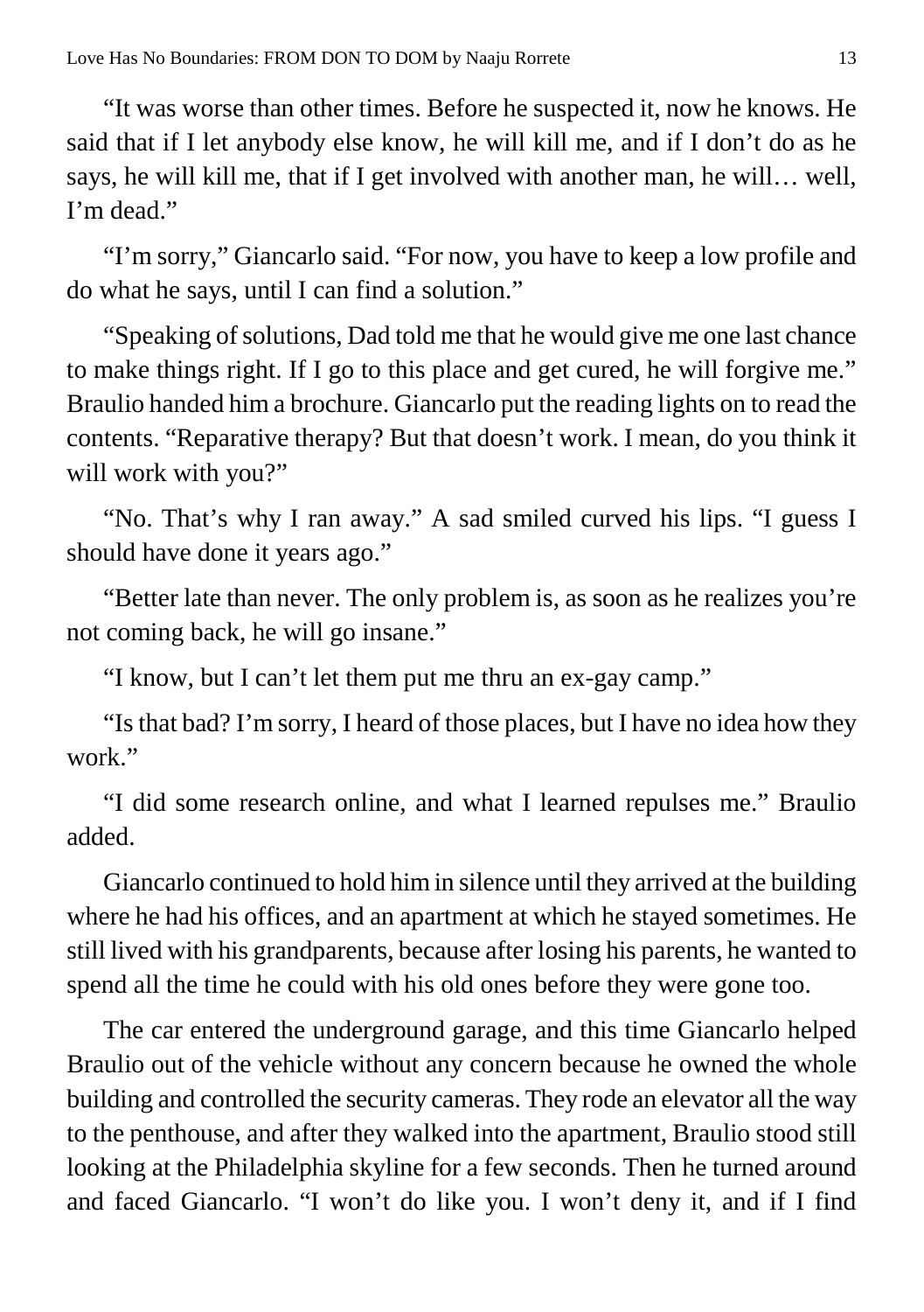"It was worse than other times. Before he suspected it, now he knows. He said that if I let anybody else know, he will kill me, and if I don't do as he says, he will kill me, that if I get involved with another man, he will… well, I'm dead."

"I'm sorry," Giancarlo said. "For now, you have to keep a low profile and do what he says, until I can find a solution."

"Speaking of solutions, Dad told me that he would give me one last chance to make things right. If I go to this place and get cured, he will forgive me." Braulio handed him a brochure. Giancarlo put the reading lights on to read the contents. "Reparative therapy? But that doesn't work. I mean, do you think it will work with you?"

"No. That's why I ran away." A sad smiled curved his lips. "I guess I should have done it years ago."

"Better late than never. The only problem is, as soon as he realizes you're not coming back, he will go insane."

"I know, but I can't let them put me thru an ex-gay camp."

"Is that bad? I'm sorry, I heard of those places, but I have no idea how they work."

"I did some research online, and what I learned repulses me." Braulio added.

Giancarlo continued to hold him in silence until they arrived at the building where he had his offices, and an apartment at which he stayed sometimes. He still lived with his grandparents, because after losing his parents, he wanted to spend all the time he could with his old ones before they were gone too.

The car entered the underground garage, and this time Giancarlo helped Braulio out of the vehicle without any concern because he owned the whole building and controlled the security cameras. They rode an elevator all the way to the penthouse, and after they walked into the apartment, Braulio stood still looking at the Philadelphia skyline for a few seconds. Then he turned around and faced Giancarlo. "I won't do like you. I won't deny it, and if I find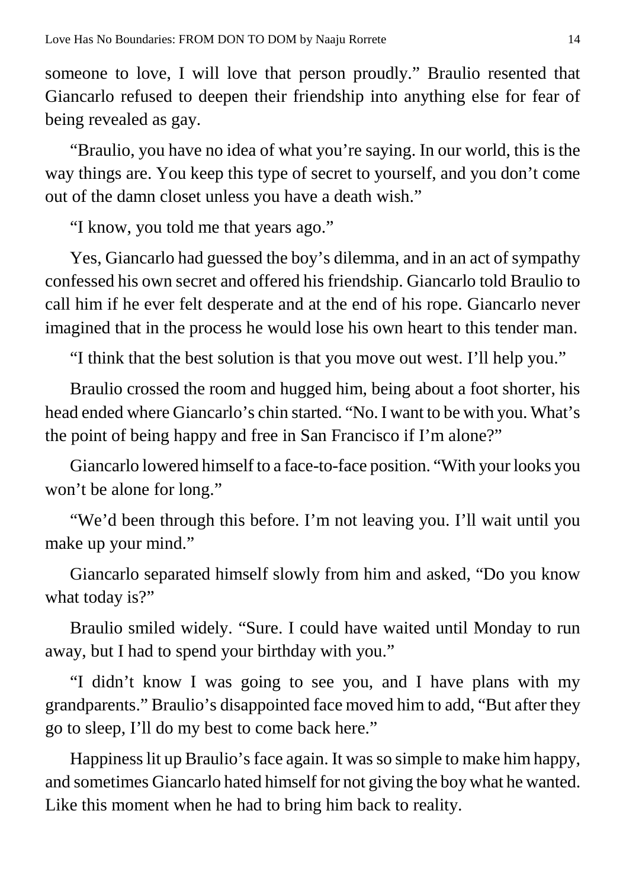someone to love, I will love that person proudly." Braulio resented that Giancarlo refused to deepen their friendship into anything else for fear of being revealed as gay.

"Braulio, you have no idea of what you're saying. In our world, this is the way things are. You keep this type of secret to yourself, and you don't come out of the damn closet unless you have a death wish."

"I know, you told me that years ago."

Yes, Giancarlo had guessed the boy's dilemma, and in an act of sympathy confessed his own secret and offered his friendship. Giancarlo told Braulio to call him if he ever felt desperate and at the end of his rope. Giancarlo never imagined that in the process he would lose his own heart to this tender man.

"I think that the best solution is that you move out west. I'll help you."

Braulio crossed the room and hugged him, being about a foot shorter, his head ended where Giancarlo's chin started. "No. I want to be with you. What's the point of being happy and free in San Francisco if I'm alone?"

Giancarlo lowered himself to a face-to-face position. "With your looks you won't be alone for long."

"We'd been through this before. I'm not leaving you. I'll wait until you make up your mind."

Giancarlo separated himself slowly from him and asked, "Do you know what today is?"

Braulio smiled widely. "Sure. I could have waited until Monday to run away, but I had to spend your birthday with you."

"I didn't know I was going to see you, and I have plans with my grandparents." Braulio's disappointed face moved him to add, "But after they go to sleep, I'll do my best to come back here."

Happiness lit up Braulio's face again. It was so simple to make him happy, and sometimes Giancarlo hated himself for not giving the boy what he wanted. Like this moment when he had to bring him back to reality.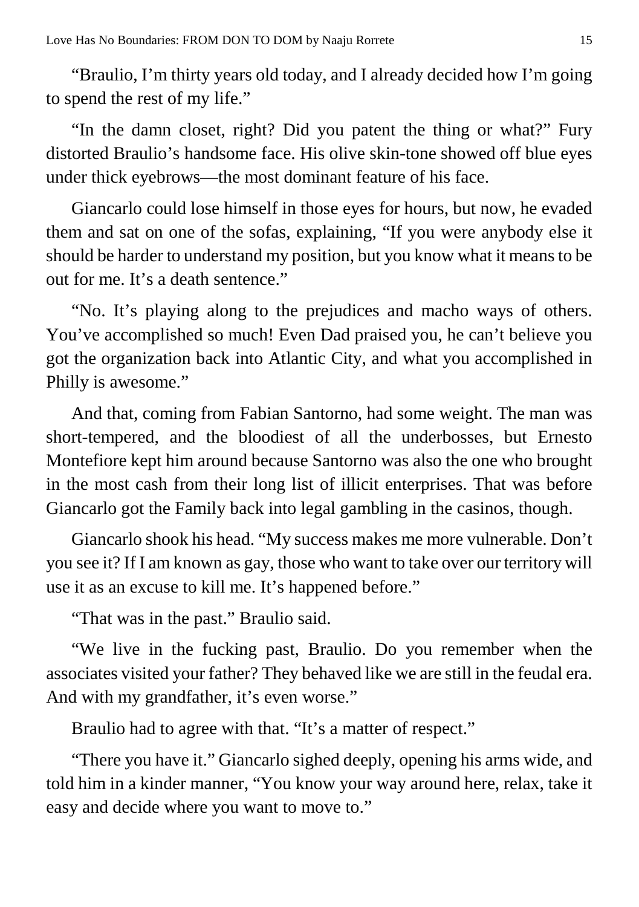"Braulio, I'm thirty years old today, and I already decided how I'm going to spend the rest of my life."

"In the damn closet, right? Did you patent the thing or what?" Fury distorted Braulio's handsome face. His olive skin-tone showed off blue eyes under thick eyebrows—the most dominant feature of his face.

Giancarlo could lose himself in those eyes for hours, but now, he evaded them and sat on one of the sofas, explaining, "If you were anybody else it should be harder to understand my position, but you know what it means to be out for me. It's a death sentence."

"No. It's playing along to the prejudices and macho ways of others. You've accomplished so much! Even Dad praised you, he can't believe you got the organization back into Atlantic City, and what you accomplished in Philly is awesome."

And that, coming from Fabian Santorno, had some weight. The man was short-tempered, and the bloodiest of all the underbosses, but Ernesto Montefiore kept him around because Santorno was also the one who brought in the most cash from their long list of illicit enterprises. That was before Giancarlo got the Family back into legal gambling in the casinos, though.

Giancarlo shook his head. "My success makes me more vulnerable. Don't you see it? If I am known as gay, those who want to take over our territory will use it as an excuse to kill me. It's happened before."

"That was in the past." Braulio said.

"We live in the fucking past, Braulio. Do you remember when the associates visited your father? They behaved like we are still in the feudal era. And with my grandfather, it's even worse."

Braulio had to agree with that. "It's a matter of respect."

"There you have it." Giancarlo sighed deeply, opening his arms wide, and told him in a kinder manner, "You know your way around here, relax, take it easy and decide where you want to move to."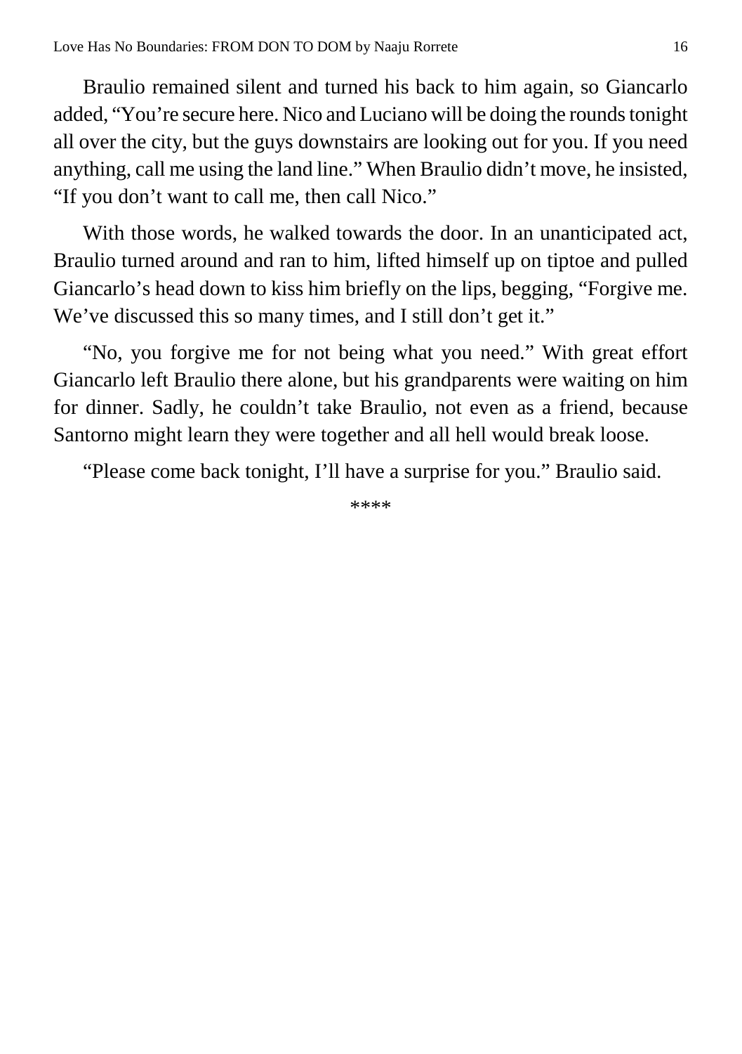Braulio remained silent and turned his back to him again, so Giancarlo added, “You’re secure here. Nico and Luciano will be doing the rounds tonight all over the city, but the guys downstairs are looking out for you. If you need anything, call me using the land line.” When Braulio didn’t move, he insisted, “If you don’t want to call me, then call Nico.”

With those words, he walked towards the door. In an unanticipated act, Braulio turned around and ran to him, lifted himself up on tiptoe and pulled Giancarlo’s head down to kiss him briefly on the lips, begging, “Forgive me. We’ve discussed this so many times, and I still don’t get it.”

“No, you forgive me for not being what you need.” With great effort Giancarlo left Braulio there alone, but his grandparents were waiting on him for dinner. Sadly, he couldn’t take Braulio, not even as a friend, because Santorno might learn they were together and all hell would break loose.

“Please come back tonight, I’ll have a surprise for you.” Braulio said.

****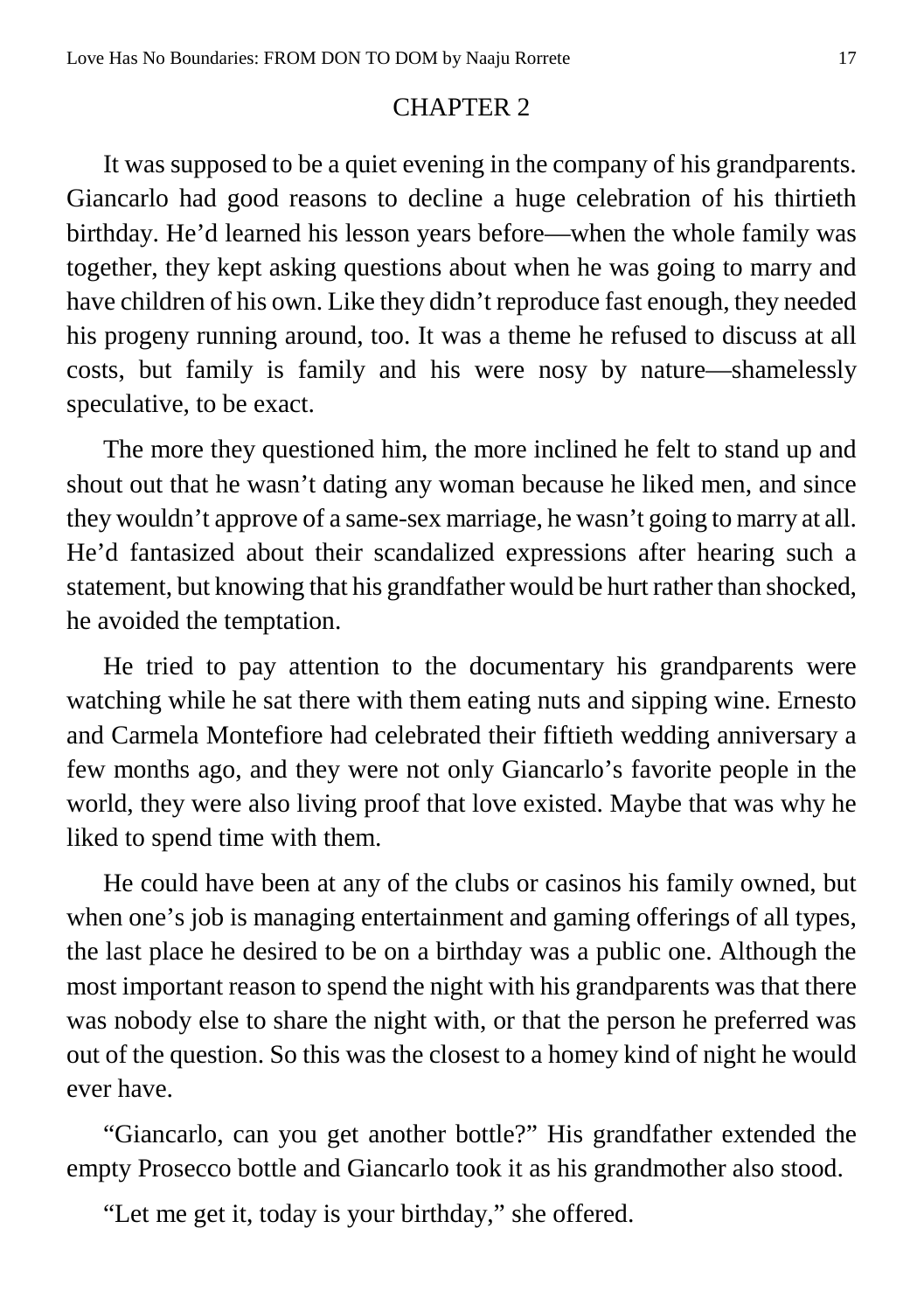## CHAPTER 2

It was supposed to be a quiet evening in the company of his grandparents. Giancarlo had good reasons to decline a huge celebration of his thirtieth birthday. He'd learned his lesson years before—when the whole family was together, they kept asking questions about when he was going to marry and have children of his own. Like they didn't reproduce fast enough, they needed his progeny running around, too. It was a theme he refused to discuss at all costs, but family is family and his were nosy by nature—shamelessly speculative, to be exact.

The more they questioned him, the more inclined he felt to stand up and shout out that he wasn't dating any woman because he liked men, and since they wouldn't approve of a same-sex marriage, he wasn't going to marry at all. He'd fantasized about their scandalized expressions after hearing such a statement, but knowing that his grandfather would be hurt rather than shocked, he avoided the temptation.

He tried to pay attention to the documentary his grandparents were watching while he sat there with them eating nuts and sipping wine. Ernesto and Carmela Montefiore had celebrated their fiftieth wedding anniversary a few months ago, and they were not only Giancarlo's favorite people in the world, they were also living proof that love existed. Maybe that was why he liked to spend time with them.

He could have been at any of the clubs or casinos his family owned, but when one's job is managing entertainment and gaming offerings of all types, the last place he desired to be on a birthday was a public one. Although the most important reason to spend the night with his grandparents was that there was nobody else to share the night with, or that the person he preferred was out of the question. So this was the closest to a homey kind of night he would ever have.

"Giancarlo, can you get another bottle?" His grandfather extended the empty Prosecco bottle and Giancarlo took it as his grandmother also stood.

"Let me get it, today is your birthday," she offered.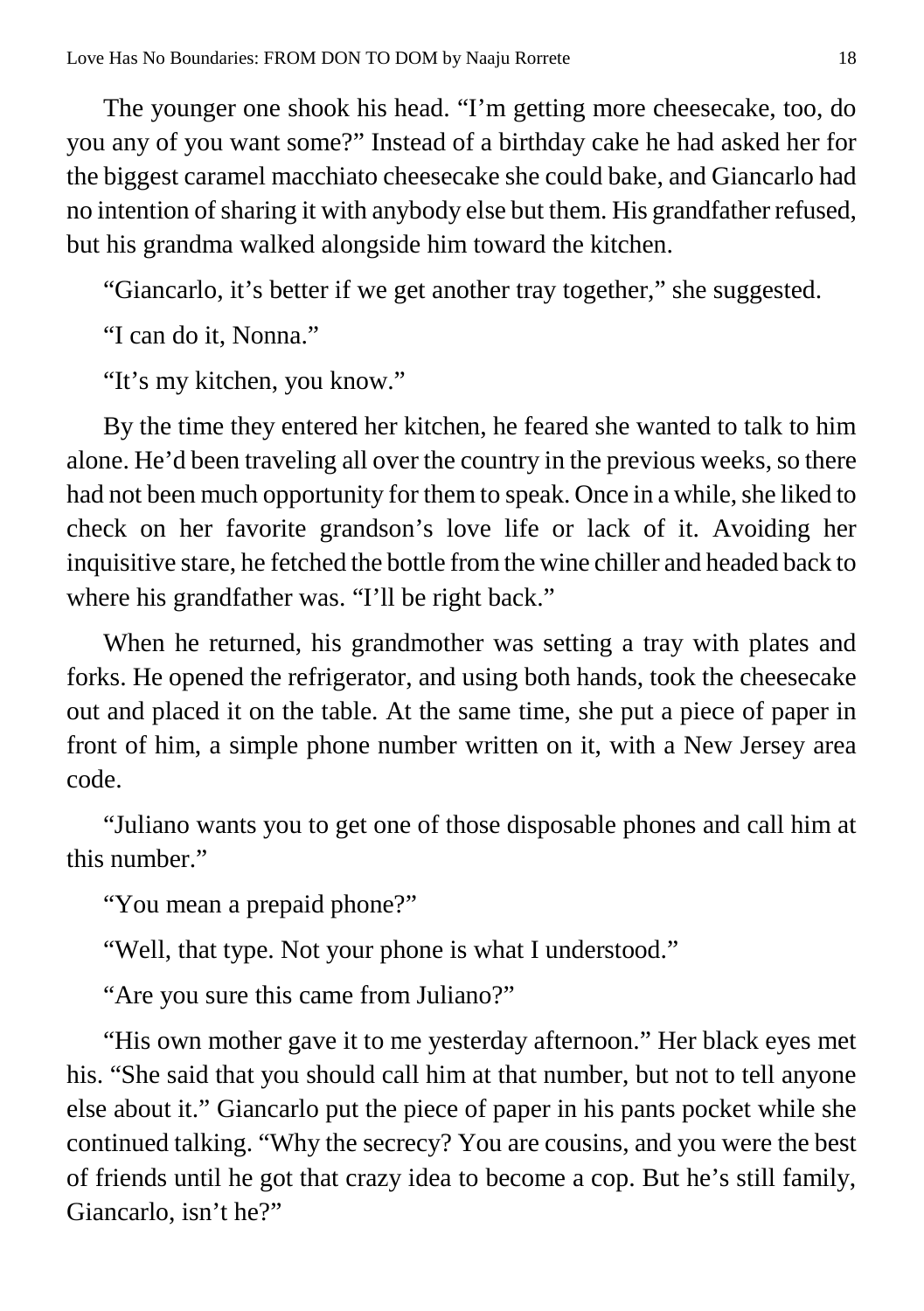The younger one shook his head. "I'm getting more cheesecake, too, do you any of you want some?" Instead of a birthday cake he had asked her for the biggest caramel macchiato cheesecake she could bake, and Giancarlo had no intention of sharing it with anybody else but them. His grandfather refused, but his grandma walked alongside him toward the kitchen.

"Giancarlo, it's better if we get another tray together," she suggested.

"I can do it, Nonna."

"It's my kitchen, you know."

By the time they entered her kitchen, he feared she wanted to talk to him alone. He'd been traveling all over the country in the previous weeks, so there had not been much opportunity for them to speak. Once in a while, she liked to check on her favorite grandson's love life or lack of it. Avoiding her inquisitive stare, he fetched the bottle from the wine chiller and headed back to where his grandfather was. "I'll be right back."

When he returned, his grandmother was setting a tray with plates and forks. He opened the refrigerator, and using both hands, took the cheesecake out and placed it on the table. At the same time, she put a piece of paper in front of him, a simple phone number written on it, with a New Jersey area code.

"Juliano wants you to get one of those disposable phones and call him at this number."

"You mean a prepaid phone?"

"Well, that type. Not your phone is what I understood."

"Are you sure this came from Juliano?"

"His own mother gave it to me yesterday afternoon." Her black eyes met his. "She said that you should call him at that number, but not to tell anyone else about it." Giancarlo put the piece of paper in his pants pocket while she continued talking. "Why the secrecy? You are cousins, and you were the best of friends until he got that crazy idea to become a cop. But he's still family, Giancarlo, isn't he?"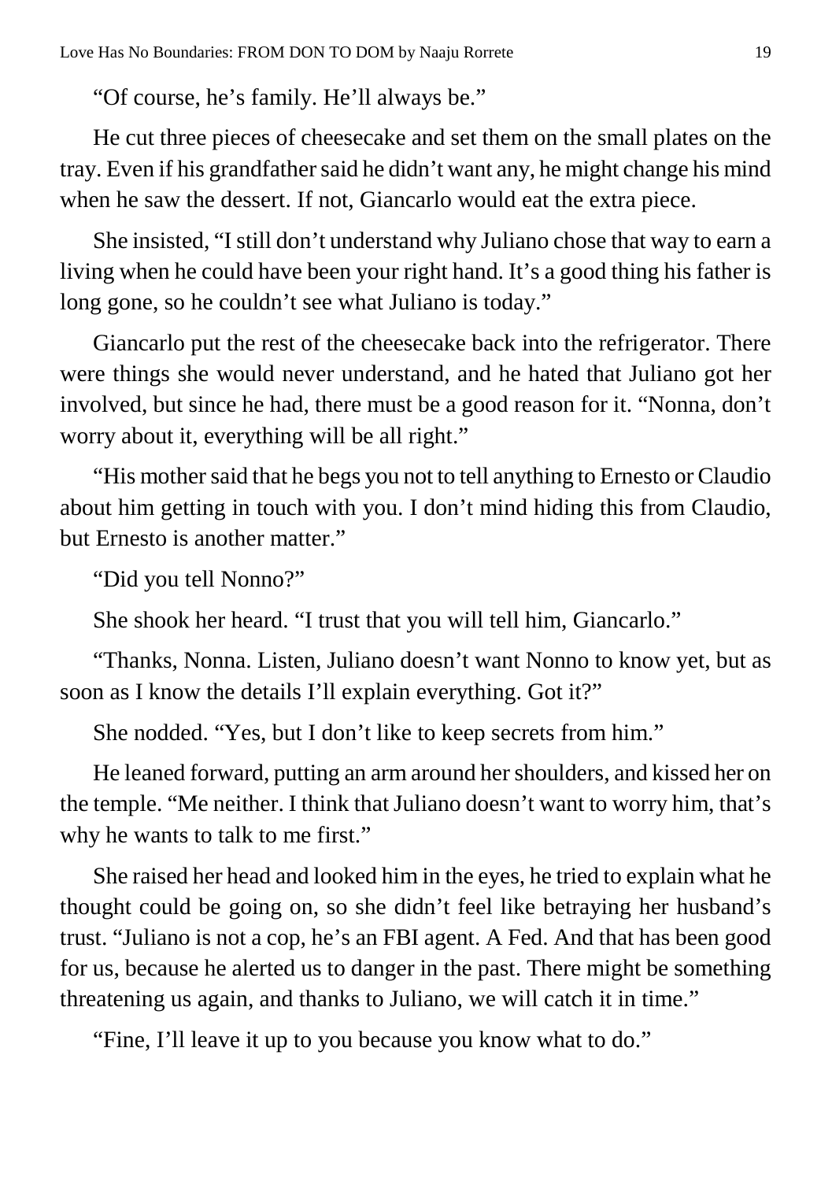"Of course, he's family. He'll always be."

He cut three pieces of cheesecake and set them on the small plates on the tray. Even if his grandfather said he didn't want any, he might change his mind when he saw the dessert. If not, Giancarlo would eat the extra piece.

She insisted, "I still don't understand why Juliano chose that way to earn a living when he could have been your right hand. It's a good thing his father is long gone, so he couldn't see what Juliano is today."

Giancarlo put the rest of the cheesecake back into the refrigerator. There were things she would never understand, and he hated that Juliano got her involved, but since he had, there must be a good reason for it. "Nonna, don't worry about it, everything will be all right."

"His mother said that he begs you not to tell anything to Ernesto or Claudio about him getting in touch with you. I don't mind hiding this from Claudio, but Ernesto is another matter."

"Did you tell Nonno?"

She shook her heard. "I trust that you will tell him, Giancarlo."

"Thanks, Nonna. Listen, Juliano doesn't want Nonno to know yet, but as soon as I know the details I'll explain everything. Got it?"

She nodded. "Yes, but I don't like to keep secrets from him."

He leaned forward, putting an arm around her shoulders, and kissed her on the temple. "Me neither. I think that Juliano doesn't want to worry him, that's why he wants to talk to me first."

She raised her head and looked him in the eyes, he tried to explain what he thought could be going on, so she didn't feel like betraying her husband's trust. "Juliano is not a cop, he's an FBI agent. A Fed. And that has been good for us, because he alerted us to danger in the past. There might be something threatening us again, and thanks to Juliano, we will catch it in time."

"Fine, I'll leave it up to you because you know what to do."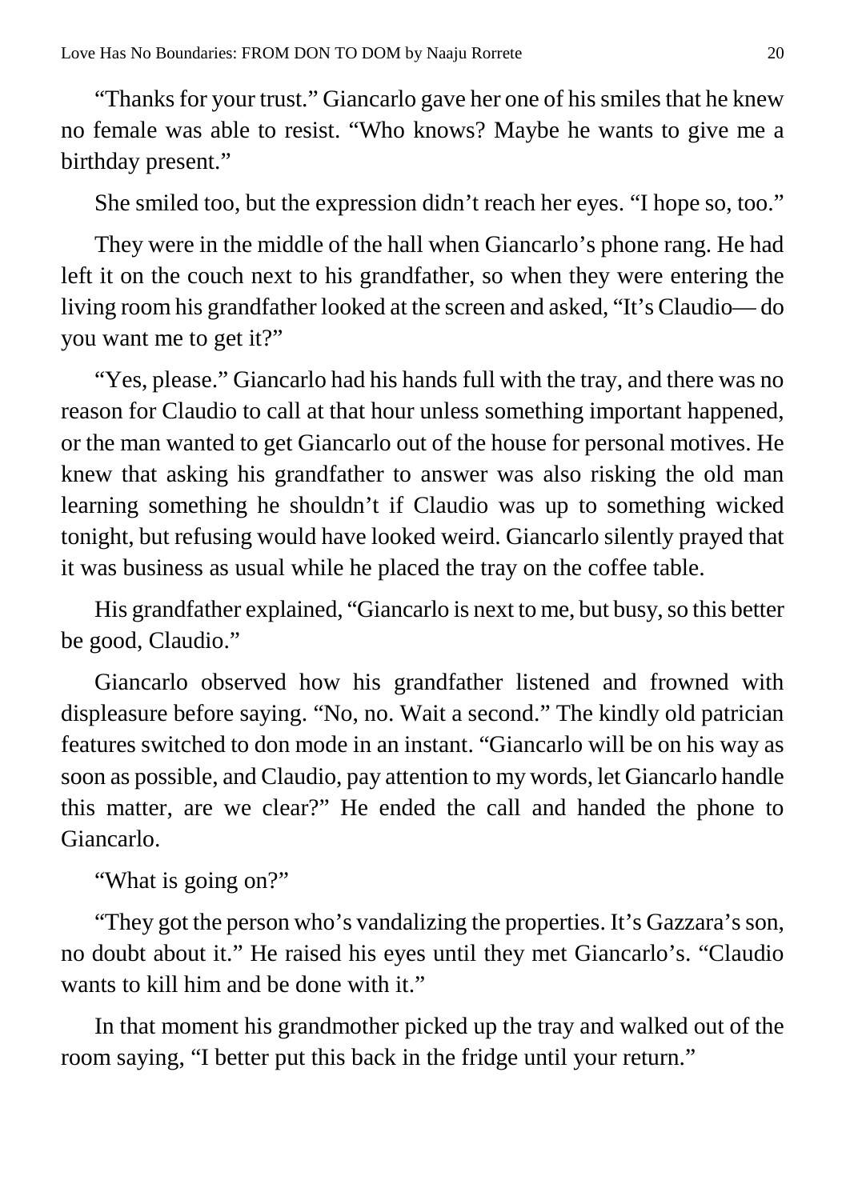"Thanks for your trust." Giancarlo gave her one of his smiles that he knew no female was able to resist. "Who knows? Maybe he wants to give me a birthday present."

She smiled too, but the expression didn't reach her eyes. "I hope so, too."

They were in the middle of the hall when Giancarlo's phone rang. He had left it on the couch next to his grandfather, so when they were entering the living room his grandfather looked at the screen and asked, "It's Claudio— do you want me to get it?"

"Yes, please." Giancarlo had his hands full with the tray, and there was no reason for Claudio to call at that hour unless something important happened, or the man wanted to get Giancarlo out of the house for personal motives. He knew that asking his grandfather to answer was also risking the old man learning something he shouldn't if Claudio was up to something wicked tonight, but refusing would have looked weird. Giancarlo silently prayed that it was business as usual while he placed the tray on the coffee table.

His grandfather explained, "Giancarlo is next to me, but busy, so this better be good, Claudio."

Giancarlo observed how his grandfather listened and frowned with displeasure before saying. "No, no. Wait a second." The kindly old patrician features switched to don mode in an instant. "Giancarlo will be on his way as soon as possible, and Claudio, pay attention to my words, let Giancarlo handle this matter, are we clear?" He ended the call and handed the phone to Giancarlo.

"What is going on?"

"They got the person who's vandalizing the properties. It's Gazzara's son, no doubt about it." He raised his eyes until they met Giancarlo's. "Claudio wants to kill him and be done with it."

In that moment his grandmother picked up the tray and walked out of the room saying, "I better put this back in the fridge until your return."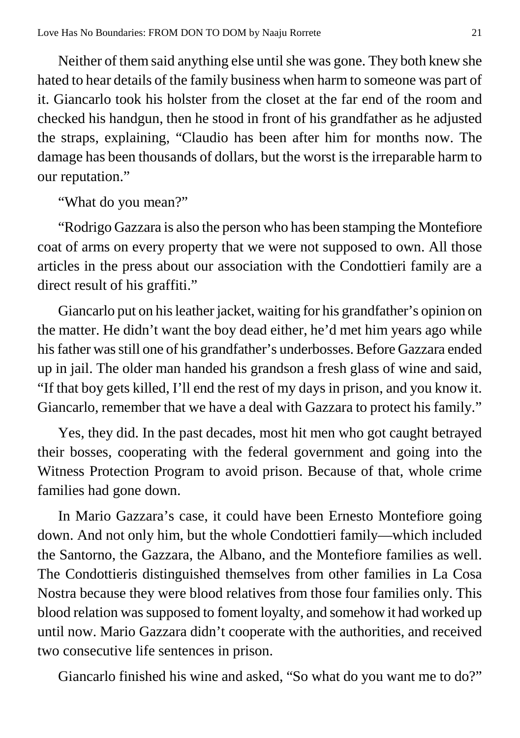Neither of them said anything else until she was gone. They both knew she hated to hear details of the family business when harm to someone was part of it. Giancarlo took his holster from the closet at the far end of the room and checked his handgun, then he stood in front of his grandfather as he adjusted the straps, explaining, "Claudio has been after him for months now. The damage has been thousands of dollars, but the worst is the irreparable harm to our reputation."

"What do you mean?"

"Rodrigo Gazzara is also the person who has been stamping the Montefiore coat of arms on every property that we were not supposed to own. All those articles in the press about our association with the Condottieri family are a direct result of his graffiti."

Giancarlo put on his leather jacket, waiting for his grandfather's opinion on the matter. He didn't want the boy dead either, he'd met him years ago while his father was still one of his grandfather's underbosses. Before Gazzara ended up in jail. The older man handed his grandson a fresh glass of wine and said, "If that boy gets killed, I'll end the rest of my days in prison, and you know it. Giancarlo, remember that we have a deal with Gazzara to protect his family."

Yes, they did. In the past decades, most hit men who got caught betrayed their bosses, cooperating with the federal government and going into the Witness Protection Program to avoid prison. Because of that, whole crime families had gone down.

In Mario Gazzara's case, it could have been Ernesto Montefiore going down. And not only him, but the whole Condottieri family—which included the Santorno, the Gazzara, the Albano, and the Montefiore families as well. The Condottieris distinguished themselves from other families in La Cosa Nostra because they were blood relatives from those four families only. This blood relation was supposed to foment loyalty, and somehow it had worked up until now. Mario Gazzara didn't cooperate with the authorities, and received two consecutive life sentences in prison.

Giancarlo finished his wine and asked, "So what do you want me to do?"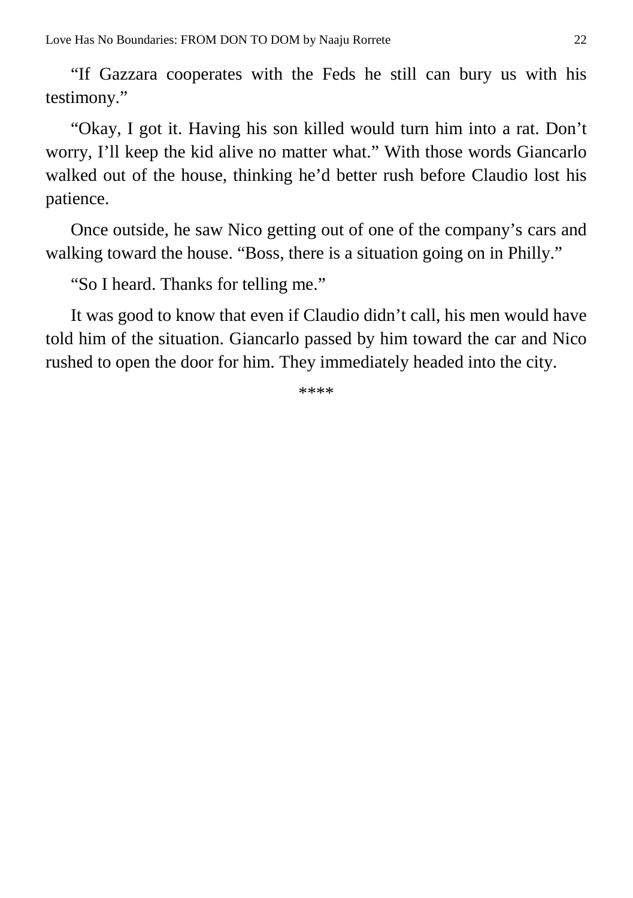“If Gazzara cooperates with the Feds he still can bury us with his testimony.”

“Okay, I got it. Having his son killed would turn him into a rat. Don’t worry, I’ll keep the kid alive no matter what.” With those words Giancarlo walked out of the house, thinking he’d better rush before Claudio lost his patience.

Once outside, he saw Nico getting out of one of the company’s cars and walking toward the house. “Boss, there is a situation going on in Philly.”

“So I heard. Thanks for telling me.”

It was good to know that even if Claudio didn’t call, his men would have told him of the situation. Giancarlo passed by him toward the car and Nico rushed to open the door for him. They immediately headed into the city.

****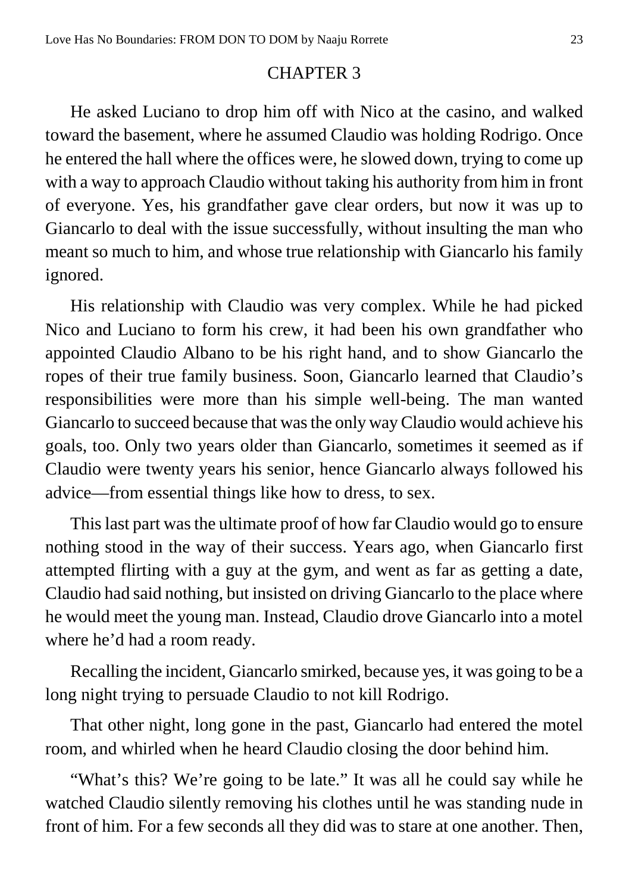# CHAPTER 3

He asked Luciano to drop him off with Nico at the casino, and walked toward the basement, where he assumed Claudio was holding Rodrigo. Once he entered the hall where the offices were, he slowed down, trying to come up with a way to approach Claudio without taking his authority from him in front of everyone. Yes, his grandfather gave clear orders, but now it was up to Giancarlo to deal with the issue successfully, without insulting the man who meant so much to him, and whose true relationship with Giancarlo his family ignored.

His relationship with Claudio was very complex. While he had picked Nico and Luciano to form his crew, it had been his own grandfather who appointed Claudio Albano to be his right hand, and to show Giancarlo the ropes of their true family business. Soon, Giancarlo learned that Claudio's responsibilities were more than his simple well-being. The man wanted Giancarlo to succeed because that was the only way Claudio would achieve his goals, too. Only two years older than Giancarlo, sometimes it seemed as if Claudio were twenty years his senior, hence Giancarlo always followed his advice—from essential things like how to dress, to sex.

This last part was the ultimate proof of how far Claudio would go to ensure nothing stood in the way of their success. Years ago, when Giancarlo first attempted flirting with a guy at the gym, and went as far as getting a date, Claudio had said nothing, but insisted on driving Giancarlo to the place where he would meet the young man. Instead, Claudio drove Giancarlo into a motel where he'd had a room ready.

Recalling the incident, Giancarlo smirked, because yes, it was going to be a long night trying to persuade Claudio to not kill Rodrigo.

That other night, long gone in the past, Giancarlo had entered the motel room, and whirled when he heard Claudio closing the door behind him.

"What's this? We're going to be late." It was all he could say while he watched Claudio silently removing his clothes until he was standing nude in front of him. For a few seconds all they did was to stare at one another. Then,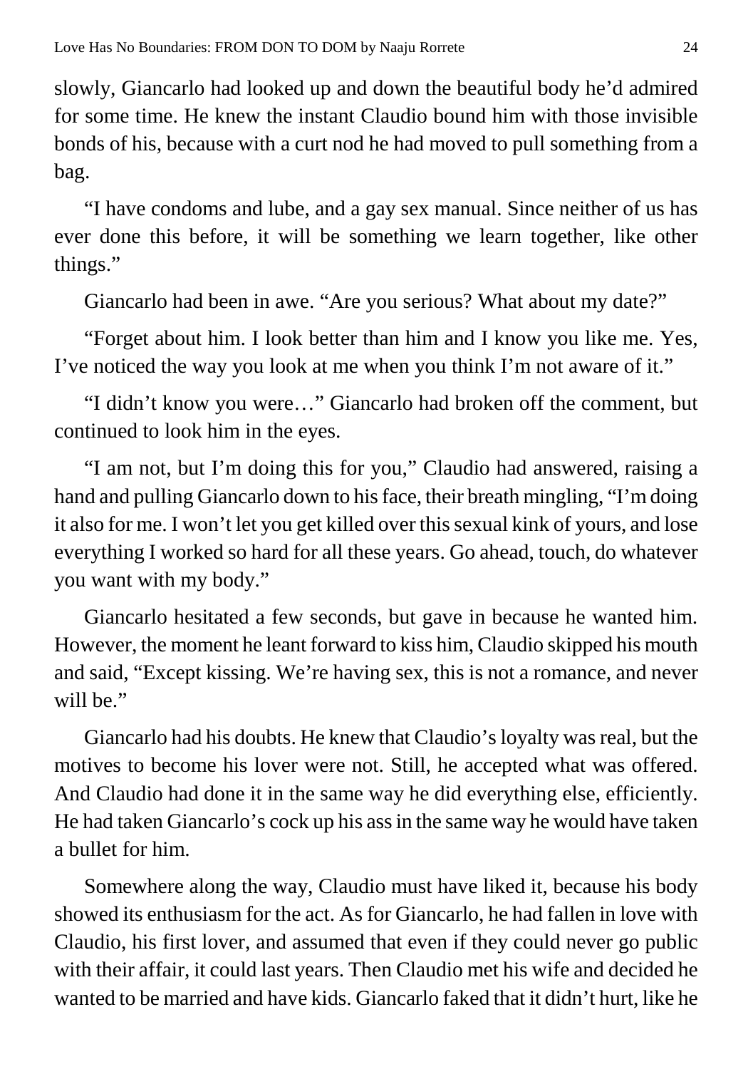slowly, Giancarlo had looked up and down the beautiful body he'd admired for some time. He knew the instant Claudio bound him with those invisible bonds of his, because with a curt nod he had moved to pull something from a bag.

"I have condoms and lube, and a gay sex manual. Since neither of us has ever done this before, it will be something we learn together, like other things."

Giancarlo had been in awe. "Are you serious? What about my date?"

"Forget about him. I look better than him and I know you like me. Yes, I've noticed the way you look at me when you think I'm not aware of it."

"I didn't know you were…" Giancarlo had broken off the comment, but continued to look him in the eyes.

"I am not, but I'm doing this for you," Claudio had answered, raising a hand and pulling Giancarlo down to his face, their breath mingling, "I'm doing it also for me. I won't let you get killed over this sexual kink of yours, and lose everything I worked so hard for all these years. Go ahead, touch, do whatever you want with my body."

Giancarlo hesitated a few seconds, but gave in because he wanted him. However, the moment he leant forward to kiss him, Claudio skipped his mouth and said, "Except kissing. We're having sex, this is not a romance, and never will be."

Giancarlo had his doubts. He knew that Claudio's loyalty was real, but the motives to become his lover were not. Still, he accepted what was offered. And Claudio had done it in the same way he did everything else, efficiently. He had taken Giancarlo's cock up his ass in the same way he would have taken a bullet for him.

Somewhere along the way, Claudio must have liked it, because his body showed its enthusiasm for the act. As for Giancarlo, he had fallen in love with Claudio, his first lover, and assumed that even if they could never go public with their affair, it could last years. Then Claudio met his wife and decided he wanted to be married and have kids. Giancarlo faked that it didn't hurt, like he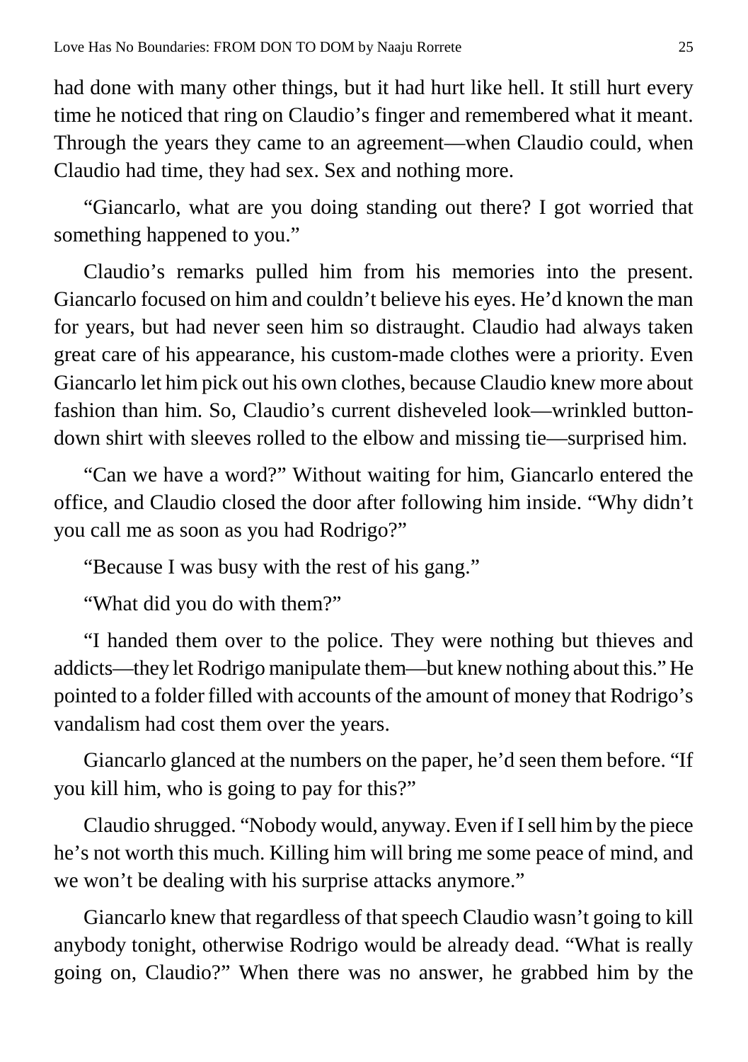had done with many other things, but it had hurt like hell. It still hurt every time he noticed that ring on Claudio's finger and remembered what it meant. Through the years they came to an agreement—when Claudio could, when Claudio had time, they had sex. Sex and nothing more.

"Giancarlo, what are you doing standing out there? I got worried that something happened to you."

Claudio's remarks pulled him from his memories into the present. Giancarlo focused on him and couldn't believe his eyes. He'd known the man for years, but had never seen him so distraught. Claudio had always taken great care of his appearance, his custom-made clothes were a priority. Even Giancarlo let him pick out his own clothes, because Claudio knew more about fashion than him. So, Claudio's current disheveled look—wrinkled button-down shirt with sleeves rolled to the elbow and missing tie—surprised him.

"Can we have a word?" Without waiting for him, Giancarlo entered the office, and Claudio closed the door after following him inside. "Why didn't you call me as soon as you had Rodrigo?"

"Because I was busy with the rest of his gang."

"What did you do with them?"

"I handed them over to the police. They were nothing but thieves and addicts—they let Rodrigo manipulate them—but knew nothing about this." He pointed to a folder filled with accounts of the amount of money that Rodrigo's vandalism had cost them over the years.

Giancarlo glanced at the numbers on the paper, he'd seen them before. "If you kill him, who is going to pay for this?"

Claudio shrugged. "Nobody would, anyway. Even if I sell him by the piece he's not worth this much. Killing him will bring me some peace of mind, and we won't be dealing with his surprise attacks anymore."

Giancarlo knew that regardless of that speech Claudio wasn't going to kill anybody tonight, otherwise Rodrigo would be already dead. "What is really going on, Claudio?" When there was no answer, he grabbed him by the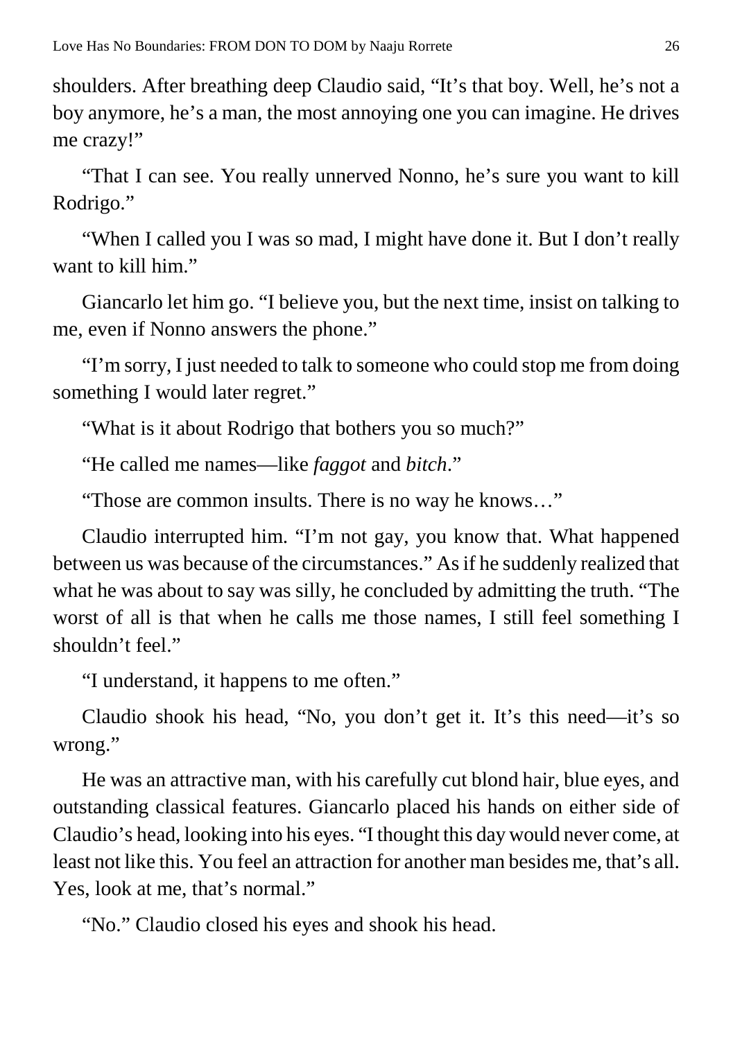shoulders. After breathing deep Claudio said, "It's that boy. Well, he's not a boy anymore, he's a man, the most annoying one you can imagine. He drives me crazy!"

"That I can see. You really unnerved Nonno, he's sure you want to kill Rodrigo."

"When I called you I was so mad, I might have done it. But I don't really want to kill him."

Giancarlo let him go. "I believe you, but the next time, insist on talking to me, even if Nonno answers the phone."

"I'm sorry, I just needed to talk to someone who could stop me from doing something I would later regret."

"What is it about Rodrigo that bothers you so much?"

"He called me names—like *faggot* and *bitch*."

"Those are common insults. There is no way he knows…"

Claudio interrupted him. "I'm not gay, you know that. What happened between us was because of the circumstances." As if he suddenly realized that what he was about to say was silly, he concluded by admitting the truth. "The worst of all is that when he calls me those names, I still feel something I shouldn't feel."

"I understand, it happens to me often."

Claudio shook his head, "No, you don't get it. It's this need—it's so wrong."

He was an attractive man, with his carefully cut blond hair, blue eyes, and outstanding classical features. Giancarlo placed his hands on either side of Claudio's head, looking into his eyes. "I thought this day would never come, at least not like this. You feel an attraction for another man besides me, that's all. Yes, look at me, that's normal."

"No." Claudio closed his eyes and shook his head.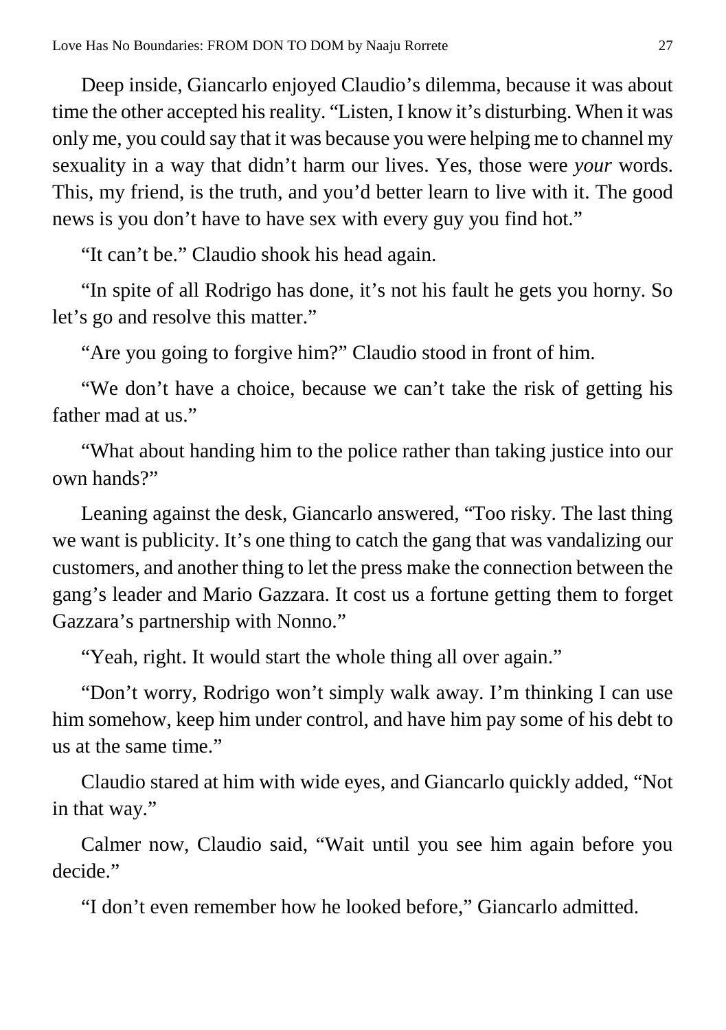Deep inside, Giancarlo enjoyed Claudio's dilemma, because it was about time the other accepted his reality. "Listen, I know it's disturbing. When it was only me, you could say that it was because you were helping me to channel my sexuality in a way that didn't harm our lives. Yes, those were *your* words. This, my friend, is the truth, and you'd better learn to live with it. The good news is you don't have to have sex with every guy you find hot."

"It can't be." Claudio shook his head again.

"In spite of all Rodrigo has done, it's not his fault he gets you horny. So let's go and resolve this matter."

"Are you going to forgive him?" Claudio stood in front of him.

"We don't have a choice, because we can't take the risk of getting his father mad at us."

"What about handing him to the police rather than taking justice into our own hands?"

Leaning against the desk, Giancarlo answered, "Too risky. The last thing we want is publicity. It's one thing to catch the gang that was vandalizing our customers, and another thing to let the press make the connection between the gang's leader and Mario Gazzara. It cost us a fortune getting them to forget Gazzara's partnership with Nonno."

"Yeah, right. It would start the whole thing all over again."

"Don't worry, Rodrigo won't simply walk away. I'm thinking I can use him somehow, keep him under control, and have him pay some of his debt to us at the same time."

Claudio stared at him with wide eyes, and Giancarlo quickly added, "Not in that way."

Calmer now, Claudio said, "Wait until you see him again before you decide."

"I don't even remember how he looked before," Giancarlo admitted.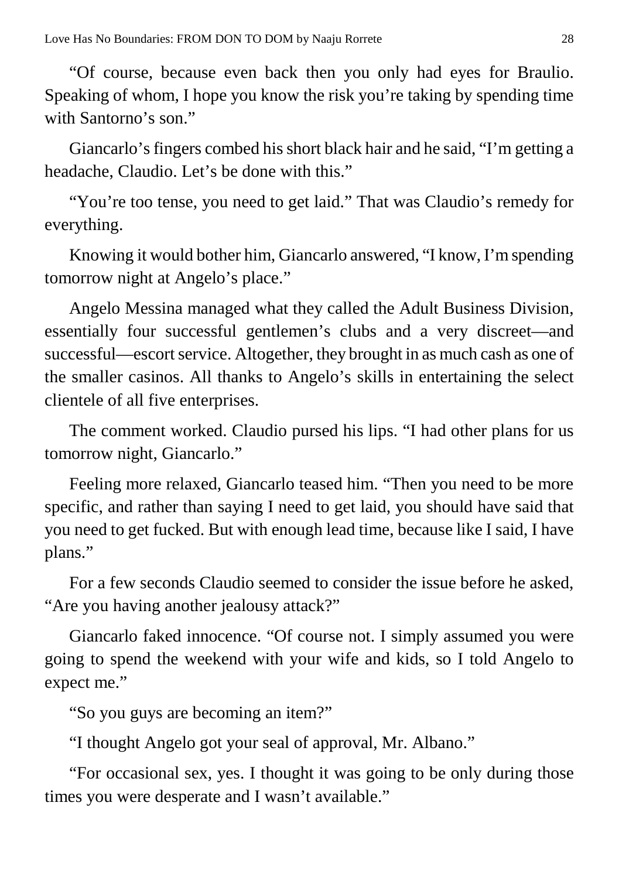"Of course, because even back then you only had eyes for Braulio. Speaking of whom, I hope you know the risk you're taking by spending time with Santorno's son."

Giancarlo's fingers combed his short black hair and he said, "I'm getting a headache, Claudio. Let's be done with this."

"You're too tense, you need to get laid." That was Claudio's remedy for everything.

Knowing it would bother him, Giancarlo answered, "I know, I'm spending tomorrow night at Angelo's place."

Angelo Messina managed what they called the Adult Business Division, essentially four successful gentlemen's clubs and a very discreet—and successful—escort service. Altogether, they brought in as much cash as one of the smaller casinos. All thanks to Angelo's skills in entertaining the select clientele of all five enterprises.

The comment worked. Claudio pursed his lips. "I had other plans for us tomorrow night, Giancarlo."

Feeling more relaxed, Giancarlo teased him. "Then you need to be more specific, and rather than saying I need to get laid, you should have said that you need to get fucked. But with enough lead time, because like I said, I have plans."

For a few seconds Claudio seemed to consider the issue before he asked, "Are you having another jealousy attack?"

Giancarlo faked innocence. "Of course not. I simply assumed you were going to spend the weekend with your wife and kids, so I told Angelo to expect me."

"So you guys are becoming an item?"

"I thought Angelo got your seal of approval, Mr. Albano."

"For occasional sex, yes. I thought it was going to be only during those times you were desperate and I wasn't available."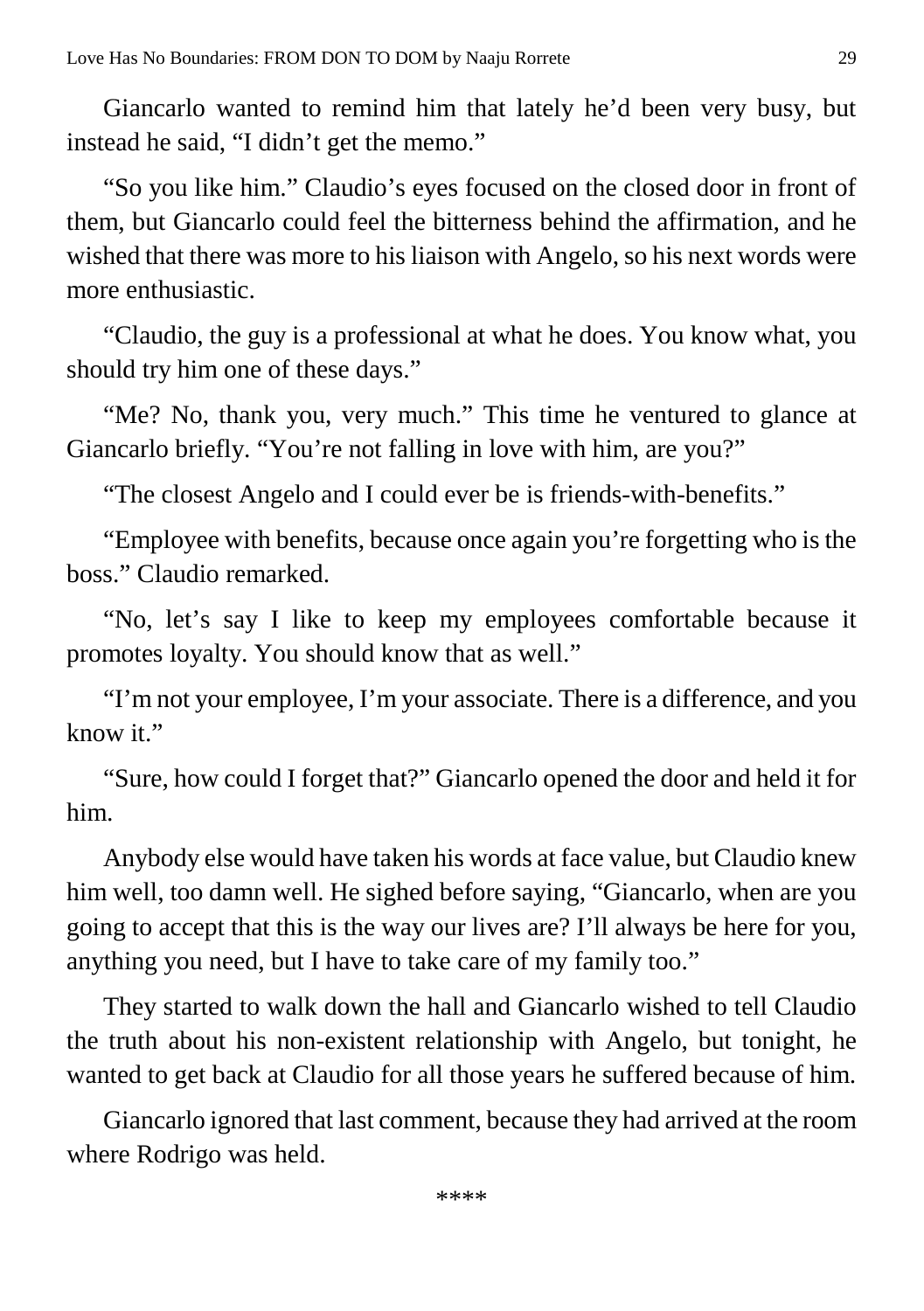Giancarlo wanted to remind him that lately he'd been very busy, but instead he said, "I didn't get the memo."

"So you like him." Claudio's eyes focused on the closed door in front of them, but Giancarlo could feel the bitterness behind the affirmation, and he wished that there was more to his liaison with Angelo, so his next words were more enthusiastic.

"Claudio, the guy is a professional at what he does. You know what, you should try him one of these days."

"Me? No, thank you, very much." This time he ventured to glance at Giancarlo briefly. "You're not falling in love with him, are you?"

"The closest Angelo and I could ever be is friends-with-benefits."

"Employee with benefits, because once again you're forgetting who is the boss." Claudio remarked.

"No, let's say I like to keep my employees comfortable because it promotes loyalty. You should know that as well."

"I'm not your employee, I'm your associate. There is a difference, and you know it."

"Sure, how could I forget that?" Giancarlo opened the door and held it for him.

Anybody else would have taken his words at face value, but Claudio knew him well, too damn well. He sighed before saying, "Giancarlo, when are you going to accept that this is the way our lives are? I'll always be here for you, anything you need, but I have to take care of my family too."

They started to walk down the hall and Giancarlo wished to tell Claudio the truth about his non-existent relationship with Angelo, but tonight, he wanted to get back at Claudio for all those years he suffered because of him.

Giancarlo ignored that last comment, because they had arrived at the room where Rodrigo was held.

\*\*\*\*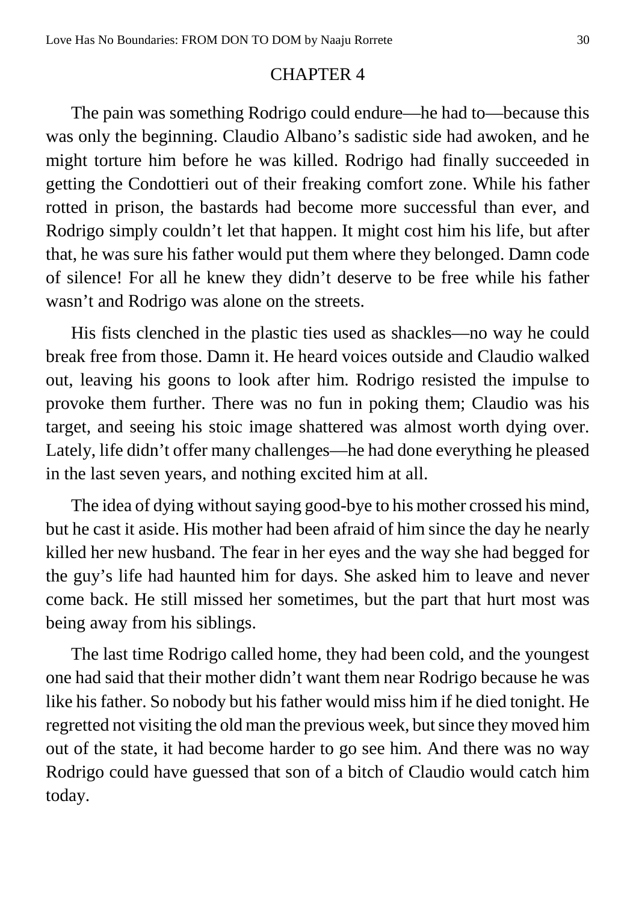## CHAPTER 4

The pain was something Rodrigo could endure—he had to—because this was only the beginning. Claudio Albano's sadistic side had awoken, and he might torture him before he was killed. Rodrigo had finally succeeded in getting the Condottieri out of their freaking comfort zone. While his father rotted in prison, the bastards had become more successful than ever, and Rodrigo simply couldn't let that happen. It might cost him his life, but after that, he was sure his father would put them where they belonged. Damn code of silence! For all he knew they didn't deserve to be free while his father wasn't and Rodrigo was alone on the streets.

His fists clenched in the plastic ties used as shackles—no way he could break free from those. Damn it. He heard voices outside and Claudio walked out, leaving his goons to look after him. Rodrigo resisted the impulse to provoke them further. There was no fun in poking them; Claudio was his target, and seeing his stoic image shattered was almost worth dying over. Lately, life didn't offer many challenges—he had done everything he pleased in the last seven years, and nothing excited him at all.

The idea of dying without saying good-bye to his mother crossed his mind, but he cast it aside. His mother had been afraid of him since the day he nearly killed her new husband. The fear in her eyes and the way she had begged for the guy's life had haunted him for days. She asked him to leave and never come back. He still missed her sometimes, but the part that hurt most was being away from his siblings.

The last time Rodrigo called home, they had been cold, and the youngest one had said that their mother didn't want them near Rodrigo because he was like his father. So nobody but his father would miss him if he died tonight. He regretted not visiting the old man the previous week, but since they moved him out of the state, it had become harder to go see him. And there was no way Rodrigo could have guessed that son of a bitch of Claudio would catch him today.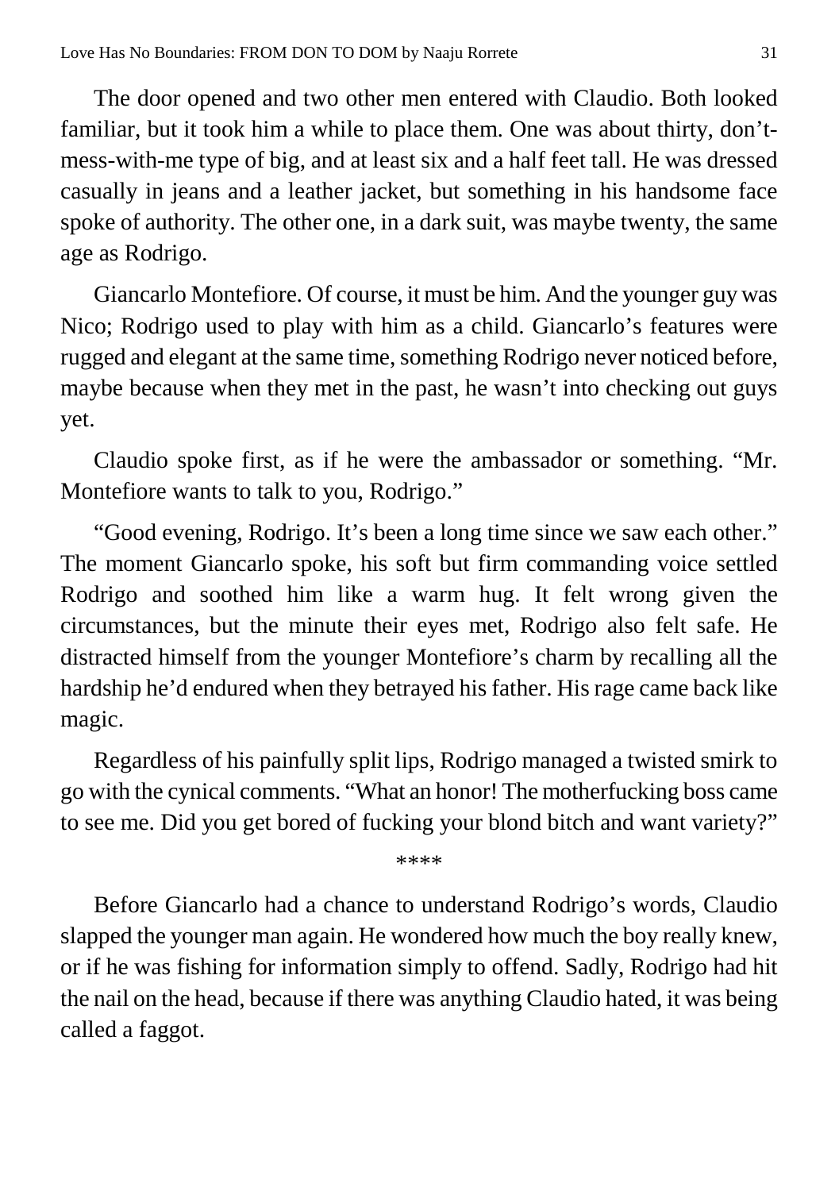The door opened and two other men entered with Claudio. Both looked familiar, but it took him a while to place them. One was about thirty, don't-mess-with-me type of big, and at least six and a half feet tall. He was dressed casually in jeans and a leather jacket, but something in his handsome face spoke of authority. The other one, in a dark suit, was maybe twenty, the same age as Rodrigo.

Giancarlo Montefiore. Of course, it must be him. And the younger guy was Nico; Rodrigo used to play with him as a child. Giancarlo's features were rugged and elegant at the same time, something Rodrigo never noticed before, maybe because when they met in the past, he wasn't into checking out guys yet.

Claudio spoke first, as if he were the ambassador or something. "Mr. Montefiore wants to talk to you, Rodrigo."

"Good evening, Rodrigo. It's been a long time since we saw each other." The moment Giancarlo spoke, his soft but firm commanding voice settled Rodrigo and soothed him like a warm hug. It felt wrong given the circumstances, but the minute their eyes met, Rodrigo also felt safe. He distracted himself from the younger Montefiore's charm by recalling all the hardship he'd endured when they betrayed his father. His rage came back like magic.

Regardless of his painfully split lips, Rodrigo managed a twisted smirk to go with the cynical comments. "What an honor! The motherfucking boss came to see me. Did you get bored of fucking your blond bitch and want variety?"

****

Before Giancarlo had a chance to understand Rodrigo's words, Claudio slapped the younger man again. He wondered how much the boy really knew, or if he was fishing for information simply to offend. Sadly, Rodrigo had hit the nail on the head, because if there was anything Claudio hated, it was being called a faggot.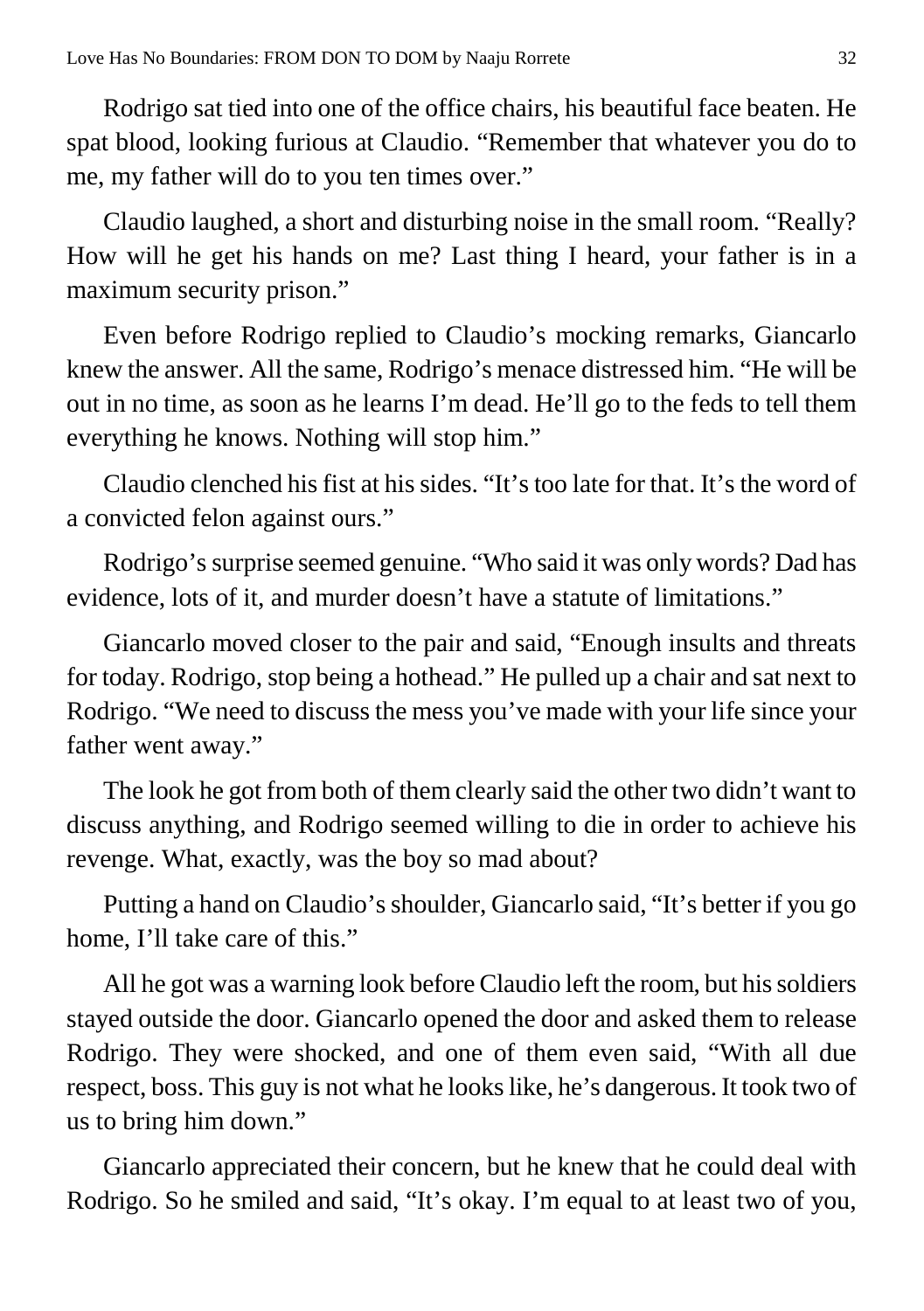Rodrigo sat tied into one of the office chairs, his beautiful face beaten. He spat blood, looking furious at Claudio. “Remember that whatever you do to me, my father will do to you ten times over.”

Claudio laughed, a short and disturbing noise in the small room. “Really? How will he get his hands on me? Last thing I heard, your father is in a maximum security prison.”

Even before Rodrigo replied to Claudio’s mocking remarks, Giancarlo knew the answer. All the same, Rodrigo’s menace distressed him. “He will be out in no time, as soon as he learns I’m dead. He’ll go to the feds to tell them everything he knows. Nothing will stop him.”

Claudio clenched his fist at his sides. “It’s too late for that. It’s the word of a convicted felon against ours.”

Rodrigo’s surprise seemed genuine. “Who said it was only words? Dad has evidence, lots of it, and murder doesn’t have a statute of limitations.”

Giancarlo moved closer to the pair and said, “Enough insults and threats for today. Rodrigo, stop being a hothead.” He pulled up a chair and sat next to Rodrigo. “We need to discuss the mess you’ve made with your life since your father went away.”

The look he got from both of them clearly said the other two didn’t want to discuss anything, and Rodrigo seemed willing to die in order to achieve his revenge. What, exactly, was the boy so mad about?

Putting a hand on Claudio’s shoulder, Giancarlo said, “It’s better if you go home, I’ll take care of this.”

All he got was a warning look before Claudio left the room, but his soldiers stayed outside the door. Giancarlo opened the door and asked them to release Rodrigo. They were shocked, and one of them even said, “With all due respect, boss. This guy is not what he looks like, he’s dangerous. It took two of us to bring him down.”

Giancarlo appreciated their concern, but he knew that he could deal with Rodrigo. So he smiled and said, “It’s okay. I’m equal to at least two of you,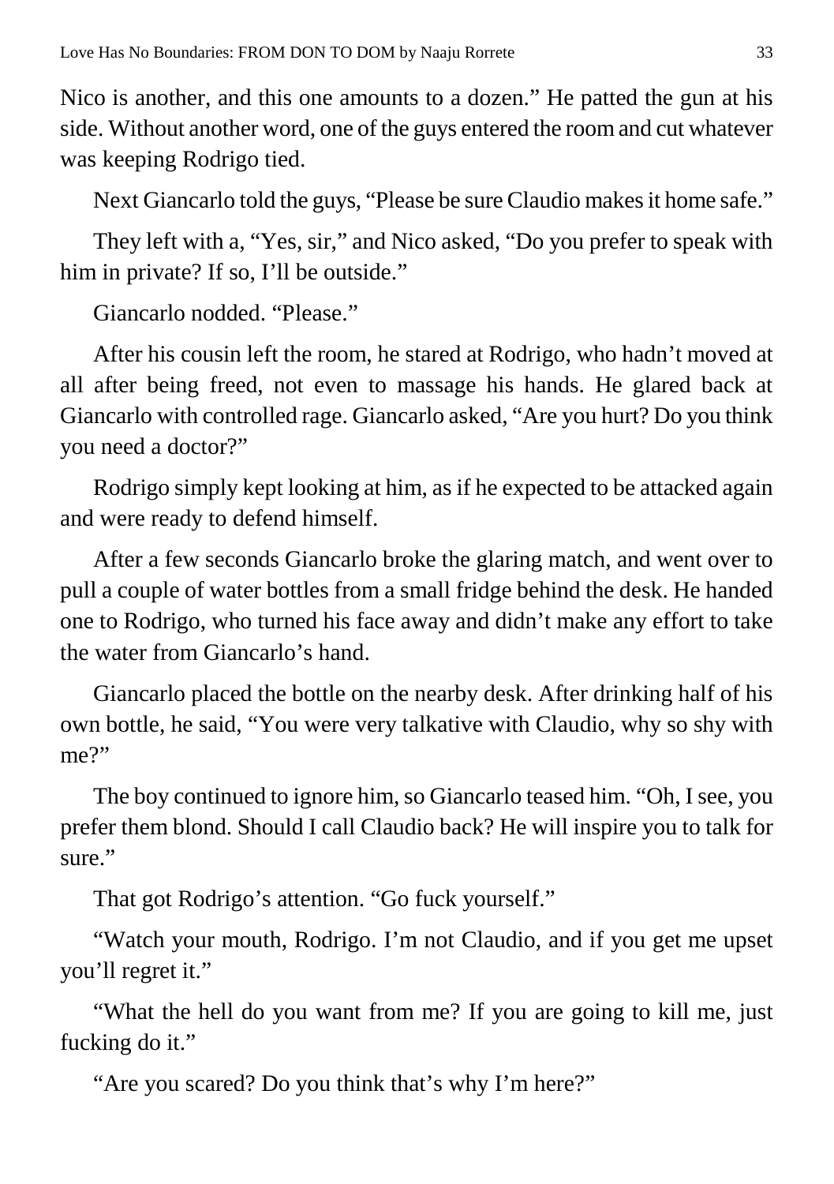Nico is another, and this one amounts to a dozen." He patted the gun at his side. Without another word, one of the guys entered the room and cut whatever was keeping Rodrigo tied.

Next Giancarlo told the guys, "Please be sure Claudio makes it home safe."

They left with a, "Yes, sir," and Nico asked, "Do you prefer to speak with him in private? If so, I'll be outside."

Giancarlo nodded. "Please."

After his cousin left the room, he stared at Rodrigo, who hadn't moved at all after being freed, not even to massage his hands. He glared back at Giancarlo with controlled rage. Giancarlo asked, "Are you hurt? Do you think you need a doctor?"

Rodrigo simply kept looking at him, as if he expected to be attacked again and were ready to defend himself.

After a few seconds Giancarlo broke the glaring match, and went over to pull a couple of water bottles from a small fridge behind the desk. He handed one to Rodrigo, who turned his face away and didn't make any effort to take the water from Giancarlo's hand.

Giancarlo placed the bottle on the nearby desk. After drinking half of his own bottle, he said, "You were very talkative with Claudio, why so shy with me?"

The boy continued to ignore him, so Giancarlo teased him. "Oh, I see, you prefer them blond. Should I call Claudio back? He will inspire you to talk for sure."

That got Rodrigo's attention. "Go fuck yourself."

"Watch your mouth, Rodrigo. I'm not Claudio, and if you get me upset you'll regret it."

"What the hell do you want from me? If you are going to kill me, just fucking do it."

"Are you scared? Do you think that's why I'm here?"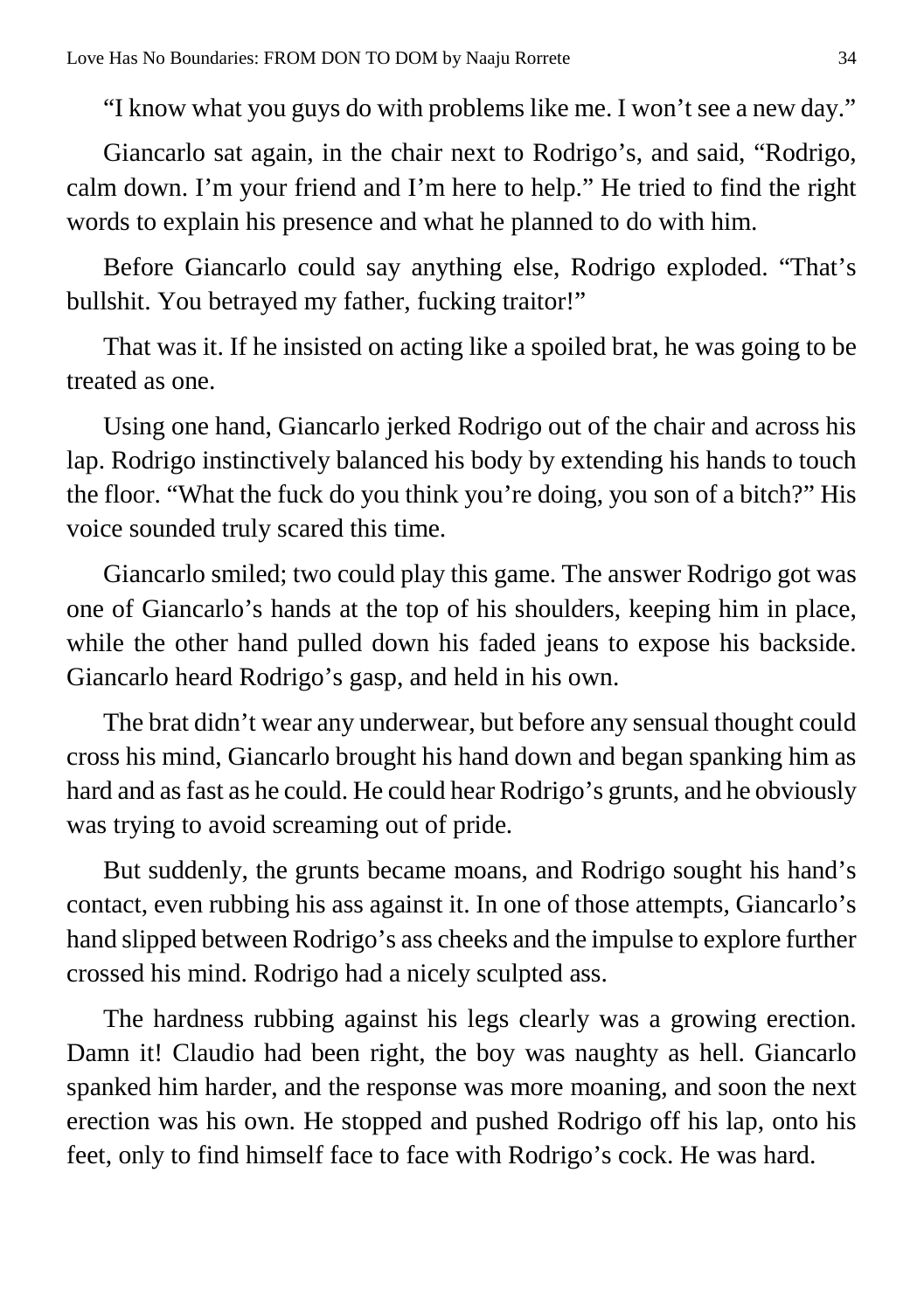"I know what you guys do with problems like me. I won't see a new day."

Giancarlo sat again, in the chair next to Rodrigo's, and said, "Rodrigo, calm down. I'm your friend and I'm here to help." He tried to find the right words to explain his presence and what he planned to do with him.

Before Giancarlo could say anything else, Rodrigo exploded. "That's bullshit. You betrayed my father, fucking traitor!"

That was it. If he insisted on acting like a spoiled brat, he was going to be treated as one.

Using one hand, Giancarlo jerked Rodrigo out of the chair and across his lap. Rodrigo instinctively balanced his body by extending his hands to touch the floor. "What the fuck do you think you're doing, you son of a bitch?" His voice sounded truly scared this time.

Giancarlo smiled; two could play this game. The answer Rodrigo got was one of Giancarlo's hands at the top of his shoulders, keeping him in place, while the other hand pulled down his faded jeans to expose his backside. Giancarlo heard Rodrigo's gasp, and held in his own.

The brat didn't wear any underwear, but before any sensual thought could cross his mind, Giancarlo brought his hand down and began spanking him as hard and as fast as he could. He could hear Rodrigo's grunts, and he obviously was trying to avoid screaming out of pride.

But suddenly, the grunts became moans, and Rodrigo sought his hand's contact, even rubbing his ass against it. In one of those attempts, Giancarlo's hand slipped between Rodrigo's ass cheeks and the impulse to explore further crossed his mind. Rodrigo had a nicely sculpted ass.

The hardness rubbing against his legs clearly was a growing erection. Damn it! Claudio had been right, the boy was naughty as hell. Giancarlo spanked him harder, and the response was more moaning, and soon the next erection was his own. He stopped and pushed Rodrigo off his lap, onto his feet, only to find himself face to face with Rodrigo's cock. He was hard.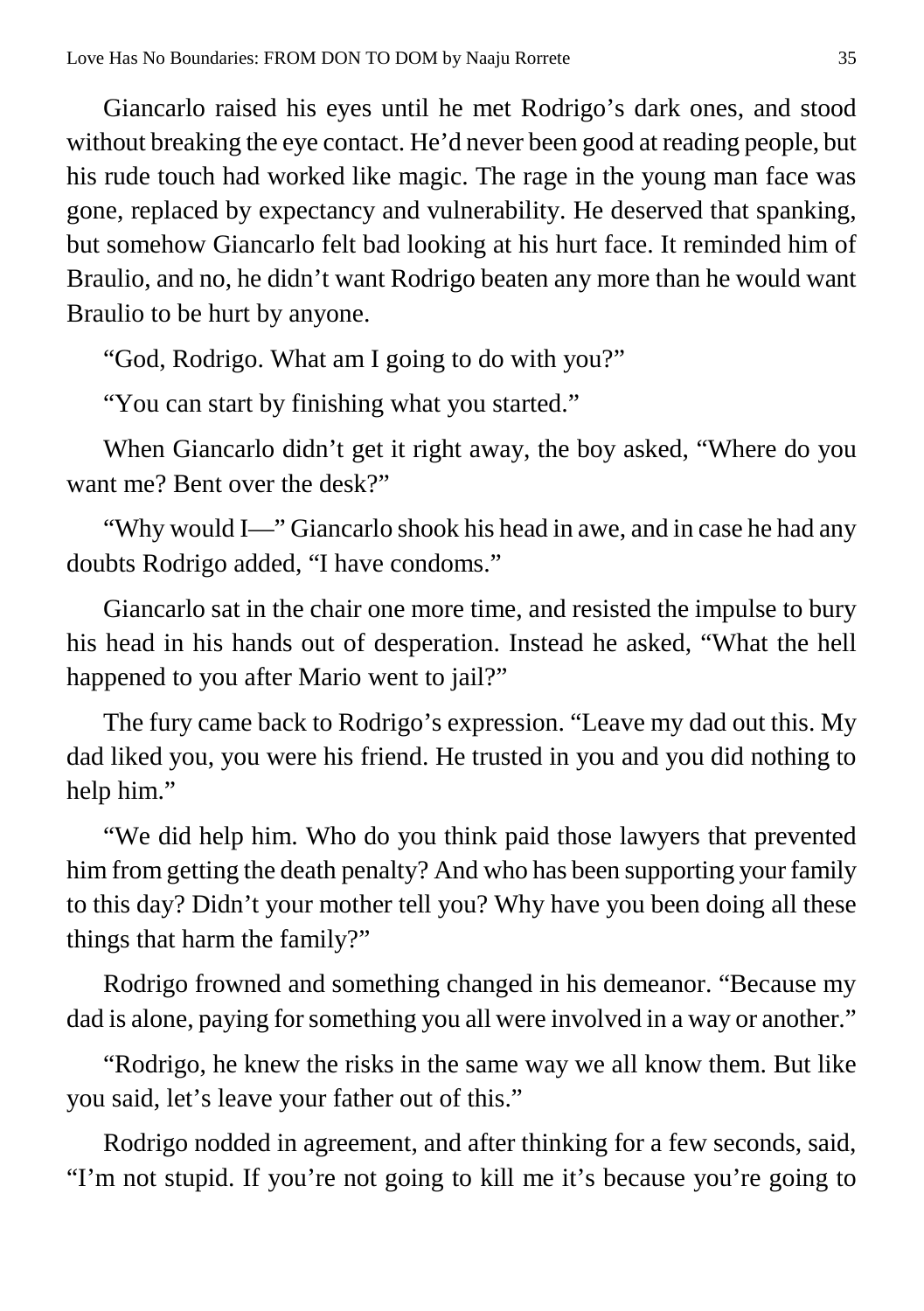Giancarlo raised his eyes until he met Rodrigo's dark ones, and stood without breaking the eye contact. He'd never been good at reading people, but his rude touch had worked like magic. The rage in the young man face was gone, replaced by expectancy and vulnerability. He deserved that spanking, but somehow Giancarlo felt bad looking at his hurt face. It reminded him of Braulio, and no, he didn't want Rodrigo beaten any more than he would want Braulio to be hurt by anyone.

"God, Rodrigo. What am I going to do with you?"

"You can start by finishing what you started."

When Giancarlo didn't get it right away, the boy asked, "Where do you want me? Bent over the desk?"

"Why would I—" Giancarlo shook his head in awe, and in case he had any doubts Rodrigo added, "I have condoms."

Giancarlo sat in the chair one more time, and resisted the impulse to bury his head in his hands out of desperation. Instead he asked, "What the hell happened to you after Mario went to jail?"

The fury came back to Rodrigo's expression. "Leave my dad out this. My dad liked you, you were his friend. He trusted in you and you did nothing to help him."

"We did help him. Who do you think paid those lawyers that prevented him from getting the death penalty? And who has been supporting your family to this day? Didn't your mother tell you? Why have you been doing all these things that harm the family?"

Rodrigo frowned and something changed in his demeanor. "Because my dad is alone, paying for something you all were involved in a way or another."

"Rodrigo, he knew the risks in the same way we all know them. But like you said, let's leave your father out of this."

Rodrigo nodded in agreement, and after thinking for a few seconds, said, "I'm not stupid. If you're not going to kill me it's because you're going to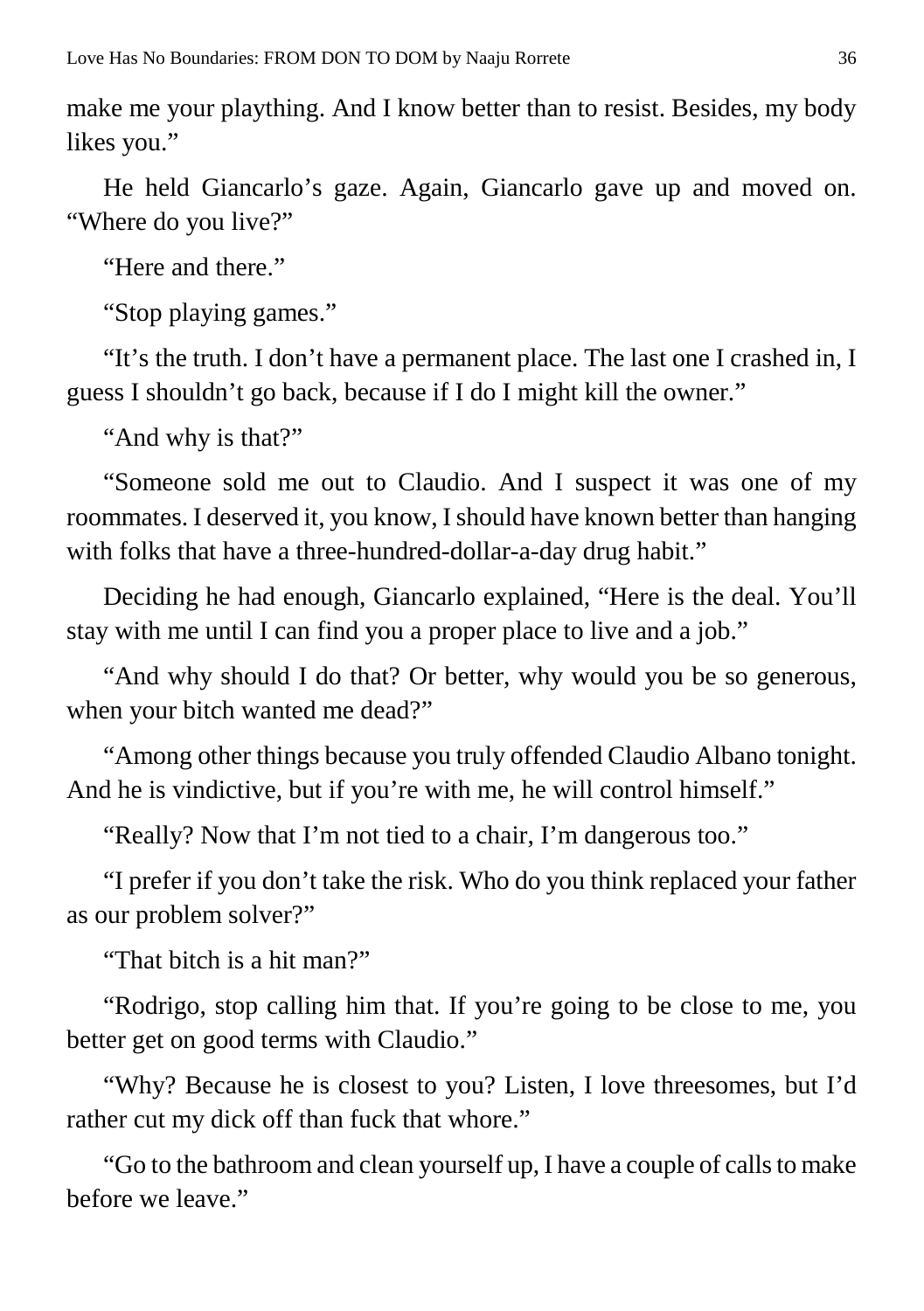make me your plaything. And I know better than to resist. Besides, my body likes you."

He held Giancarlo's gaze. Again, Giancarlo gave up and moved on. "Where do you live?"

"Here and there."

"Stop playing games."

"It's the truth. I don't have a permanent place. The last one I crashed in, I guess I shouldn't go back, because if I do I might kill the owner."

"And why is that?"

"Someone sold me out to Claudio. And I suspect it was one of my roommates. I deserved it, you know, I should have known better than hanging with folks that have a three-hundred-dollar-a-day drug habit."

Deciding he had enough, Giancarlo explained, "Here is the deal. You'll stay with me until I can find you a proper place to live and a job."

"And why should I do that? Or better, why would you be so generous, when your bitch wanted me dead?"

"Among other things because you truly offended Claudio Albano tonight. And he is vindictive, but if you're with me, he will control himself."

"Really? Now that I'm not tied to a chair, I'm dangerous too."

"I prefer if you don't take the risk. Who do you think replaced your father as our problem solver?"

"That bitch is a hit man?"

"Rodrigo, stop calling him that. If you're going to be close to me, you better get on good terms with Claudio."

"Why? Because he is closest to you? Listen, I love threesomes, but I'd rather cut my dick off than fuck that whore."

"Go to the bathroom and clean yourself up, I have a couple of calls to make before we leave."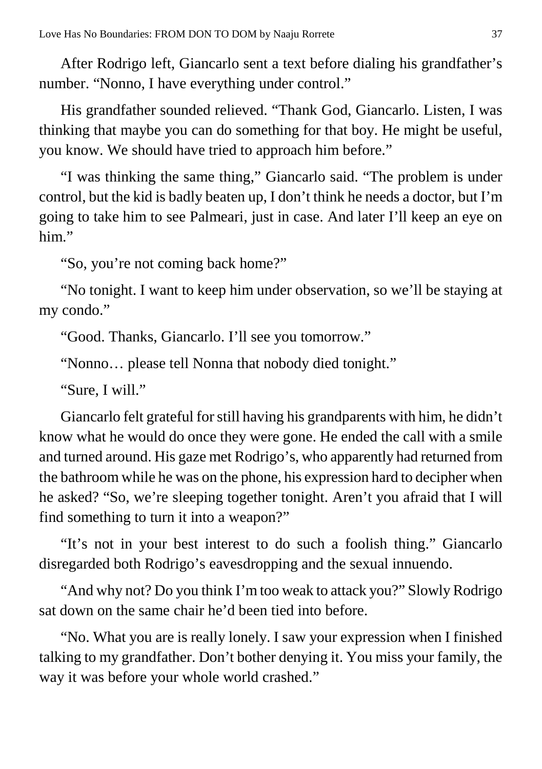After Rodrigo left, Giancarlo sent a text before dialing his grandfather's number. "Nonno, I have everything under control."

His grandfather sounded relieved. "Thank God, Giancarlo. Listen, I was thinking that maybe you can do something for that boy. He might be useful, you know. We should have tried to approach him before."

"I was thinking the same thing," Giancarlo said. "The problem is under control, but the kid is badly beaten up, I don't think he needs a doctor, but I'm going to take him to see Palmeari, just in case. And later I'll keep an eye on him."

"So, you're not coming back home?"

"No tonight. I want to keep him under observation, so we'll be staying at my condo."

"Good. Thanks, Giancarlo. I'll see you tomorrow."

"Nonno… please tell Nonna that nobody died tonight."

"Sure, I will."

Giancarlo felt grateful for still having his grandparents with him, he didn't know what he would do once they were gone. He ended the call with a smile and turned around. His gaze met Rodrigo's, who apparently had returned from the bathroom while he was on the phone, his expression hard to decipher when he asked? "So, we're sleeping together tonight. Aren't you afraid that I will find something to turn it into a weapon?"

"It's not in your best interest to do such a foolish thing." Giancarlo disregarded both Rodrigo's eavesdropping and the sexual innuendo.

"And why not? Do you think I'm too weak to attack you?" Slowly Rodrigo sat down on the same chair he'd been tied into before.

"No. What you are is really lonely. I saw your expression when I finished talking to my grandfather. Don't bother denying it. You miss your family, the way it was before your whole world crashed."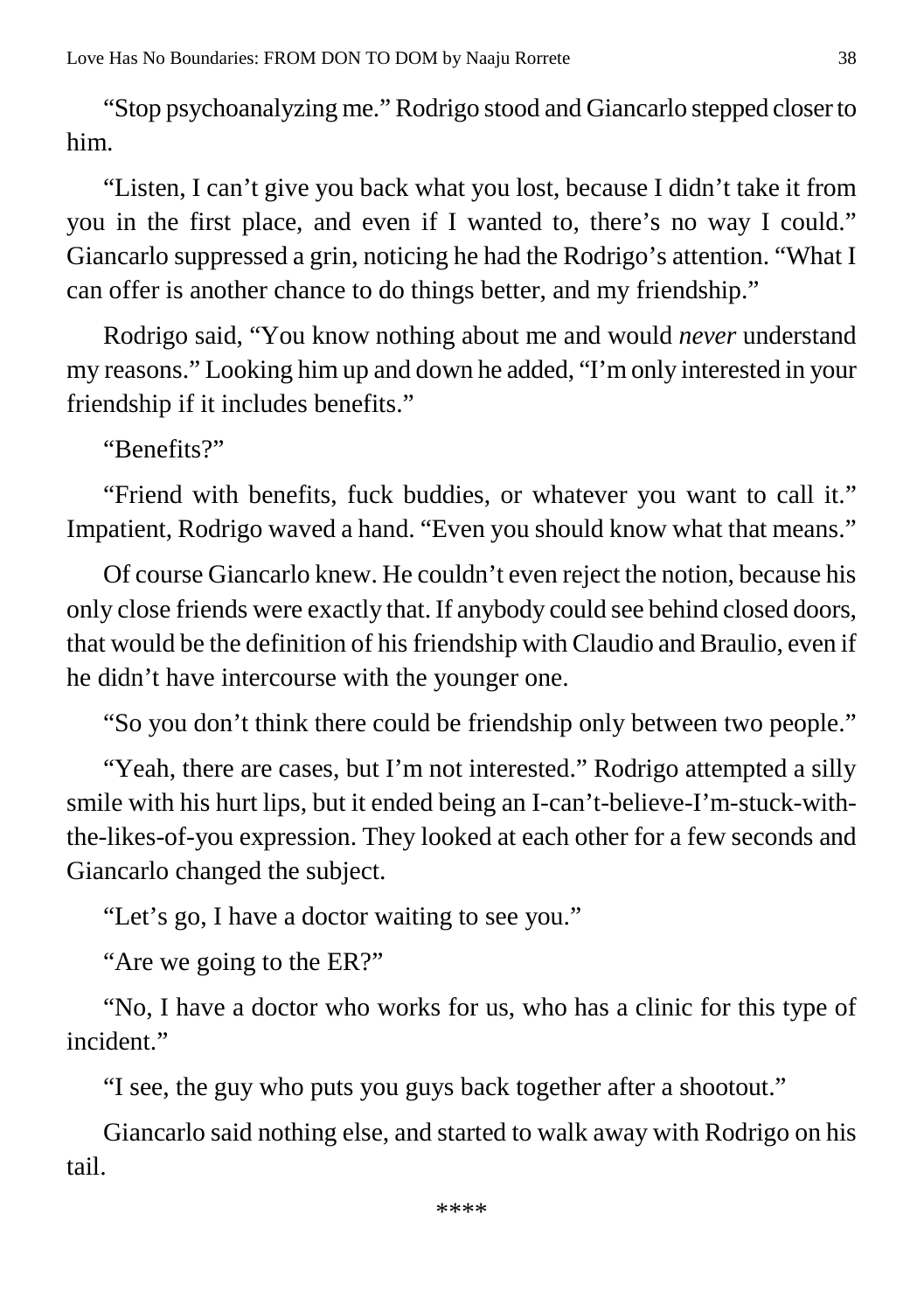"Stop psychoanalyzing me." Rodrigo stood and Giancarlo stepped closer to him.

"Listen, I can't give you back what you lost, because I didn't take it from you in the first place, and even if I wanted to, there's no way I could." Giancarlo suppressed a grin, noticing he had the Rodrigo's attention. "What I can offer is another chance to do things better, and my friendship."

Rodrigo said, "You know nothing about me and would *never* understand my reasons." Looking him up and down he added, "I'm only interested in your friendship if it includes benefits."

"Benefits?"

"Friend with benefits, fuck buddies, or whatever you want to call it." Impatient, Rodrigo waved a hand. "Even you should know what that means."

Of course Giancarlo knew. He couldn't even reject the notion, because his only close friends were exactly that. If anybody could see behind closed doors, that would be the definition of his friendship with Claudio and Braulio, even if he didn't have intercourse with the younger one.

"So you don't think there could be friendship only between two people."

"Yeah, there are cases, but I'm not interested." Rodrigo attempted a silly smile with his hurt lips, but it ended being an I-can't-believe-I'm-stuck-with-the-likes-of-you expression. They looked at each other for a few seconds and Giancarlo changed the subject.

"Let's go, I have a doctor waiting to see you."

"Are we going to the ER?"

"No, I have a doctor who works for us, who has a clinic for this type of incident."

"I see, the guy who puts you guys back together after a shootout."

Giancarlo said nothing else, and started to walk away with Rodrigo on his tail.

****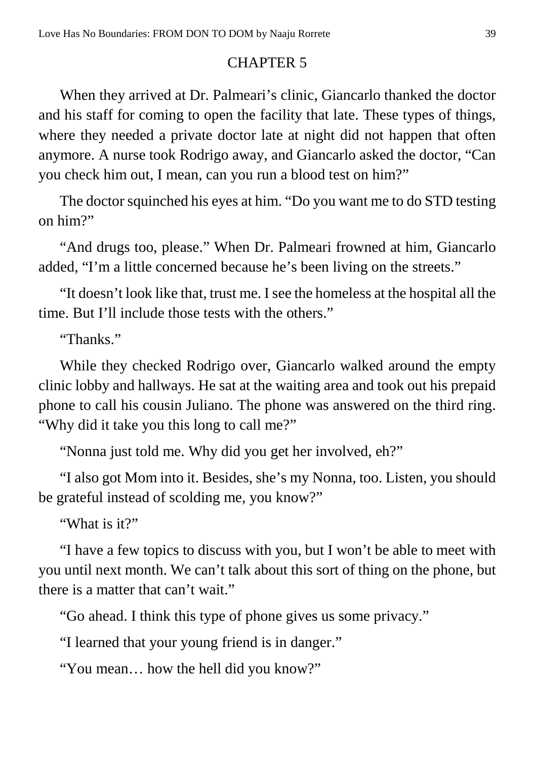## CHAPTER 5

When they arrived at Dr. Palmeari's clinic, Giancarlo thanked the doctor and his staff for coming to open the facility that late. These types of things, where they needed a private doctor late at night did not happen that often anymore. A nurse took Rodrigo away, and Giancarlo asked the doctor, "Can you check him out, I mean, can you run a blood test on him?"

The doctor squinched his eyes at him. "Do you want me to do STD testing on him?"

"And drugs too, please." When Dr. Palmeari frowned at him, Giancarlo added, "I'm a little concerned because he's been living on the streets."

"It doesn't look like that, trust me. I see the homeless at the hospital all the time. But I'll include those tests with the others."

"Thanks."

While they checked Rodrigo over, Giancarlo walked around the empty clinic lobby and hallways. He sat at the waiting area and took out his prepaid phone to call his cousin Juliano. The phone was answered on the third ring. "Why did it take you this long to call me?"

"Nonna just told me. Why did you get her involved, eh?"

"I also got Mom into it. Besides, she's my Nonna, too. Listen, you should be grateful instead of scolding me, you know?"

"What is it?"

"I have a few topics to discuss with you, but I won't be able to meet with you until next month. We can't talk about this sort of thing on the phone, but there is a matter that can't wait."

"Go ahead. I think this type of phone gives us some privacy."

"I learned that your young friend is in danger."

"You mean… how the hell did you know?"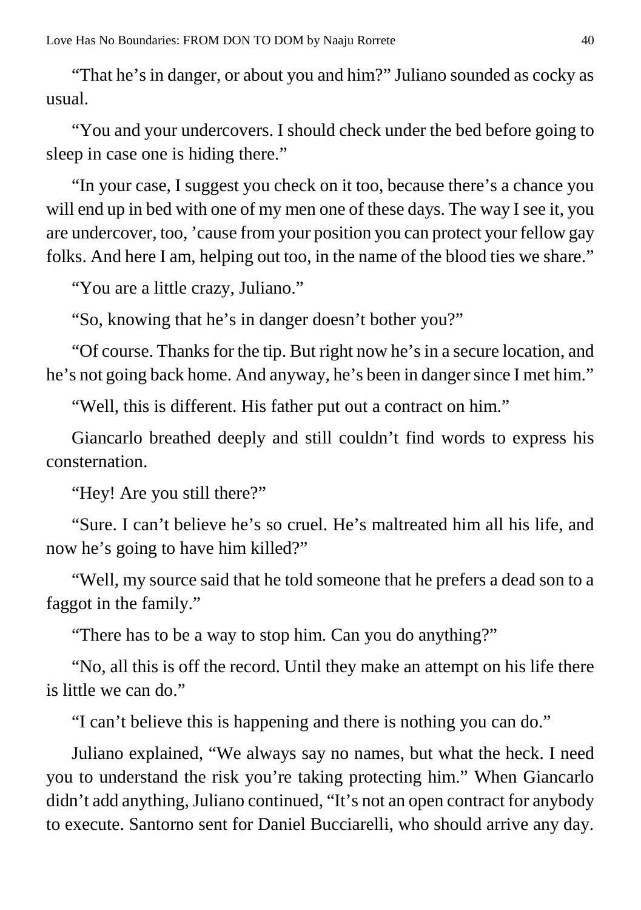"That he's in danger, or about you and him?" Juliano sounded as cocky as usual.

"You and your undercovers. I should check under the bed before going to sleep in case one is hiding there."

"In your case, I suggest you check on it too, because there's a chance you will end up in bed with one of my men one of these days. The way I see it, you are undercover, too, 'cause from your position you can protect your fellow gay folks. And here I am, helping out too, in the name of the blood ties we share."

"You are a little crazy, Juliano."

"So, knowing that he's in danger doesn't bother you?"

"Of course. Thanks for the tip. But right now he's in a secure location, and he's not going back home. And anyway, he's been in danger since I met him."

"Well, this is different. His father put out a contract on him."

Giancarlo breathed deeply and still couldn't find words to express his consternation.

"Hey! Are you still there?"

"Sure. I can't believe he's so cruel. He's maltreated him all his life, and now he's going to have him killed?"

"Well, my source said that he told someone that he prefers a dead son to a faggot in the family."

"There has to be a way to stop him. Can you do anything?"

"No, all this is off the record. Until they make an attempt on his life there is little we can do."

"I can't believe this is happening and there is nothing you can do."

Juliano explained, "We always say no names, but what the heck. I need you to understand the risk you're taking protecting him." When Giancarlo didn't add anything, Juliano continued, "It's not an open contract for anybody to execute. Santorno sent for Daniel Bucciarelli, who should arrive any day.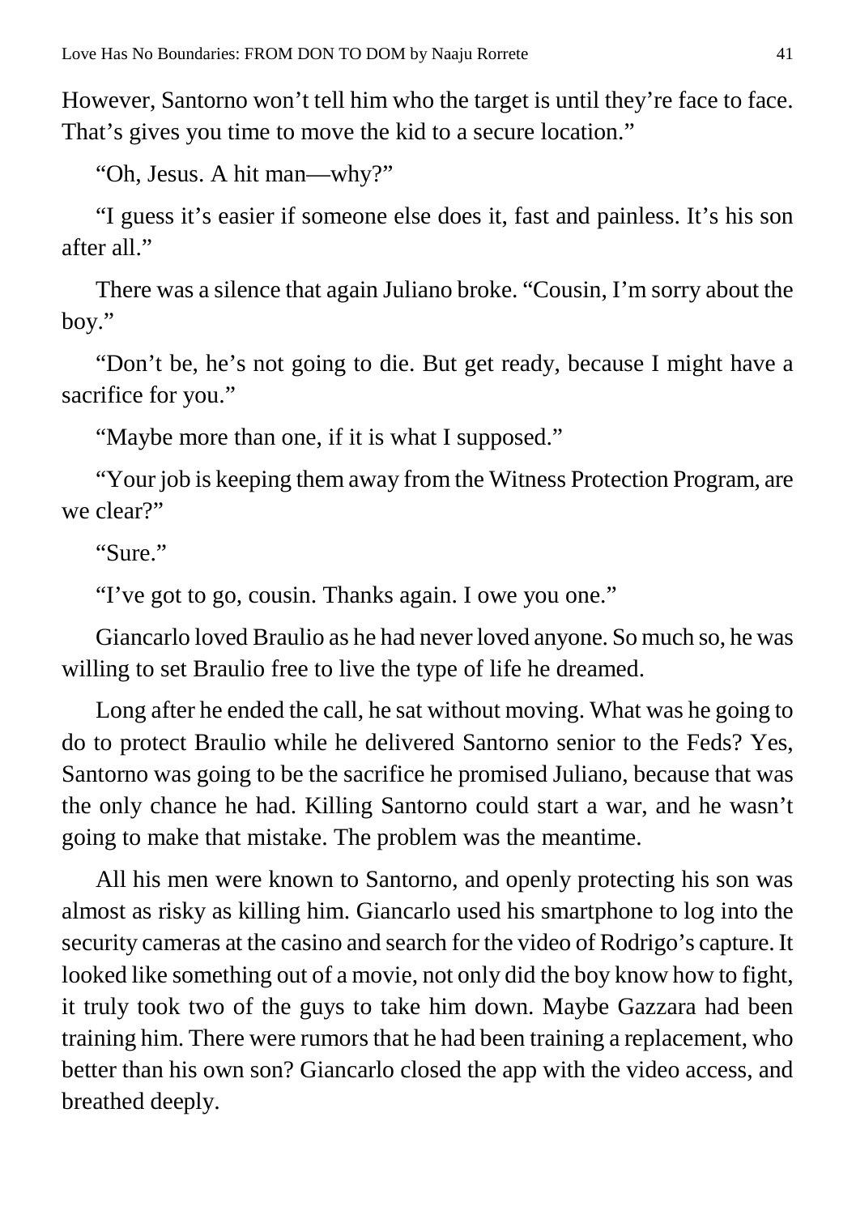However, Santorno won't tell him who the target is until they're face to face. That's gives you time to move the kid to a secure location."

"Oh, Jesus. A hit man—why?"

"I guess it's easier if someone else does it, fast and painless. It's his son after all."

There was a silence that again Juliano broke. "Cousin, I'm sorry about the boy."

"Don't be, he's not going to die. But get ready, because I might have a sacrifice for you."

"Maybe more than one, if it is what I supposed."

"Your job is keeping them away from the Witness Protection Program, are we clear?"

"Sure."

"I've got to go, cousin. Thanks again. I owe you one."

Giancarlo loved Braulio as he had never loved anyone. So much so, he was willing to set Braulio free to live the type of life he dreamed.

Long after he ended the call, he sat without moving. What was he going to do to protect Braulio while he delivered Santorno senior to the Feds? Yes, Santorno was going to be the sacrifice he promised Juliano, because that was the only chance he had. Killing Santorno could start a war, and he wasn't going to make that mistake. The problem was the meantime.

All his men were known to Santorno, and openly protecting his son was almost as risky as killing him. Giancarlo used his smartphone to log into the security cameras at the casino and search for the video of Rodrigo's capture. It looked like something out of a movie, not only did the boy know how to fight, it truly took two of the guys to take him down. Maybe Gazzara had been training him. There were rumors that he had been training a replacement, who better than his own son? Giancarlo closed the app with the video access, and breathed deeply.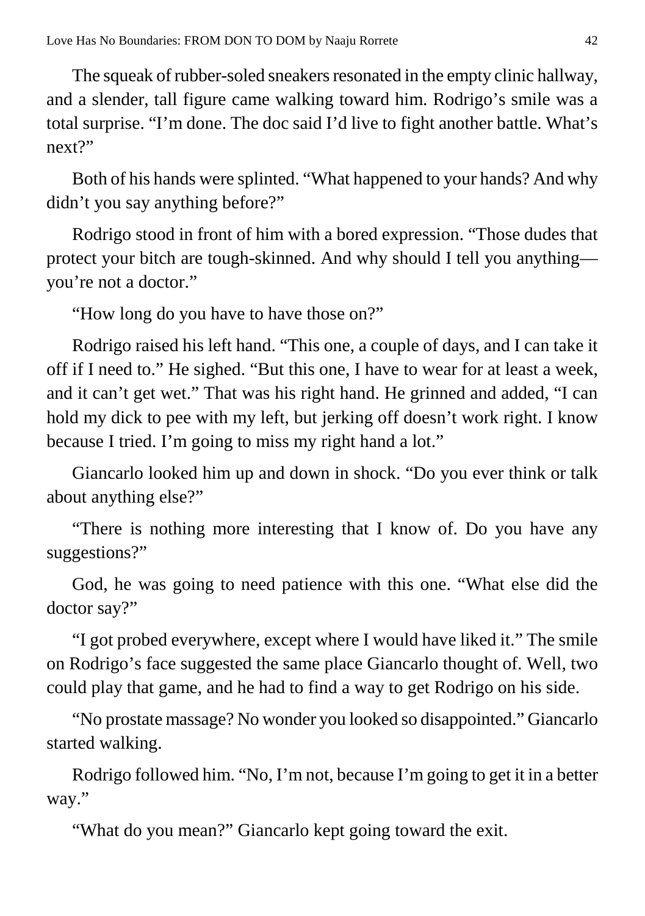The squeak of rubber-soled sneakers resonated in the empty clinic hallway, and a slender, tall figure came walking toward him. Rodrigo's smile was a total surprise. "I'm done. The doc said I'd live to fight another battle. What's next?"

Both of his hands were splinted. "What happened to your hands? And why didn't you say anything before?"

Rodrigo stood in front of him with a bored expression. "Those dudes that protect your bitch are tough-skinned. And why should I tell you anything—you're not a doctor."

"How long do you have to have those on?"

Rodrigo raised his left hand. "This one, a couple of days, and I can take it off if I need to." He sighed. "But this one, I have to wear for at least a week, and it can't get wet." That was his right hand. He grinned and added, "I can hold my dick to pee with my left, but jerking off doesn't work right. I know because I tried. I'm going to miss my right hand a lot."

Giancarlo looked him up and down in shock. "Do you ever think or talk about anything else?"

"There is nothing more interesting that I know of. Do you have any suggestions?"

God, he was going to need patience with this one. "What else did the doctor say?"

"I got probed everywhere, except where I would have liked it." The smile on Rodrigo's face suggested the same place Giancarlo thought of. Well, two could play that game, and he had to find a way to get Rodrigo on his side.

"No prostate massage? No wonder you looked so disappointed." Giancarlo started walking.

Rodrigo followed him. "No, I'm not, because I'm going to get it in a better way."

"What do you mean?" Giancarlo kept going toward the exit.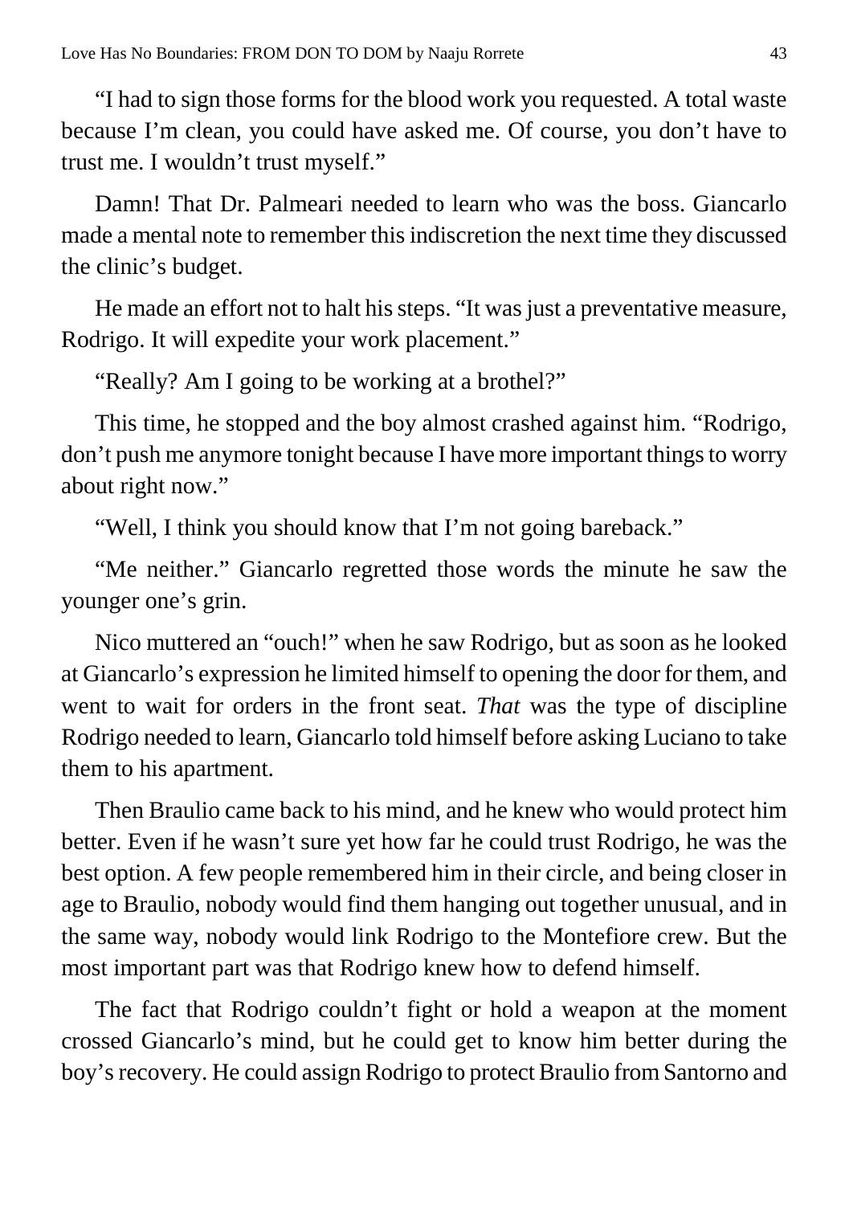"I had to sign those forms for the blood work you requested. A total waste because I'm clean, you could have asked me. Of course, you don't have to trust me. I wouldn't trust myself."

Damn! That Dr. Palmeari needed to learn who was the boss. Giancarlo made a mental note to remember this indiscretion the next time they discussed the clinic's budget.

He made an effort not to halt his steps. "It was just a preventative measure, Rodrigo. It will expedite your work placement."

"Really? Am I going to be working at a brothel?"

This time, he stopped and the boy almost crashed against him. "Rodrigo, don't push me anymore tonight because I have more important things to worry about right now."

"Well, I think you should know that I'm not going bareback."

"Me neither." Giancarlo regretted those words the minute he saw the younger one's grin.

Nico muttered an "ouch!" when he saw Rodrigo, but as soon as he looked at Giancarlo's expression he limited himself to opening the door for them, and went to wait for orders in the front seat. *That* was the type of discipline Rodrigo needed to learn, Giancarlo told himself before asking Luciano to take them to his apartment.

Then Braulio came back to his mind, and he knew who would protect him better. Even if he wasn't sure yet how far he could trust Rodrigo, he was the best option. A few people remembered him in their circle, and being closer in age to Braulio, nobody would find them hanging out together unusual, and in the same way, nobody would link Rodrigo to the Montefiore crew. But the most important part was that Rodrigo knew how to defend himself.

The fact that Rodrigo couldn't fight or hold a weapon at the moment crossed Giancarlo's mind, but he could get to know him better during the boy's recovery. He could assign Rodrigo to protect Braulio from Santorno and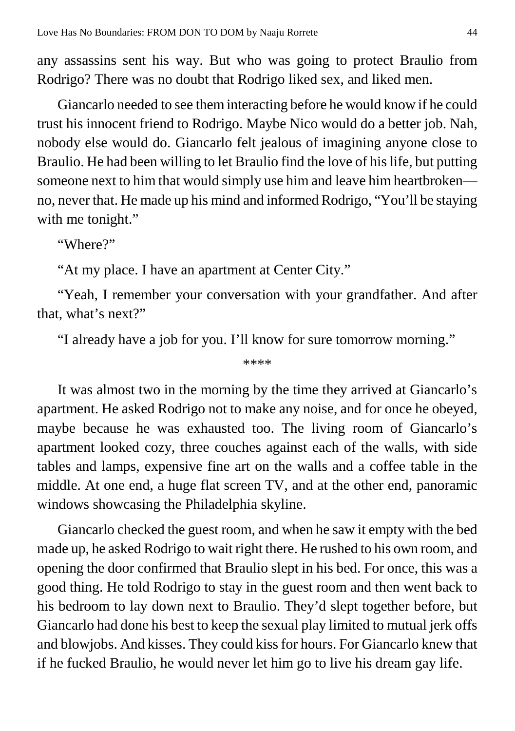any assassins sent his way. But who was going to protect Braulio from Rodrigo? There was no doubt that Rodrigo liked sex, and liked men.

Giancarlo needed to see them interacting before he would know if he could trust his innocent friend to Rodrigo. Maybe Nico would do a better job. Nah, nobody else would do. Giancarlo felt jealous of imagining anyone close to Braulio. He had been willing to let Braulio find the love of his life, but putting someone next to him that would simply use him and leave him heartbroken—no, never that. He made up his mind and informed Rodrigo, "You'll be staying with me tonight."

"Where?"

"At my place. I have an apartment at Center City."

"Yeah, I remember your conversation with your grandfather. And after that, what's next?"

"I already have a job for you. I'll know for sure tomorrow morning."

****

It was almost two in the morning by the time they arrived at Giancarlo's apartment. He asked Rodrigo not to make any noise, and for once he obeyed, maybe because he was exhausted too. The living room of Giancarlo's apartment looked cozy, three couches against each of the walls, with side tables and lamps, expensive fine art on the walls and a coffee table in the middle. At one end, a huge flat screen TV, and at the other end, panoramic windows showcasing the Philadelphia skyline.

Giancarlo checked the guest room, and when he saw it empty with the bed made up, he asked Rodrigo to wait right there. He rushed to his own room, and opening the door confirmed that Braulio slept in his bed. For once, this was a good thing. He told Rodrigo to stay in the guest room and then went back to his bedroom to lay down next to Braulio. They'd slept together before, but Giancarlo had done his best to keep the sexual play limited to mutual jerk offs and blowjobs. And kisses. They could kiss for hours. For Giancarlo knew that if he fucked Braulio, he would never let him go to live his dream gay life.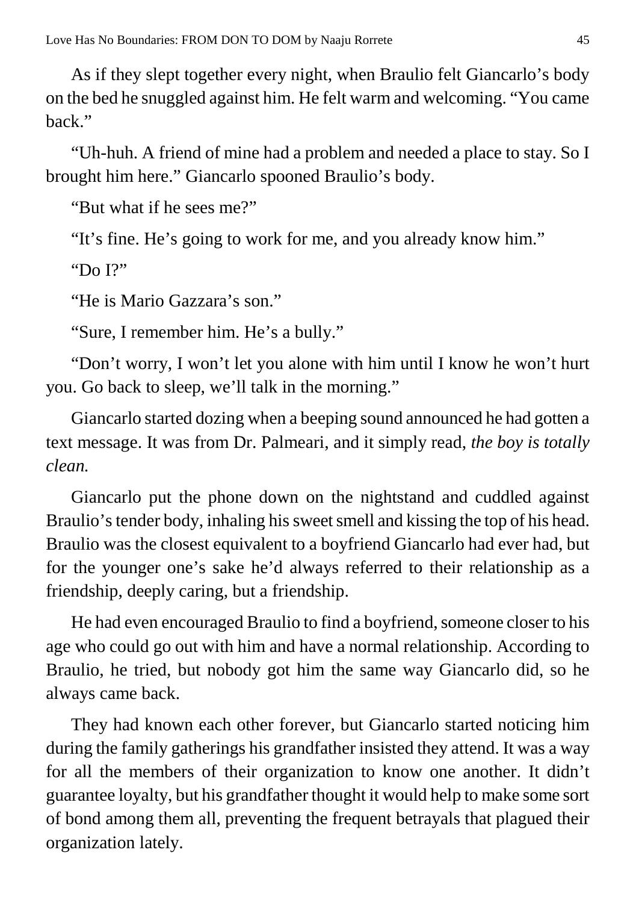As if they slept together every night, when Braulio felt Giancarlo's body on the bed he snuggled against him. He felt warm and welcoming. "You came back."

"Uh-huh. A friend of mine had a problem and needed a place to stay. So I brought him here." Giancarlo spooned Braulio's body.

"But what if he sees me?"

"It's fine. He's going to work for me, and you already know him."

"Do I?"

"He is Mario Gazzara's son."

"Sure, I remember him. He's a bully."

"Don't worry, I won't let you alone with him until I know he won't hurt you. Go back to sleep, we'll talk in the morning."

Giancarlo started dozing when a beeping sound announced he had gotten a text message. It was from Dr. Palmeari, and it simply read, *the boy is totally clean.*

Giancarlo put the phone down on the nightstand and cuddled against Braulio's tender body, inhaling his sweet smell and kissing the top of his head. Braulio was the closest equivalent to a boyfriend Giancarlo had ever had, but for the younger one's sake he'd always referred to their relationship as a friendship, deeply caring, but a friendship.

He had even encouraged Braulio to find a boyfriend, someone closer to his age who could go out with him and have a normal relationship. According to Braulio, he tried, but nobody got him the same way Giancarlo did, so he always came back.

They had known each other forever, but Giancarlo started noticing him during the family gatherings his grandfather insisted they attend. It was a way for all the members of their organization to know one another. It didn't guarantee loyalty, but his grandfather thought it would help to make some sort of bond among them all, preventing the frequent betrayals that plagued their organization lately.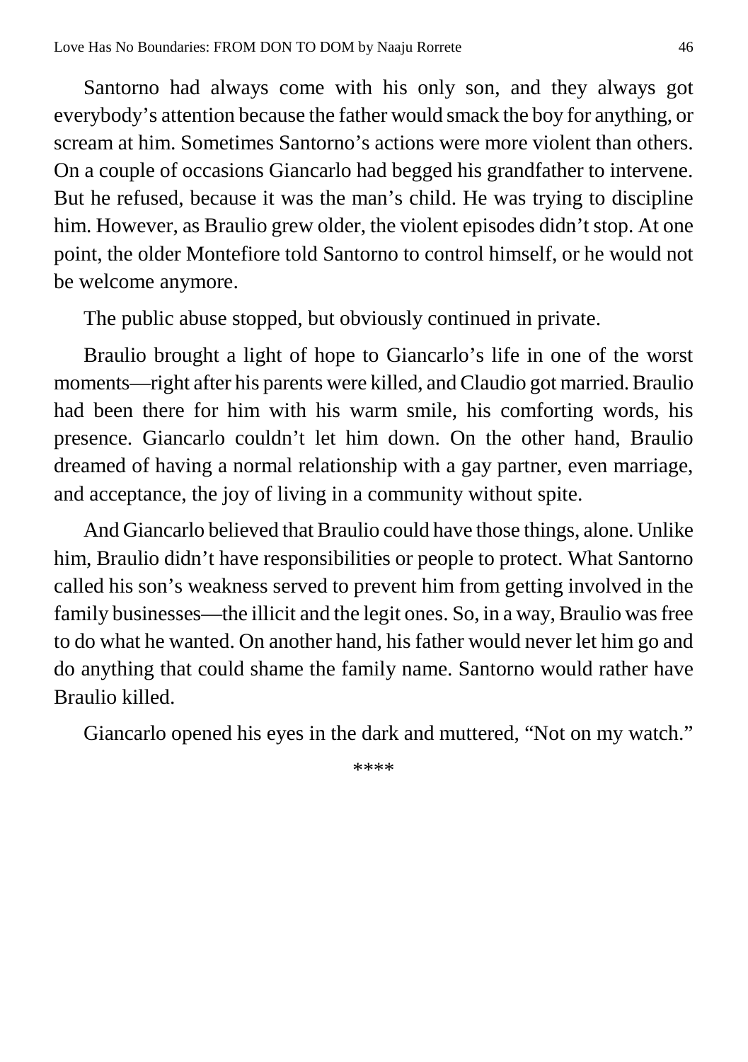Santorno had always come with his only son, and they always got everybody's attention because the father would smack the boy for anything, or scream at him. Sometimes Santorno's actions were more violent than others. On a couple of occasions Giancarlo had begged his grandfather to intervene. But he refused, because it was the man's child. He was trying to discipline him. However, as Braulio grew older, the violent episodes didn't stop. At one point, the older Montefiore told Santorno to control himself, or he would not be welcome anymore.

The public abuse stopped, but obviously continued in private.

Braulio brought a light of hope to Giancarlo's life in one of the worst moments—right after his parents were killed, and Claudio got married. Braulio had been there for him with his warm smile, his comforting words, his presence. Giancarlo couldn't let him down. On the other hand, Braulio dreamed of having a normal relationship with a gay partner, even marriage, and acceptance, the joy of living in a community without spite.

And Giancarlo believed that Braulio could have those things, alone. Unlike him, Braulio didn't have responsibilities or people to protect. What Santorno called his son's weakness served to prevent him from getting involved in the family businesses—the illicit and the legit ones. So, in a way, Braulio was free to do what he wanted. On another hand, his father would never let him go and do anything that could shame the family name. Santorno would rather have Braulio killed.

Giancarlo opened his eyes in the dark and muttered, "Not on my watch."

****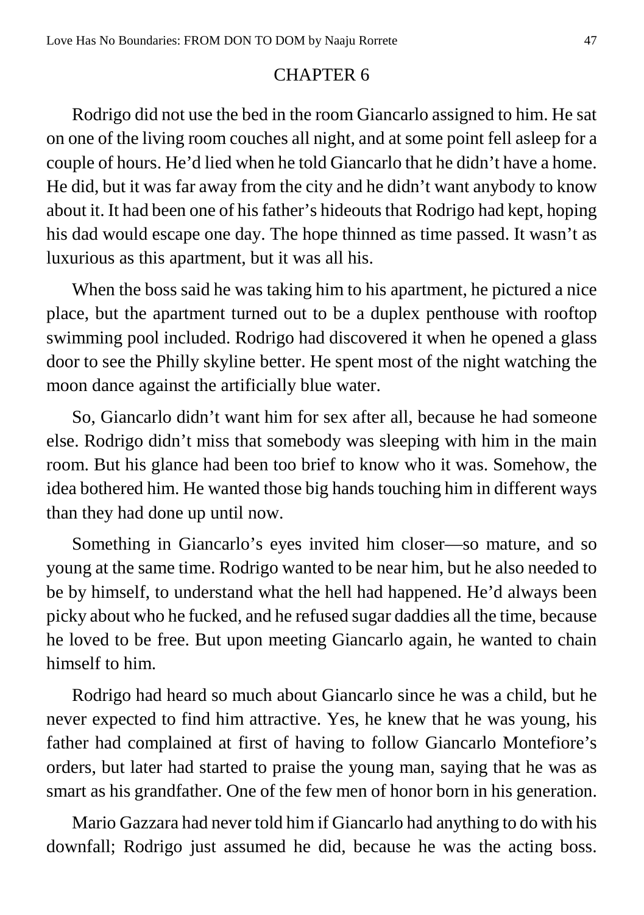## CHAPTER 6

Rodrigo did not use the bed in the room Giancarlo assigned to him. He sat on one of the living room couches all night, and at some point fell asleep for a couple of hours. He'd lied when he told Giancarlo that he didn't have a home. He did, but it was far away from the city and he didn't want anybody to know about it. It had been one of his father's hideouts that Rodrigo had kept, hoping his dad would escape one day. The hope thinned as time passed. It wasn't as luxurious as this apartment, but it was all his.

When the boss said he was taking him to his apartment, he pictured a nice place, but the apartment turned out to be a duplex penthouse with rooftop swimming pool included. Rodrigo had discovered it when he opened a glass door to see the Philly skyline better. He spent most of the night watching the moon dance against the artificially blue water.

So, Giancarlo didn't want him for sex after all, because he had someone else. Rodrigo didn't miss that somebody was sleeping with him in the main room. But his glance had been too brief to know who it was. Somehow, the idea bothered him. He wanted those big hands touching him in different ways than they had done up until now.

Something in Giancarlo's eyes invited him closer—so mature, and so young at the same time. Rodrigo wanted to be near him, but he also needed to be by himself, to understand what the hell had happened. He'd always been picky about who he fucked, and he refused sugar daddies all the time, because he loved to be free. But upon meeting Giancarlo again, he wanted to chain himself to him.

Rodrigo had heard so much about Giancarlo since he was a child, but he never expected to find him attractive. Yes, he knew that he was young, his father had complained at first of having to follow Giancarlo Montefiore's orders, but later had started to praise the young man, saying that he was as smart as his grandfather. One of the few men of honor born in his generation.

Mario Gazzara had never told him if Giancarlo had anything to do with his downfall; Rodrigo just assumed he did, because he was the acting boss.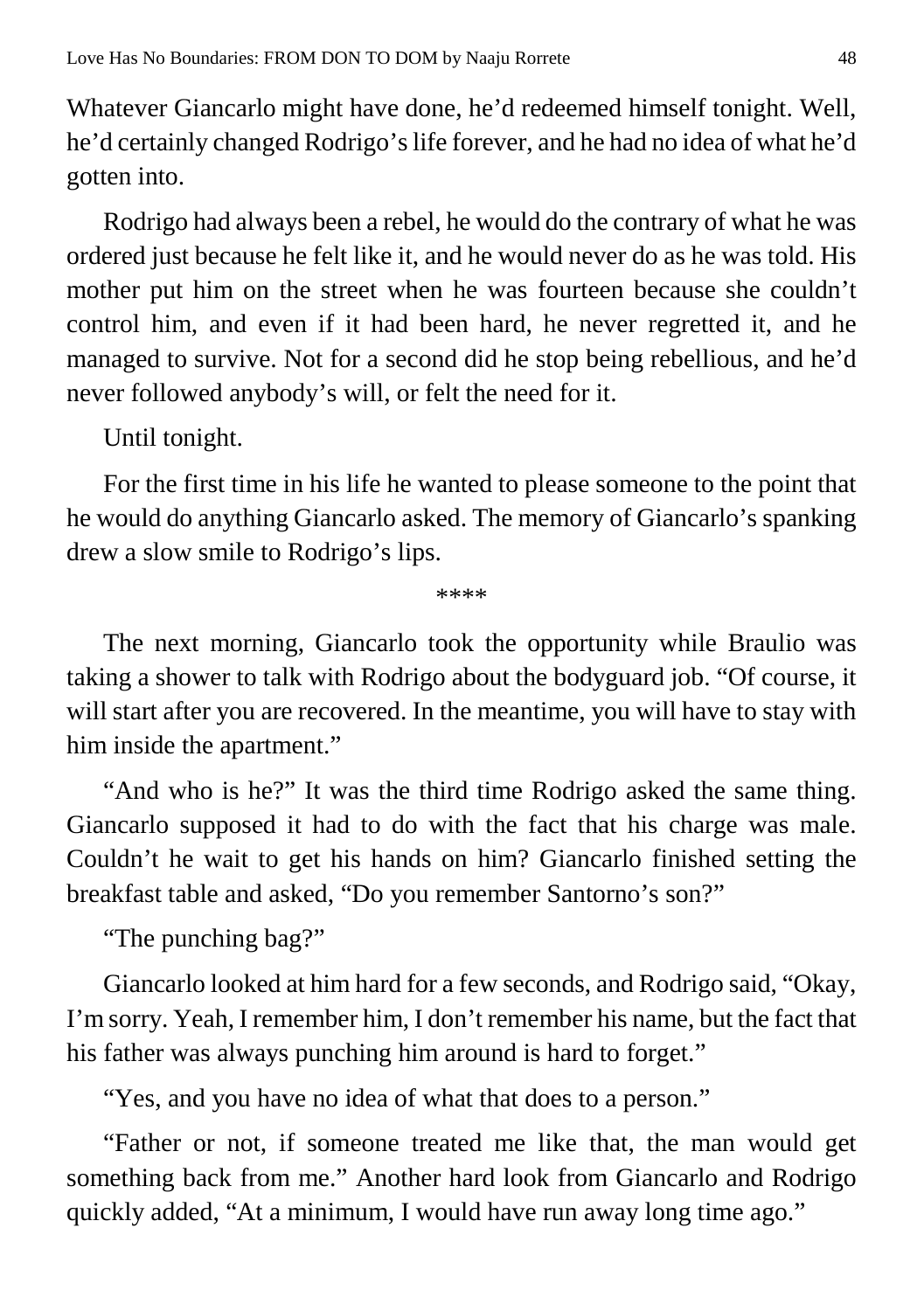Whatever Giancarlo might have done, he'd redeemed himself tonight. Well, he'd certainly changed Rodrigo's life forever, and he had no idea of what he'd gotten into.

Rodrigo had always been a rebel, he would do the contrary of what he was ordered just because he felt like it, and he would never do as he was told. His mother put him on the street when he was fourteen because she couldn't control him, and even if it had been hard, he never regretted it, and he managed to survive. Not for a second did he stop being rebellious, and he'd never followed anybody's will, or felt the need for it.

Until tonight.

For the first time in his life he wanted to please someone to the point that he would do anything Giancarlo asked. The memory of Giancarlo's spanking drew a slow smile to Rodrigo's lips.

\*\*\*\*

The next morning, Giancarlo took the opportunity while Braulio was taking a shower to talk with Rodrigo about the bodyguard job. "Of course, it will start after you are recovered. In the meantime, you will have to stay with him inside the apartment."

"And who is he?" It was the third time Rodrigo asked the same thing. Giancarlo supposed it had to do with the fact that his charge was male. Couldn't he wait to get his hands on him? Giancarlo finished setting the breakfast table and asked, "Do you remember Santorno's son?"

"The punching bag?"

Giancarlo looked at him hard for a few seconds, and Rodrigo said, "Okay, I'm sorry. Yeah, I remember him, I don't remember his name, but the fact that his father was always punching him around is hard to forget."

"Yes, and you have no idea of what that does to a person."

"Father or not, if someone treated me like that, the man would get something back from me." Another hard look from Giancarlo and Rodrigo quickly added, "At a minimum, I would have run away long time ago."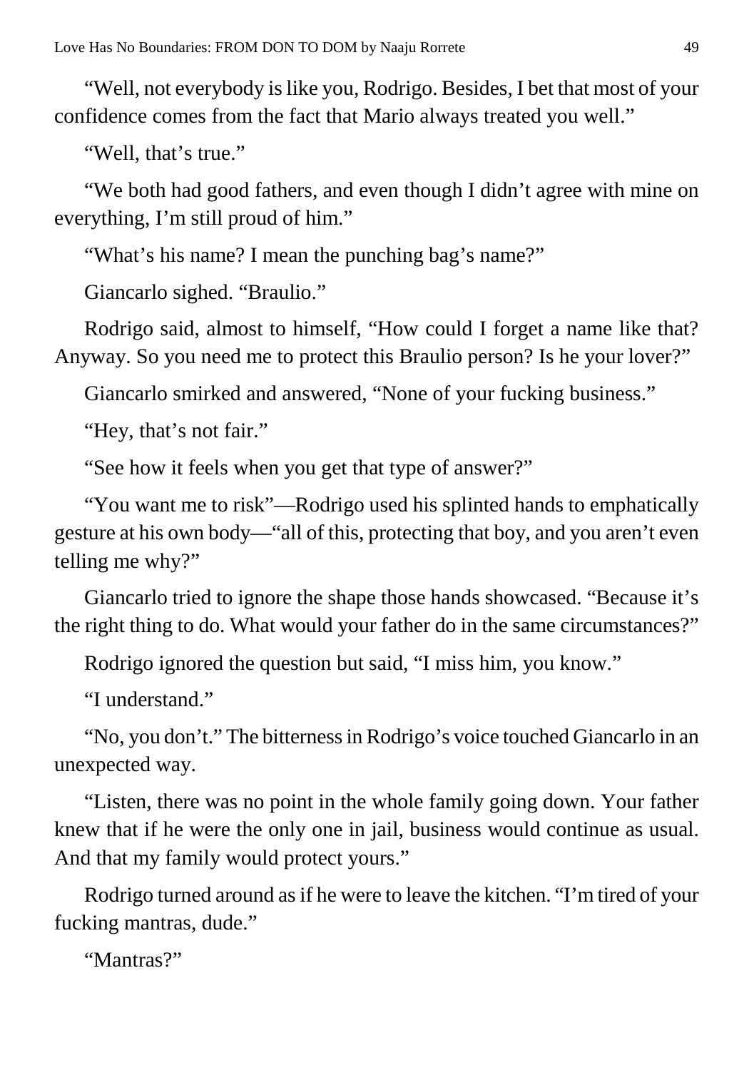"Well, not everybody is like you, Rodrigo. Besides, I bet that most of your confidence comes from the fact that Mario always treated you well."

"Well, that's true."

"We both had good fathers, and even though I didn't agree with mine on everything, I'm still proud of him."

"What's his name? I mean the punching bag's name?"

Giancarlo sighed. "Braulio."

Rodrigo said, almost to himself, "How could I forget a name like that? Anyway. So you need me to protect this Braulio person? Is he your lover?"

Giancarlo smirked and answered, "None of your fucking business."

"Hey, that's not fair."

"See how it feels when you get that type of answer?"

"You want me to risk"—Rodrigo used his splinted hands to emphatically gesture at his own body—"all of this, protecting that boy, and you aren't even telling me why?"

Giancarlo tried to ignore the shape those hands showcased. "Because it's the right thing to do. What would your father do in the same circumstances?"

Rodrigo ignored the question but said, "I miss him, you know."

"I understand."

"No, you don't." The bitterness in Rodrigo's voice touched Giancarlo in an unexpected way.

"Listen, there was no point in the whole family going down. Your father knew that if he were the only one in jail, business would continue as usual. And that my family would protect yours."

Rodrigo turned around as if he were to leave the kitchen. "I'm tired of your fucking mantras, dude."

"Mantras?"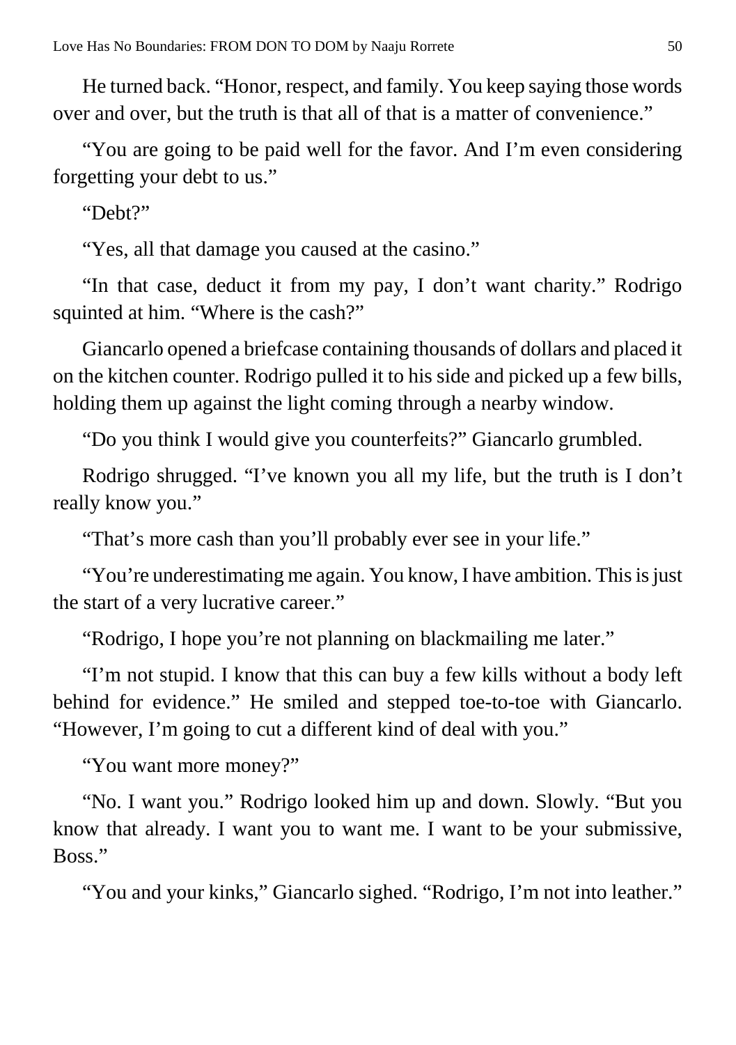He turned back. "Honor, respect, and family. You keep saying those words over and over, but the truth is that all of that is a matter of convenience."

"You are going to be paid well for the favor. And I'm even considering forgetting your debt to us."

"Debt?"

"Yes, all that damage you caused at the casino."

"In that case, deduct it from my pay, I don't want charity." Rodrigo squinted at him. "Where is the cash?"

Giancarlo opened a briefcase containing thousands of dollars and placed it on the kitchen counter. Rodrigo pulled it to his side and picked up a few bills, holding them up against the light coming through a nearby window.

"Do you think I would give you counterfeits?" Giancarlo grumbled.

Rodrigo shrugged. "I've known you all my life, but the truth is I don't really know you."

"That's more cash than you'll probably ever see in your life."

"You're underestimating me again. You know, I have ambition. This is just the start of a very lucrative career."

"Rodrigo, I hope you're not planning on blackmailing me later."

"I'm not stupid. I know that this can buy a few kills without a body left behind for evidence." He smiled and stepped toe-to-toe with Giancarlo. "However, I'm going to cut a different kind of deal with you."

"You want more money?"

"No. I want you." Rodrigo looked him up and down. Slowly. "But you know that already. I want you to want me. I want to be your submissive, Boss."

"You and your kinks," Giancarlo sighed. "Rodrigo, I'm not into leather."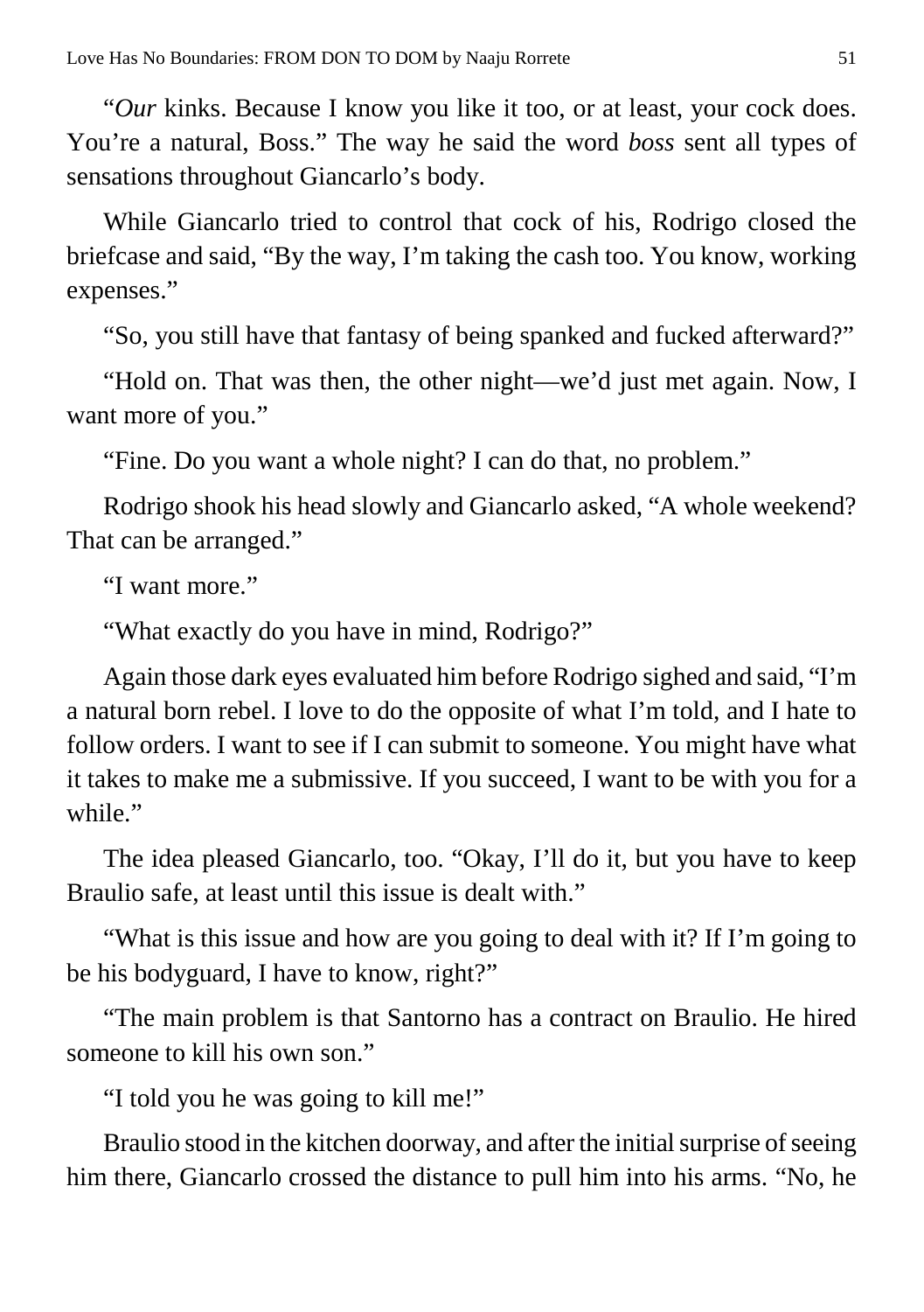"*Our* kinks. Because I know you like it too, or at least, your cock does. You're a natural, Boss." The way he said the word *boss* sent all types of sensations throughout Giancarlo's body.

While Giancarlo tried to control that cock of his, Rodrigo closed the briefcase and said, "By the way, I'm taking the cash too. You know, working expenses."

"So, you still have that fantasy of being spanked and fucked afterward?"

"Hold on. That was then, the other night—we'd just met again. Now, I want more of you."

"Fine. Do you want a whole night? I can do that, no problem."

Rodrigo shook his head slowly and Giancarlo asked, "A whole weekend? That can be arranged."

"I want more."

"What exactly do you have in mind, Rodrigo?"

Again those dark eyes evaluated him before Rodrigo sighed and said, "I'm a natural born rebel. I love to do the opposite of what I'm told, and I hate to follow orders. I want to see if I can submit to someone. You might have what it takes to make me a submissive. If you succeed, I want to be with you for a while."

The idea pleased Giancarlo, too. "Okay, I'll do it, but you have to keep Braulio safe, at least until this issue is dealt with."

"What is this issue and how are you going to deal with it? If I'm going to be his bodyguard, I have to know, right?"

"The main problem is that Santorno has a contract on Braulio. He hired someone to kill his own son."

"I told you he was going to kill me!"

Braulio stood in the kitchen doorway, and after the initial surprise of seeing him there, Giancarlo crossed the distance to pull him into his arms. "No, he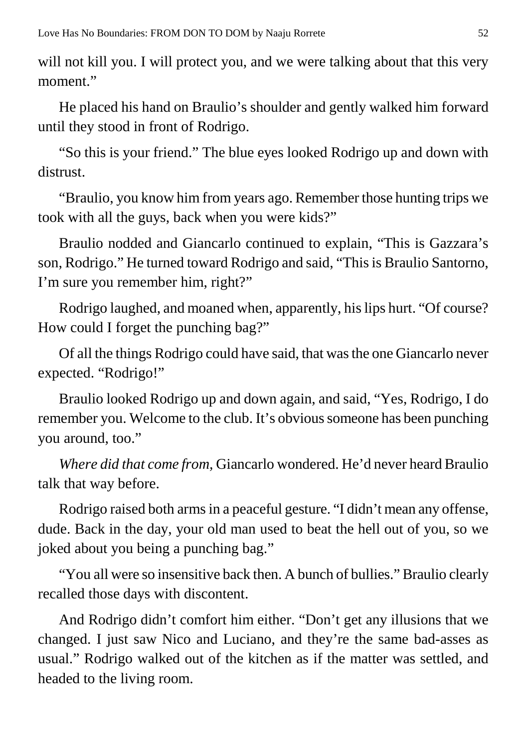will not kill you. I will protect you, and we were talking about that this very moment."

He placed his hand on Braulio's shoulder and gently walked him forward until they stood in front of Rodrigo.

"So this is your friend." The blue eyes looked Rodrigo up and down with distrust.

"Braulio, you know him from years ago. Remember those hunting trips we took with all the guys, back when you were kids?"

Braulio nodded and Giancarlo continued to explain, "This is Gazzara's son, Rodrigo." He turned toward Rodrigo and said, "This is Braulio Santorno, I'm sure you remember him, right?"

Rodrigo laughed, and moaned when, apparently, his lips hurt. "Of course? How could I forget the punching bag?"

Of all the things Rodrigo could have said, that was the one Giancarlo never expected. "Rodrigo!"

Braulio looked Rodrigo up and down again, and said, "Yes, Rodrigo, I do remember you. Welcome to the club. It's obvious someone has been punching you around, too."

*Where did that come from,* Giancarlo wondered. He'd never heard Braulio talk that way before.

Rodrigo raised both arms in a peaceful gesture. "I didn't mean any offense, dude. Back in the day, your old man used to beat the hell out of you, so we joked about you being a punching bag."

"You all were so insensitive back then. A bunch of bullies." Braulio clearly recalled those days with discontent.

And Rodrigo didn't comfort him either. "Don't get any illusions that we changed. I just saw Nico and Luciano, and they're the same bad-asses as usual." Rodrigo walked out of the kitchen as if the matter was settled, and headed to the living room.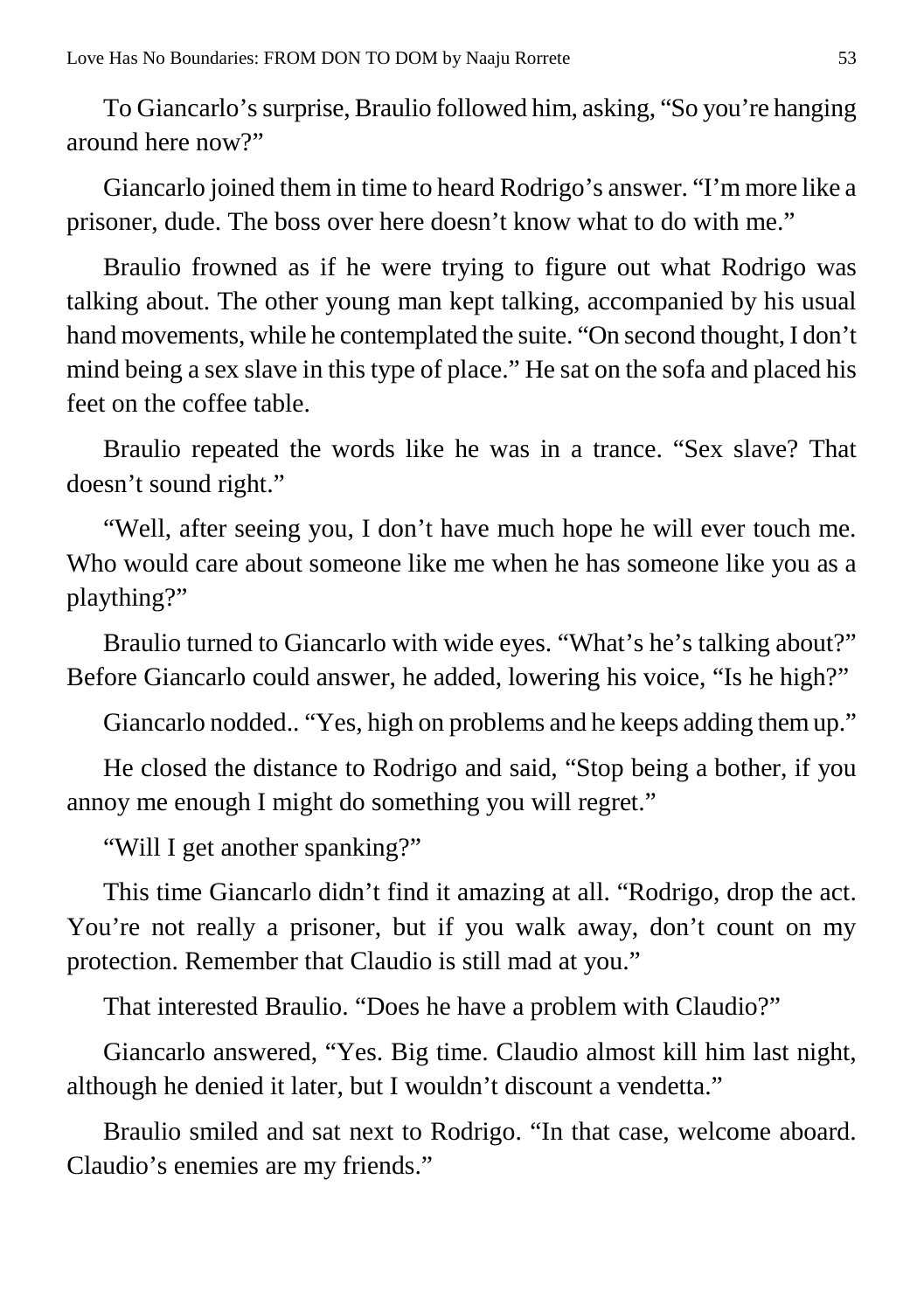To Giancarlo's surprise, Braulio followed him, asking, "So you're hanging around here now?"

Giancarlo joined them in time to heard Rodrigo's answer. "I'm more like a prisoner, dude. The boss over here doesn't know what to do with me."

Braulio frowned as if he were trying to figure out what Rodrigo was talking about. The other young man kept talking, accompanied by his usual hand movements, while he contemplated the suite. "On second thought, I don't mind being a sex slave in this type of place." He sat on the sofa and placed his feet on the coffee table.

Braulio repeated the words like he was in a trance. "Sex slave? That doesn't sound right."

"Well, after seeing you, I don't have much hope he will ever touch me. Who would care about someone like me when he has someone like you as a plaything?"

Braulio turned to Giancarlo with wide eyes. "What's he's talking about?" Before Giancarlo could answer, he added, lowering his voice, "Is he high?"

Giancarlo nodded.. "Yes, high on problems and he keeps adding them up."

He closed the distance to Rodrigo and said, "Stop being a bother, if you annoy me enough I might do something you will regret."

"Will I get another spanking?"

This time Giancarlo didn't find it amazing at all. "Rodrigo, drop the act. You're not really a prisoner, but if you walk away, don't count on my protection. Remember that Claudio is still mad at you."

That interested Braulio. "Does he have a problem with Claudio?"

Giancarlo answered, "Yes. Big time. Claudio almost kill him last night, although he denied it later, but I wouldn't discount a vendetta."

Braulio smiled and sat next to Rodrigo. "In that case, welcome aboard. Claudio's enemies are my friends."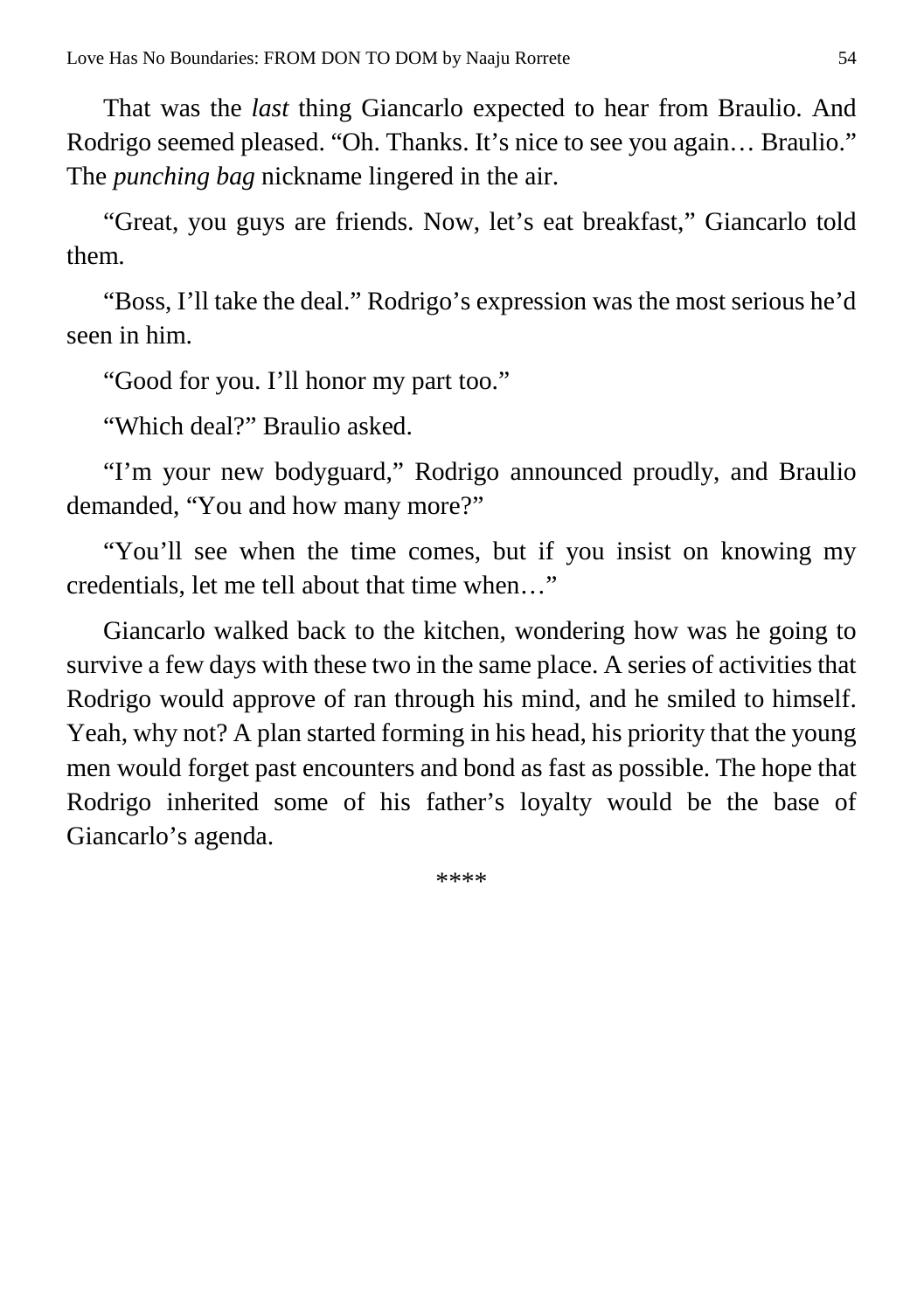That was the *last* thing Giancarlo expected to hear from Braulio. And Rodrigo seemed pleased. "Oh. Thanks. It's nice to see you again… Braulio." The *punching bag* nickname lingered in the air.

"Great, you guys are friends. Now, let's eat breakfast," Giancarlo told them.

"Boss, I'll take the deal." Rodrigo's expression was the most serious he'd seen in him.

"Good for you. I'll honor my part too."

"Which deal?" Braulio asked.

"I'm your new bodyguard," Rodrigo announced proudly, and Braulio demanded, "You and how many more?"

"You'll see when the time comes, but if you insist on knowing my credentials, let me tell about that time when…"

Giancarlo walked back to the kitchen, wondering how was he going to survive a few days with these two in the same place. A series of activities that Rodrigo would approve of ran through his mind, and he smiled to himself. Yeah, why not? A plan started forming in his head, his priority that the young men would forget past encounters and bond as fast as possible. The hope that Rodrigo inherited some of his father's loyalty would be the base of Giancarlo's agenda.

****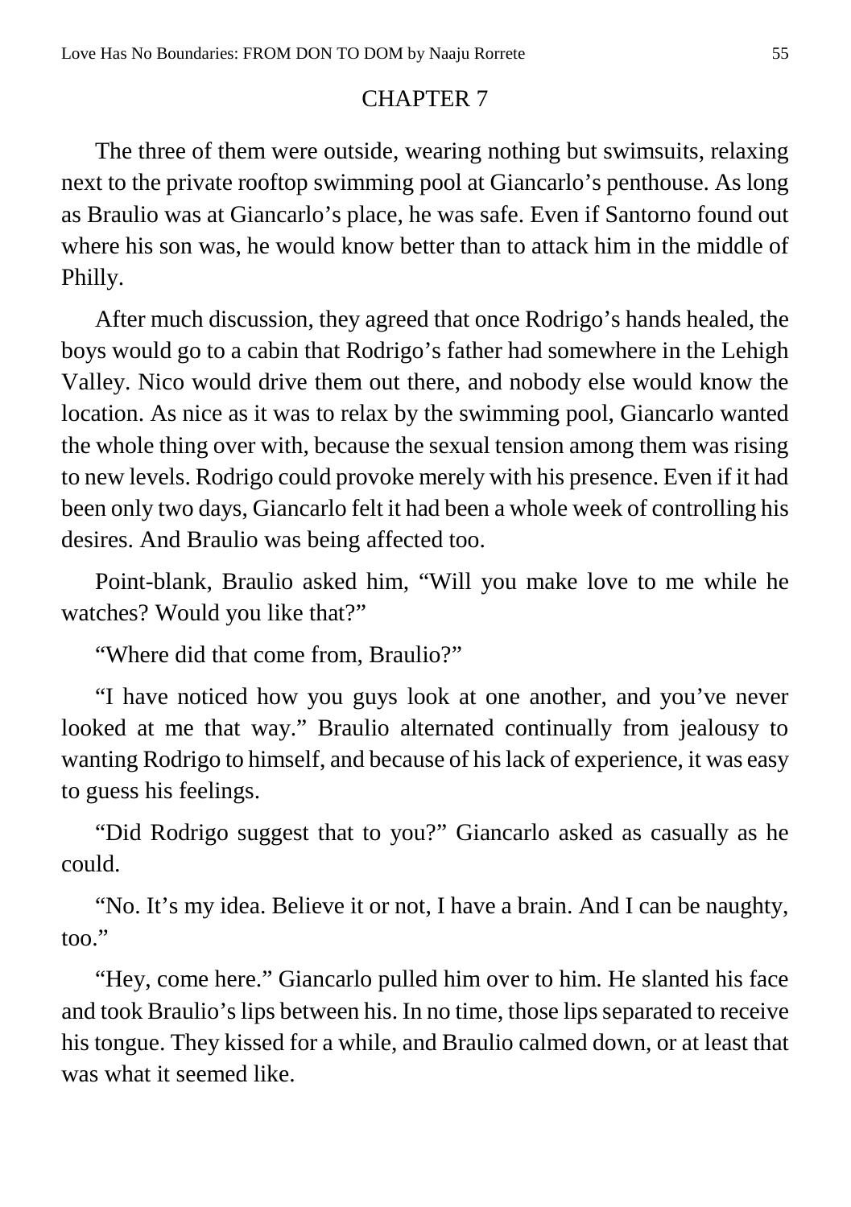# CHAPTER 7

The three of them were outside, wearing nothing but swimsuits, relaxing next to the private rooftop swimming pool at Giancarlo's penthouse. As long as Braulio was at Giancarlo's place, he was safe. Even if Santorno found out where his son was, he would know better than to attack him in the middle of Philly.

After much discussion, they agreed that once Rodrigo's hands healed, the boys would go to a cabin that Rodrigo's father had somewhere in the Lehigh Valley. Nico would drive them out there, and nobody else would know the location. As nice as it was to relax by the swimming pool, Giancarlo wanted the whole thing over with, because the sexual tension among them was rising to new levels. Rodrigo could provoke merely with his presence. Even if it had been only two days, Giancarlo felt it had been a whole week of controlling his desires. And Braulio was being affected too.

Point-blank, Braulio asked him, "Will you make love to me while he watches? Would you like that?"

"Where did that come from, Braulio?"

"I have noticed how you guys look at one another, and you've never looked at me that way." Braulio alternated continually from jealousy to wanting Rodrigo to himself, and because of his lack of experience, it was easy to guess his feelings.

"Did Rodrigo suggest that to you?" Giancarlo asked as casually as he could.

"No. It's my idea. Believe it or not, I have a brain. And I can be naughty, too."

"Hey, come here." Giancarlo pulled him over to him. He slanted his face and took Braulio's lips between his. In no time, those lips separated to receive his tongue. They kissed for a while, and Braulio calmed down, or at least that was what it seemed like.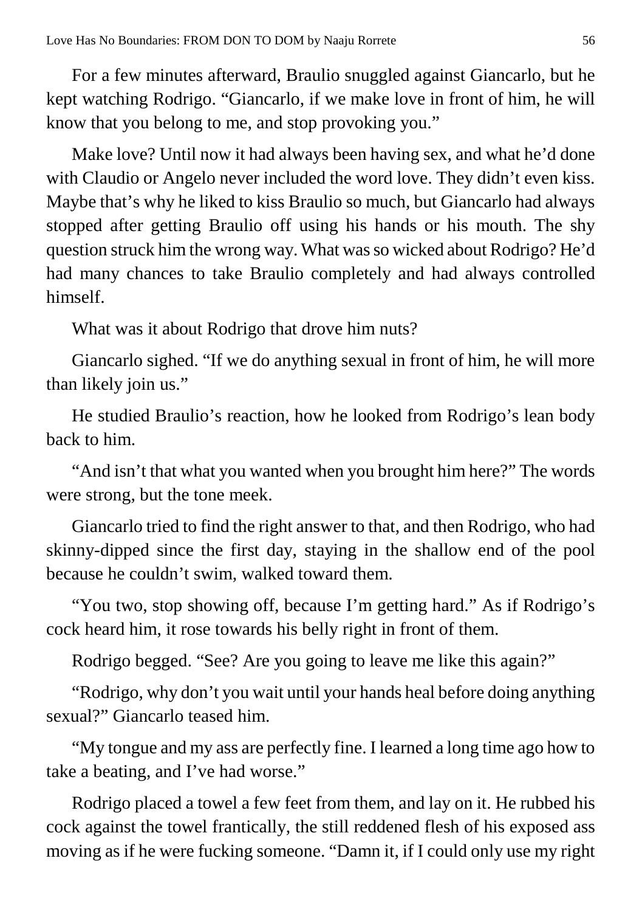For a few minutes afterward, Braulio snuggled against Giancarlo, but he kept watching Rodrigo. "Giancarlo, if we make love in front of him, he will know that you belong to me, and stop provoking you."

Make love? Until now it had always been having sex, and what he'd done with Claudio or Angelo never included the word love. They didn't even kiss. Maybe that's why he liked to kiss Braulio so much, but Giancarlo had always stopped after getting Braulio off using his hands or his mouth. The shy question struck him the wrong way. What was so wicked about Rodrigo? He'd had many chances to take Braulio completely and had always controlled himself.

What was it about Rodrigo that drove him nuts?

Giancarlo sighed. "If we do anything sexual in front of him, he will more than likely join us."

He studied Braulio's reaction, how he looked from Rodrigo's lean body back to him.

"And isn't that what you wanted when you brought him here?" The words were strong, but the tone meek.

Giancarlo tried to find the right answer to that, and then Rodrigo, who had skinny-dipped since the first day, staying in the shallow end of the pool because he couldn't swim, walked toward them.

"You two, stop showing off, because I'm getting hard." As if Rodrigo's cock heard him, it rose towards his belly right in front of them.

Rodrigo begged. "See? Are you going to leave me like this again?"

"Rodrigo, why don't you wait until your hands heal before doing anything sexual?" Giancarlo teased him.

"My tongue and my ass are perfectly fine. I learned a long time ago how to take a beating, and I've had worse."

Rodrigo placed a towel a few feet from them, and lay on it. He rubbed his cock against the towel frantically, the still reddened flesh of his exposed ass moving as if he were fucking someone. "Damn it, if I could only use my right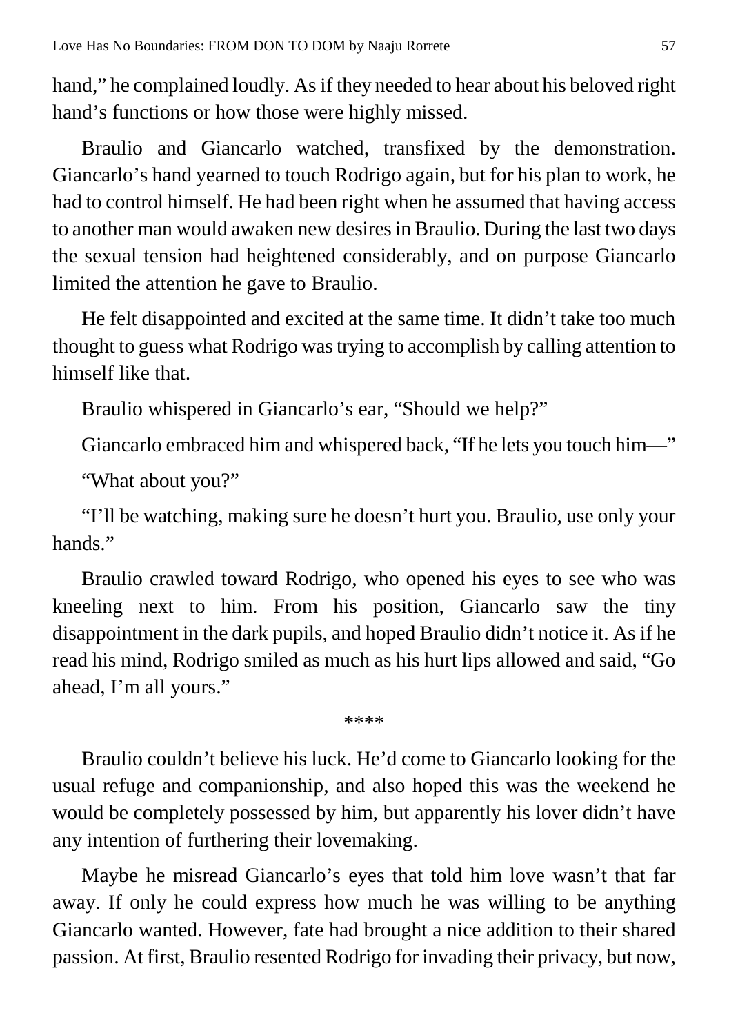hand," he complained loudly. As if they needed to hear about his beloved right hand's functions or how those were highly missed.

Braulio and Giancarlo watched, transfixed by the demonstration. Giancarlo's hand yearned to touch Rodrigo again, but for his plan to work, he had to control himself. He had been right when he assumed that having access to another man would awaken new desires in Braulio. During the last two days the sexual tension had heightened considerably, and on purpose Giancarlo limited the attention he gave to Braulio.

He felt disappointed and excited at the same time. It didn't take too much thought to guess what Rodrigo was trying to accomplish by calling attention to himself like that.

Braulio whispered in Giancarlo's ear, "Should we help?"

Giancarlo embraced him and whispered back, "If he lets you touch him—"

"What about you?"

"I'll be watching, making sure he doesn't hurt you. Braulio, use only your hands."

Braulio crawled toward Rodrigo, who opened his eyes to see who was kneeling next to him. From his position, Giancarlo saw the tiny disappointment in the dark pupils, and hoped Braulio didn't notice it. As if he read his mind, Rodrigo smiled as much as his hurt lips allowed and said, "Go ahead, I'm all yours."

****

Braulio couldn't believe his luck. He'd come to Giancarlo looking for the usual refuge and companionship, and also hoped this was the weekend he would be completely possessed by him, but apparently his lover didn't have any intention of furthering their lovemaking.

Maybe he misread Giancarlo's eyes that told him love wasn't that far away. If only he could express how much he was willing to be anything Giancarlo wanted. However, fate had brought a nice addition to their shared passion. At first, Braulio resented Rodrigo for invading their privacy, but now,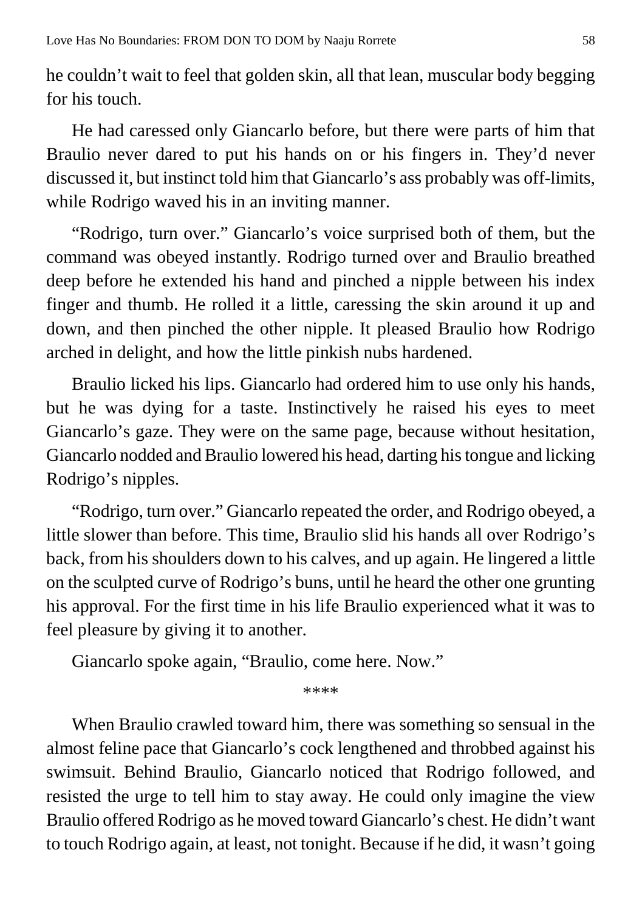he couldn't wait to feel that golden skin, all that lean, muscular body begging for his touch.

He had caressed only Giancarlo before, but there were parts of him that Braulio never dared to put his hands on or his fingers in. They'd never discussed it, but instinct told him that Giancarlo's ass probably was off-limits, while Rodrigo waved his in an inviting manner.

"Rodrigo, turn over." Giancarlo's voice surprised both of them, but the command was obeyed instantly. Rodrigo turned over and Braulio breathed deep before he extended his hand and pinched a nipple between his index finger and thumb. He rolled it a little, caressing the skin around it up and down, and then pinched the other nipple. It pleased Braulio how Rodrigo arched in delight, and how the little pinkish nubs hardened.

Braulio licked his lips. Giancarlo had ordered him to use only his hands, but he was dying for a taste. Instinctively he raised his eyes to meet Giancarlo's gaze. They were on the same page, because without hesitation, Giancarlo nodded and Braulio lowered his head, darting his tongue and licking Rodrigo's nipples.

"Rodrigo, turn over." Giancarlo repeated the order, and Rodrigo obeyed, a little slower than before. This time, Braulio slid his hands all over Rodrigo's back, from his shoulders down to his calves, and up again. He lingered a little on the sculpted curve of Rodrigo's buns, until he heard the other one grunting his approval. For the first time in his life Braulio experienced what it was to feel pleasure by giving it to another.

Giancarlo spoke again, "Braulio, come here. Now."

****

When Braulio crawled toward him, there was something so sensual in the almost feline pace that Giancarlo's cock lengthened and throbbed against his swimsuit. Behind Braulio, Giancarlo noticed that Rodrigo followed, and resisted the urge to tell him to stay away. He could only imagine the view Braulio offered Rodrigo as he moved toward Giancarlo's chest. He didn't want to touch Rodrigo again, at least, not tonight. Because if he did, it wasn't going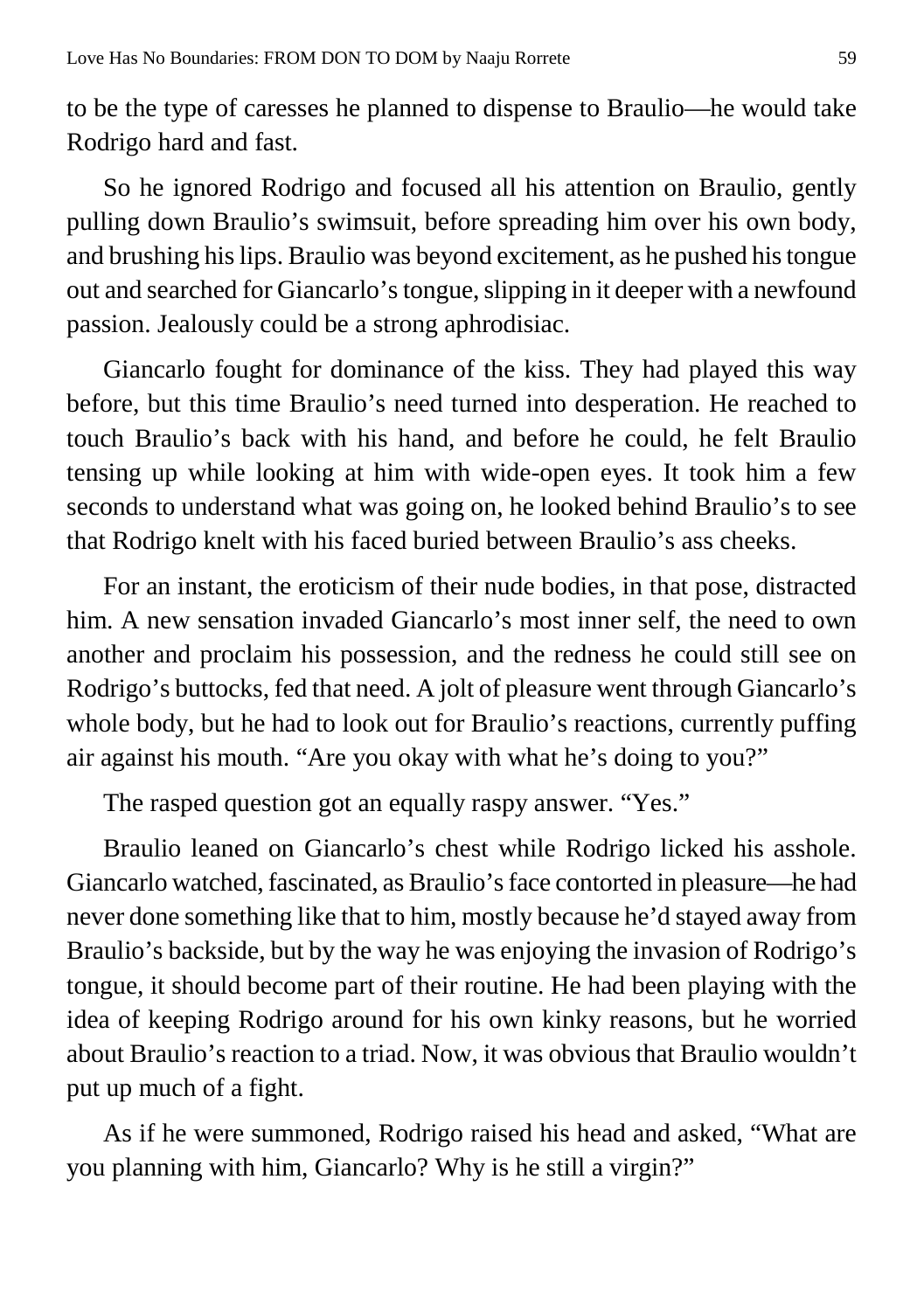to be the type of caresses he planned to dispense to Braulio—he would take Rodrigo hard and fast.

So he ignored Rodrigo and focused all his attention on Braulio, gently pulling down Braulio's swimsuit, before spreading him over his own body, and brushing his lips. Braulio was beyond excitement, as he pushed his tongue out and searched for Giancarlo's tongue, slipping in it deeper with a newfound passion. Jealously could be a strong aphrodisiac.

Giancarlo fought for dominance of the kiss. They had played this way before, but this time Braulio's need turned into desperation. He reached to touch Braulio's back with his hand, and before he could, he felt Braulio tensing up while looking at him with wide-open eyes. It took him a few seconds to understand what was going on, he looked behind Braulio's to see that Rodrigo knelt with his faced buried between Braulio's ass cheeks.

For an instant, the eroticism of their nude bodies, in that pose, distracted him. A new sensation invaded Giancarlo's most inner self, the need to own another and proclaim his possession, and the redness he could still see on Rodrigo's buttocks, fed that need. A jolt of pleasure went through Giancarlo's whole body, but he had to look out for Braulio's reactions, currently puffing air against his mouth. "Are you okay with what he's doing to you?"

The rasped question got an equally raspy answer. "Yes."

Braulio leaned on Giancarlo's chest while Rodrigo licked his asshole. Giancarlo watched, fascinated, as Braulio's face contorted in pleasure—he had never done something like that to him, mostly because he'd stayed away from Braulio's backside, but by the way he was enjoying the invasion of Rodrigo's tongue, it should become part of their routine. He had been playing with the idea of keeping Rodrigo around for his own kinky reasons, but he worried about Braulio's reaction to a triad. Now, it was obvious that Braulio wouldn't put up much of a fight.

As if he were summoned, Rodrigo raised his head and asked, "What are you planning with him, Giancarlo? Why is he still a virgin?"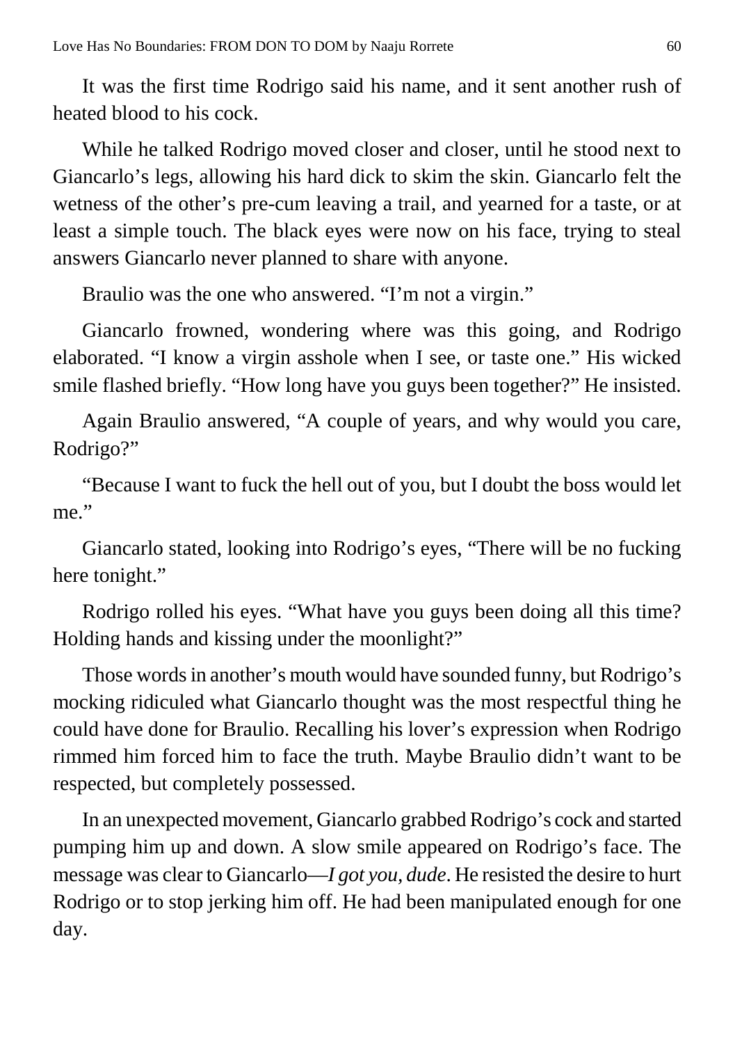It was the first time Rodrigo said his name, and it sent another rush of heated blood to his cock.

While he talked Rodrigo moved closer and closer, until he stood next to Giancarlo's legs, allowing his hard dick to skim the skin. Giancarlo felt the wetness of the other's pre-cum leaving a trail, and yearned for a taste, or at least a simple touch. The black eyes were now on his face, trying to steal answers Giancarlo never planned to share with anyone.

Braulio was the one who answered. "I'm not a virgin."

Giancarlo frowned, wondering where was this going, and Rodrigo elaborated. "I know a virgin asshole when I see, or taste one." His wicked smile flashed briefly. "How long have you guys been together?" He insisted.

Again Braulio answered, "A couple of years, and why would you care, Rodrigo?"

"Because I want to fuck the hell out of you, but I doubt the boss would let me."

Giancarlo stated, looking into Rodrigo's eyes, "There will be no fucking here tonight."

Rodrigo rolled his eyes. "What have you guys been doing all this time? Holding hands and kissing under the moonlight?"

Those words in another's mouth would have sounded funny, but Rodrigo's mocking ridiculed what Giancarlo thought was the most respectful thing he could have done for Braulio. Recalling his lover's expression when Rodrigo rimmed him forced him to face the truth. Maybe Braulio didn't want to be respected, but completely possessed.

In an unexpected movement, Giancarlo grabbed Rodrigo's cock and started pumping him up and down. A slow smile appeared on Rodrigo's face. The message was clear to Giancarlo—*I got you, dude*. He resisted the desire to hurt Rodrigo or to stop jerking him off. He had been manipulated enough for one day.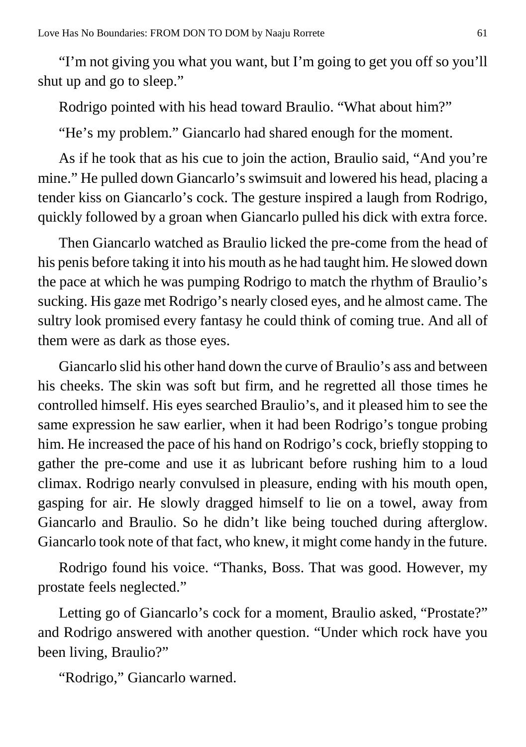"I'm not giving you what you want, but I'm going to get you off so you'll shut up and go to sleep."

Rodrigo pointed with his head toward Braulio. "What about him?"

"He's my problem." Giancarlo had shared enough for the moment.

As if he took that as his cue to join the action, Braulio said, "And you're mine." He pulled down Giancarlo's swimsuit and lowered his head, placing a tender kiss on Giancarlo's cock. The gesture inspired a laugh from Rodrigo, quickly followed by a groan when Giancarlo pulled his dick with extra force.

Then Giancarlo watched as Braulio licked the pre-come from the head of his penis before taking it into his mouth as he had taught him. He slowed down the pace at which he was pumping Rodrigo to match the rhythm of Braulio's sucking. His gaze met Rodrigo's nearly closed eyes, and he almost came. The sultry look promised every fantasy he could think of coming true. And all of them were as dark as those eyes.

Giancarlo slid his other hand down the curve of Braulio's ass and between his cheeks. The skin was soft but firm, and he regretted all those times he controlled himself. His eyes searched Braulio's, and it pleased him to see the same expression he saw earlier, when it had been Rodrigo's tongue probing him. He increased the pace of his hand on Rodrigo's cock, briefly stopping to gather the pre-come and use it as lubricant before rushing him to a loud climax. Rodrigo nearly convulsed in pleasure, ending with his mouth open, gasping for air. He slowly dragged himself to lie on a towel, away from Giancarlo and Braulio. So he didn't like being touched during afterglow. Giancarlo took note of that fact, who knew, it might come handy in the future.

Rodrigo found his voice. "Thanks, Boss. That was good. However, my prostate feels neglected."

Letting go of Giancarlo's cock for a moment, Braulio asked, "Prostate?" and Rodrigo answered with another question. "Under which rock have you been living, Braulio?"

"Rodrigo," Giancarlo warned.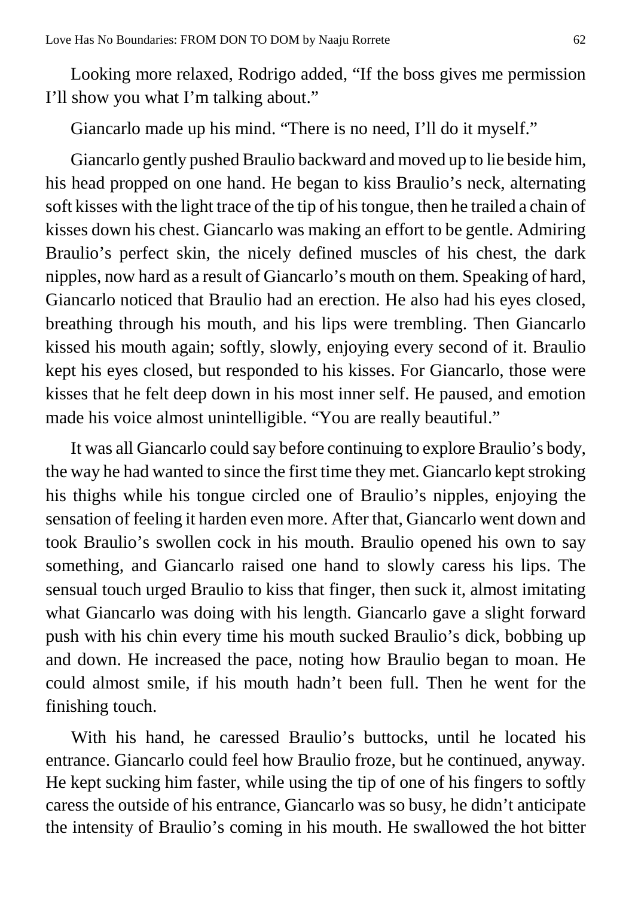Looking more relaxed, Rodrigo added, "If the boss gives me permission I'll show you what I'm talking about."

Giancarlo made up his mind. "There is no need, I'll do it myself."

Giancarlo gently pushed Braulio backward and moved up to lie beside him, his head propped on one hand. He began to kiss Braulio's neck, alternating soft kisses with the light trace of the tip of his tongue, then he trailed a chain of kisses down his chest. Giancarlo was making an effort to be gentle. Admiring Braulio's perfect skin, the nicely defined muscles of his chest, the dark nipples, now hard as a result of Giancarlo's mouth on them. Speaking of hard, Giancarlo noticed that Braulio had an erection. He also had his eyes closed, breathing through his mouth, and his lips were trembling. Then Giancarlo kissed his mouth again; softly, slowly, enjoying every second of it. Braulio kept his eyes closed, but responded to his kisses. For Giancarlo, those were kisses that he felt deep down in his most inner self. He paused, and emotion made his voice almost unintelligible. "You are really beautiful."

It was all Giancarlo could say before continuing to explore Braulio's body, the way he had wanted to since the first time they met. Giancarlo kept stroking his thighs while his tongue circled one of Braulio's nipples, enjoying the sensation of feeling it harden even more. After that, Giancarlo went down and took Braulio's swollen cock in his mouth. Braulio opened his own to say something, and Giancarlo raised one hand to slowly caress his lips. The sensual touch urged Braulio to kiss that finger, then suck it, almost imitating what Giancarlo was doing with his length. Giancarlo gave a slight forward push with his chin every time his mouth sucked Braulio's dick, bobbing up and down. He increased the pace, noting how Braulio began to moan. He could almost smile, if his mouth hadn't been full. Then he went for the finishing touch.

With his hand, he caressed Braulio's buttocks, until he located his entrance. Giancarlo could feel how Braulio froze, but he continued, anyway. He kept sucking him faster, while using the tip of one of his fingers to softly caress the outside of his entrance, Giancarlo was so busy, he didn't anticipate the intensity of Braulio's coming in his mouth. He swallowed the hot bitter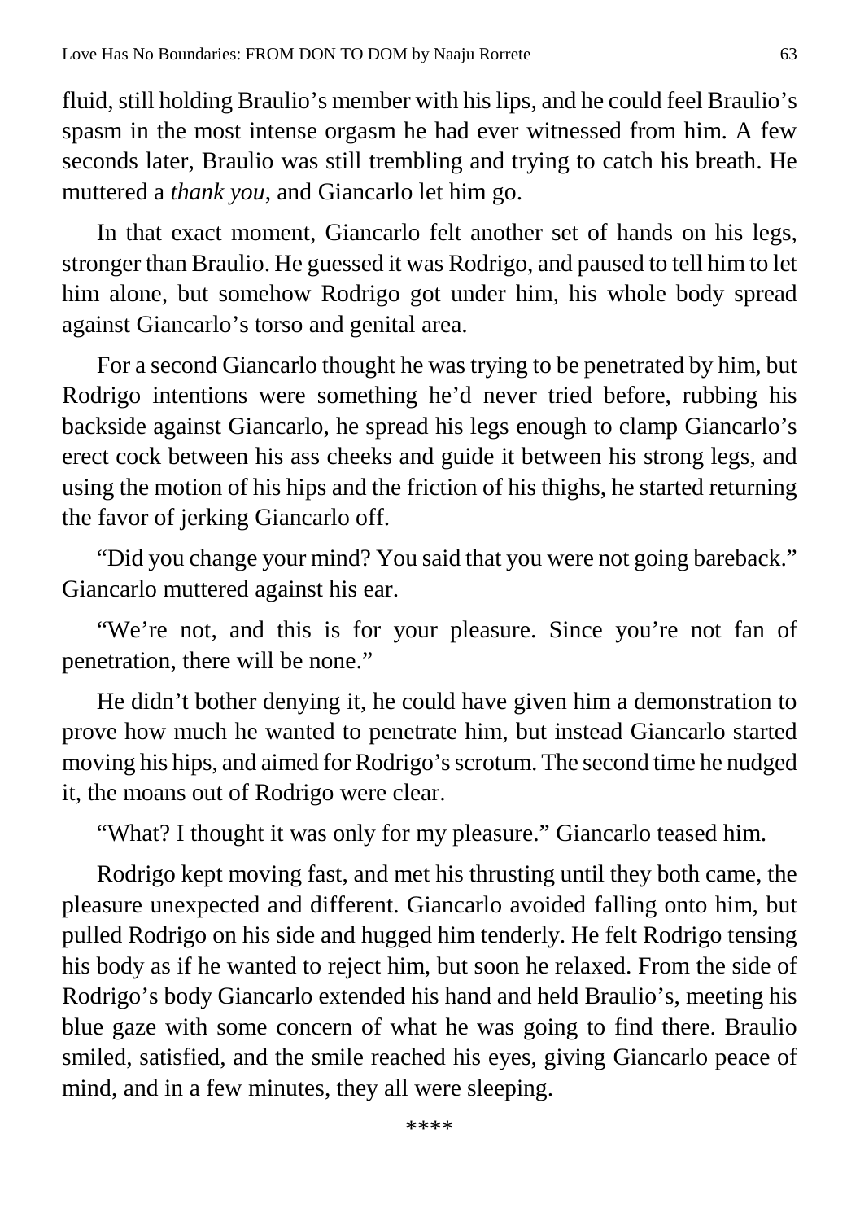fluid, still holding Braulio's member with his lips, and he could feel Braulio's spasm in the most intense orgasm he had ever witnessed from him. A few seconds later, Braulio was still trembling and trying to catch his breath. He muttered a *thank you*, and Giancarlo let him go.

In that exact moment, Giancarlo felt another set of hands on his legs, stronger than Braulio. He guessed it was Rodrigo, and paused to tell him to let him alone, but somehow Rodrigo got under him, his whole body spread against Giancarlo's torso and genital area.

For a second Giancarlo thought he was trying to be penetrated by him, but Rodrigo intentions were something he'd never tried before, rubbing his backside against Giancarlo, he spread his legs enough to clamp Giancarlo's erect cock between his ass cheeks and guide it between his strong legs, and using the motion of his hips and the friction of his thighs, he started returning the favor of jerking Giancarlo off.

"Did you change your mind? You said that you were not going bareback." Giancarlo muttered against his ear.

"We're not, and this is for your pleasure. Since you're not fan of penetration, there will be none."

He didn't bother denying it, he could have given him a demonstration to prove how much he wanted to penetrate him, but instead Giancarlo started moving his hips, and aimed for Rodrigo's scrotum. The second time he nudged it, the moans out of Rodrigo were clear.

"What? I thought it was only for my pleasure." Giancarlo teased him.

Rodrigo kept moving fast, and met his thrusting until they both came, the pleasure unexpected and different. Giancarlo avoided falling onto him, but pulled Rodrigo on his side and hugged him tenderly. He felt Rodrigo tensing his body as if he wanted to reject him, but soon he relaxed. From the side of Rodrigo's body Giancarlo extended his hand and held Braulio's, meeting his blue gaze with some concern of what he was going to find there. Braulio smiled, satisfied, and the smile reached his eyes, giving Giancarlo peace of mind, and in a few minutes, they all were sleeping.

\*\*\*\*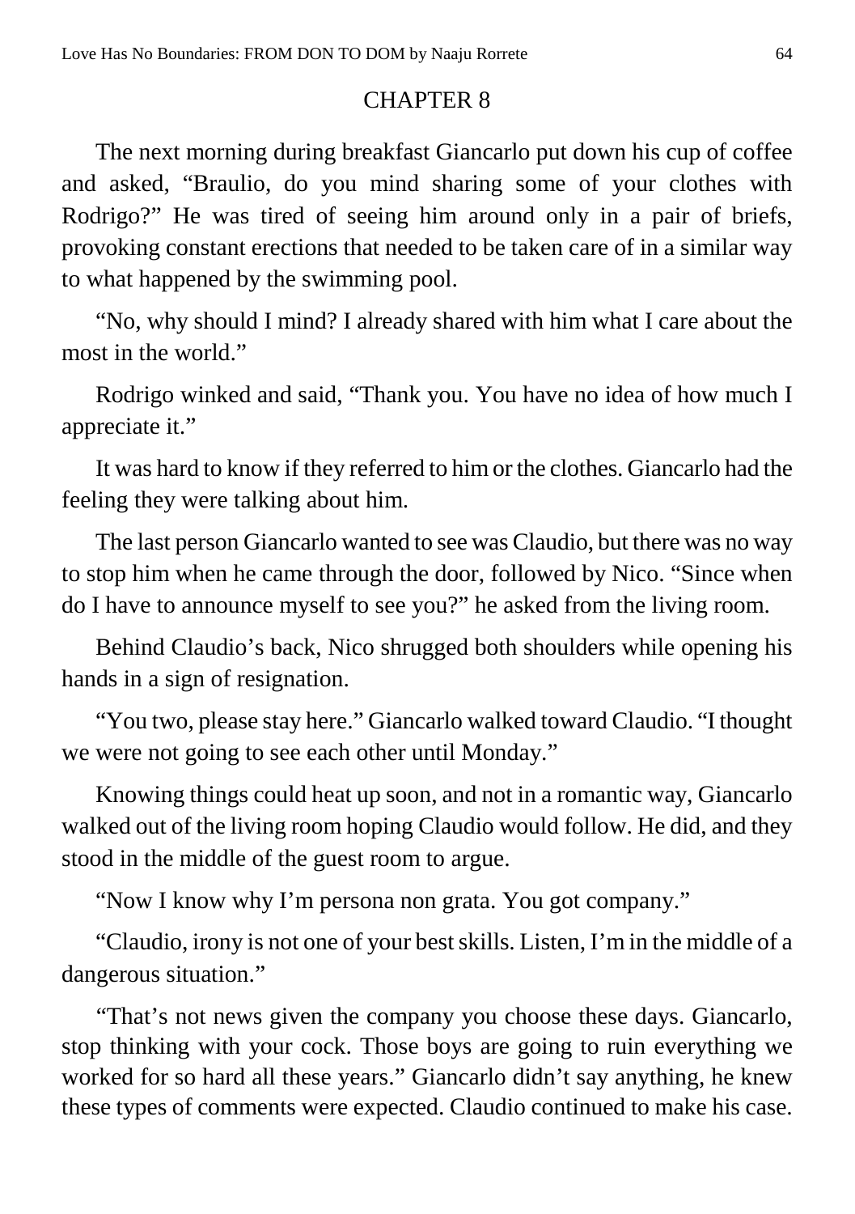## CHAPTER 8

The next morning during breakfast Giancarlo put down his cup of coffee and asked, "Braulio, do you mind sharing some of your clothes with Rodrigo?" He was tired of seeing him around only in a pair of briefs, provoking constant erections that needed to be taken care of in a similar way to what happened by the swimming pool.

"No, why should I mind? I already shared with him what I care about the most in the world."

Rodrigo winked and said, "Thank you. You have no idea of how much I appreciate it."

It was hard to know if they referred to him or the clothes. Giancarlo had the feeling they were talking about him.

The last person Giancarlo wanted to see was Claudio, but there was no way to stop him when he came through the door, followed by Nico. "Since when do I have to announce myself to see you?" he asked from the living room.

Behind Claudio's back, Nico shrugged both shoulders while opening his hands in a sign of resignation.

"You two, please stay here." Giancarlo walked toward Claudio. "I thought we were not going to see each other until Monday."

Knowing things could heat up soon, and not in a romantic way, Giancarlo walked out of the living room hoping Claudio would follow. He did, and they stood in the middle of the guest room to argue.

"Now I know why I'm persona non grata. You got company."

"Claudio, irony is not one of your best skills. Listen, I'm in the middle of a dangerous situation."

"That's not news given the company you choose these days. Giancarlo, stop thinking with your cock. Those boys are going to ruin everything we worked for so hard all these years." Giancarlo didn't say anything, he knew these types of comments were expected. Claudio continued to make his case.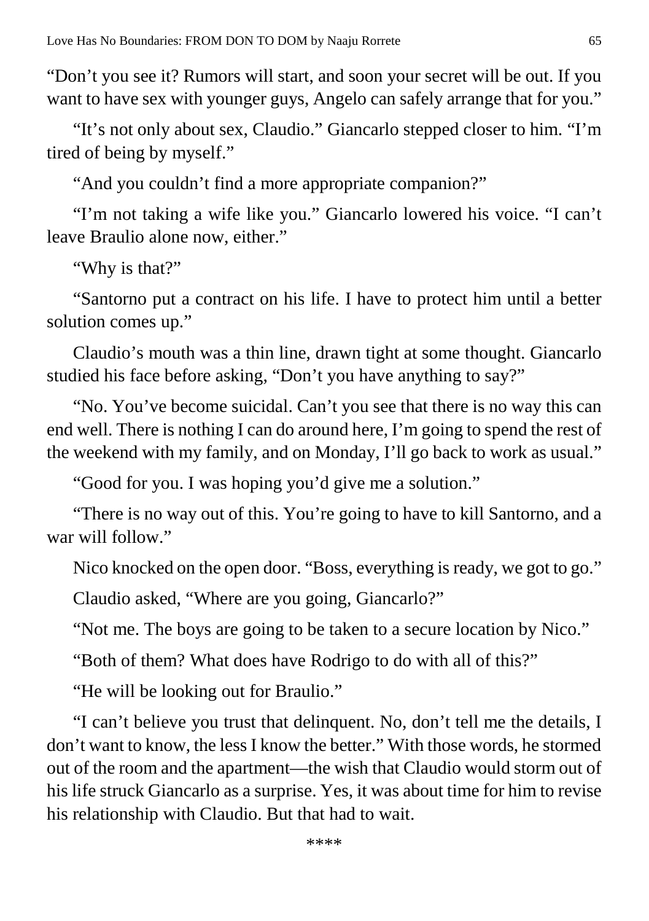"Don't you see it? Rumors will start, and soon your secret will be out. If you want to have sex with younger guys, Angelo can safely arrange that for you."

"It's not only about sex, Claudio." Giancarlo stepped closer to him. "I'm tired of being by myself."

"And you couldn't find a more appropriate companion?"

"I'm not taking a wife like you." Giancarlo lowered his voice. "I can't leave Braulio alone now, either."

"Why is that?"

"Santorno put a contract on his life. I have to protect him until a better solution comes up."

Claudio's mouth was a thin line, drawn tight at some thought. Giancarlo studied his face before asking, "Don't you have anything to say?"

"No. You've become suicidal. Can't you see that there is no way this can end well. There is nothing I can do around here, I'm going to spend the rest of the weekend with my family, and on Monday, I'll go back to work as usual."

"Good for you. I was hoping you'd give me a solution."

"There is no way out of this. You're going to have to kill Santorno, and a war will follow."

Nico knocked on the open door. "Boss, everything is ready, we got to go."

Claudio asked, "Where are you going, Giancarlo?"

"Not me. The boys are going to be taken to a secure location by Nico."

"Both of them? What does have Rodrigo to do with all of this?"

"He will be looking out for Braulio."

"I can't believe you trust that delinquent. No, don't tell me the details, I don't want to know, the less I know the better." With those words, he stormed out of the room and the apartment—the wish that Claudio would storm out of his life struck Giancarlo as a surprise. Yes, it was about time for him to revise his relationship with Claudio. But that had to wait.

\*\*\*\*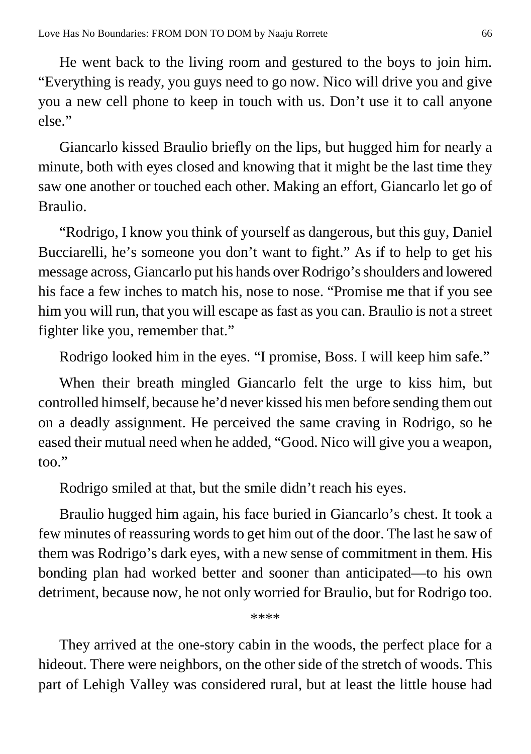He went back to the living room and gestured to the boys to join him. "Everything is ready, you guys need to go now. Nico will drive you and give you a new cell phone to keep in touch with us. Don't use it to call anyone else."

Giancarlo kissed Braulio briefly on the lips, but hugged him for nearly a minute, both with eyes closed and knowing that it might be the last time they saw one another or touched each other. Making an effort, Giancarlo let go of Braulio.

"Rodrigo, I know you think of yourself as dangerous, but this guy, Daniel Bucciarelli, he's someone you don't want to fight." As if to help to get his message across, Giancarlo put his hands over Rodrigo's shoulders and lowered his face a few inches to match his, nose to nose. "Promise me that if you see him you will run, that you will escape as fast as you can. Braulio is not a street fighter like you, remember that."

Rodrigo looked him in the eyes. "I promise, Boss. I will keep him safe."

When their breath mingled Giancarlo felt the urge to kiss him, but controlled himself, because he'd never kissed his men before sending them out on a deadly assignment. He perceived the same craving in Rodrigo, so he eased their mutual need when he added, "Good. Nico will give you a weapon, too."

Rodrigo smiled at that, but the smile didn't reach his eyes.

Braulio hugged him again, his face buried in Giancarlo's chest. It took a few minutes of reassuring words to get him out of the door. The last he saw of them was Rodrigo's dark eyes, with a new sense of commitment in them. His bonding plan had worked better and sooner than anticipated—to his own detriment, because now, he not only worried for Braulio, but for Rodrigo too.

****

They arrived at the one-story cabin in the woods, the perfect place for a hideout. There were neighbors, on the other side of the stretch of woods. This part of Lehigh Valley was considered rural, but at least the little house had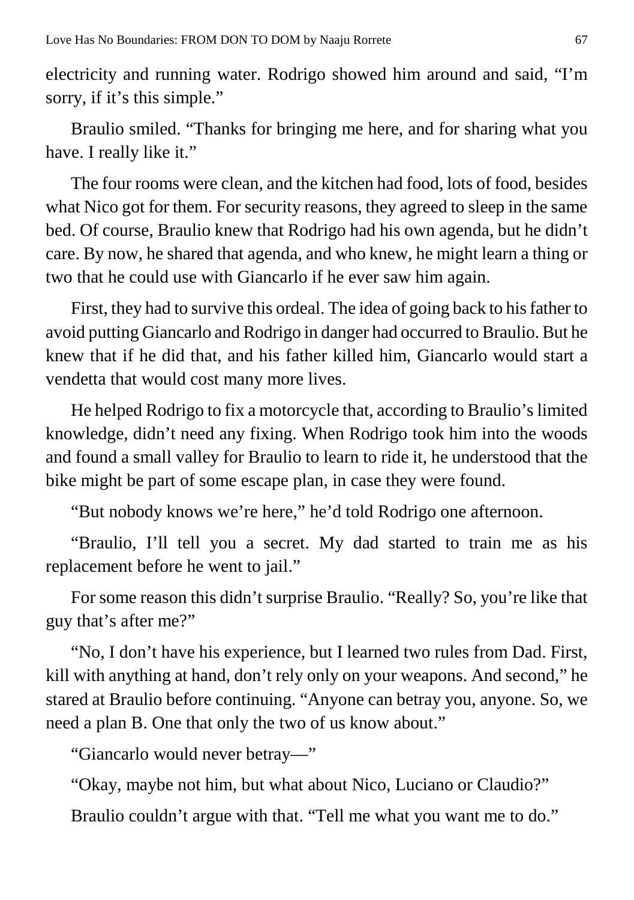electricity and running water. Rodrigo showed him around and said, "I'm sorry, if it's this simple."

Braulio smiled. "Thanks for bringing me here, and for sharing what you have. I really like it."

The four rooms were clean, and the kitchen had food, lots of food, besides what Nico got for them. For security reasons, they agreed to sleep in the same bed. Of course, Braulio knew that Rodrigo had his own agenda, but he didn't care. By now, he shared that agenda, and who knew, he might learn a thing or two that he could use with Giancarlo if he ever saw him again.

First, they had to survive this ordeal. The idea of going back to his father to avoid putting Giancarlo and Rodrigo in danger had occurred to Braulio. But he knew that if he did that, and his father killed him, Giancarlo would start a vendetta that would cost many more lives.

He helped Rodrigo to fix a motorcycle that, according to Braulio's limited knowledge, didn't need any fixing. When Rodrigo took him into the woods and found a small valley for Braulio to learn to ride it, he understood that the bike might be part of some escape plan, in case they were found.

"But nobody knows we're here," he'd told Rodrigo one afternoon.

"Braulio, I'll tell you a secret. My dad started to train me as his replacement before he went to jail."

For some reason this didn't surprise Braulio. "Really? So, you're like that guy that's after me?"

"No, I don't have his experience, but I learned two rules from Dad. First, kill with anything at hand, don't rely only on your weapons. And second," he stared at Braulio before continuing. "Anyone can betray you, anyone. So, we need a plan B. One that only the two of us know about."

"Giancarlo would never betray—"

"Okay, maybe not him, but what about Nico, Luciano or Claudio?"

Braulio couldn't argue with that. "Tell me what you want me to do."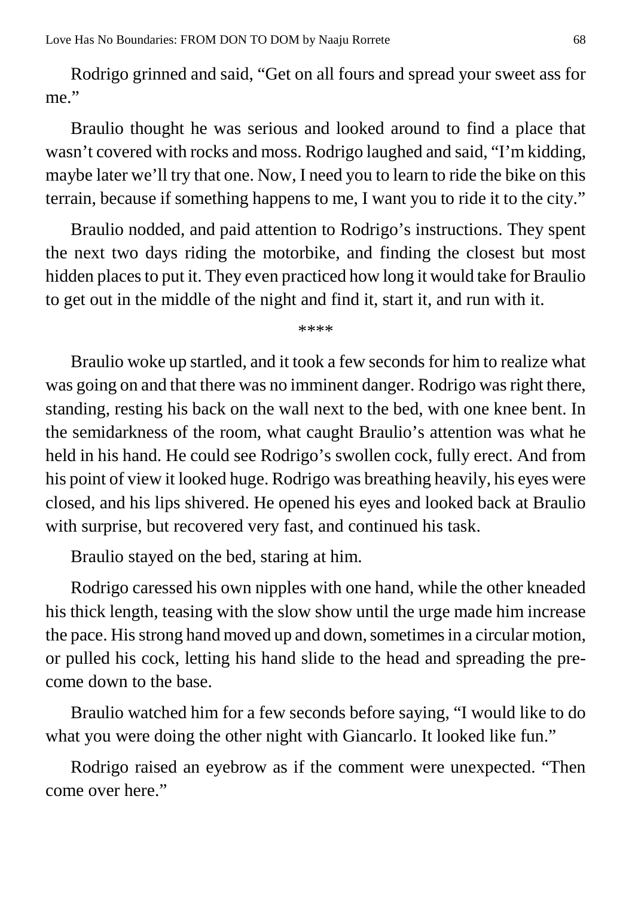Rodrigo grinned and said, "Get on all fours and spread your sweet ass for me."

Braulio thought he was serious and looked around to find a place that wasn't covered with rocks and moss. Rodrigo laughed and said, "I'm kidding, maybe later we'll try that one. Now, I need you to learn to ride the bike on this terrain, because if something happens to me, I want you to ride it to the city."

Braulio nodded, and paid attention to Rodrigo's instructions. They spent the next two days riding the motorbike, and finding the closest but most hidden places to put it. They even practiced how long it would take for Braulio to get out in the middle of the night and find it, start it, and run with it.

****

Braulio woke up startled, and it took a few seconds for him to realize what was going on and that there was no imminent danger. Rodrigo was right there, standing, resting his back on the wall next to the bed, with one knee bent. In the semidarkness of the room, what caught Braulio's attention was what he held in his hand. He could see Rodrigo's swollen cock, fully erect. And from his point of view it looked huge. Rodrigo was breathing heavily, his eyes were closed, and his lips shivered. He opened his eyes and looked back at Braulio with surprise, but recovered very fast, and continued his task.

Braulio stayed on the bed, staring at him.

Rodrigo caressed his own nipples with one hand, while the other kneaded his thick length, teasing with the slow show until the urge made him increase the pace. His strong hand moved up and down, sometimes in a circular motion, or pulled his cock, letting his hand slide to the head and spreading the pre-come down to the base.

Braulio watched him for a few seconds before saying, "I would like to do what you were doing the other night with Giancarlo. It looked like fun."

Rodrigo raised an eyebrow as if the comment were unexpected. "Then come over here."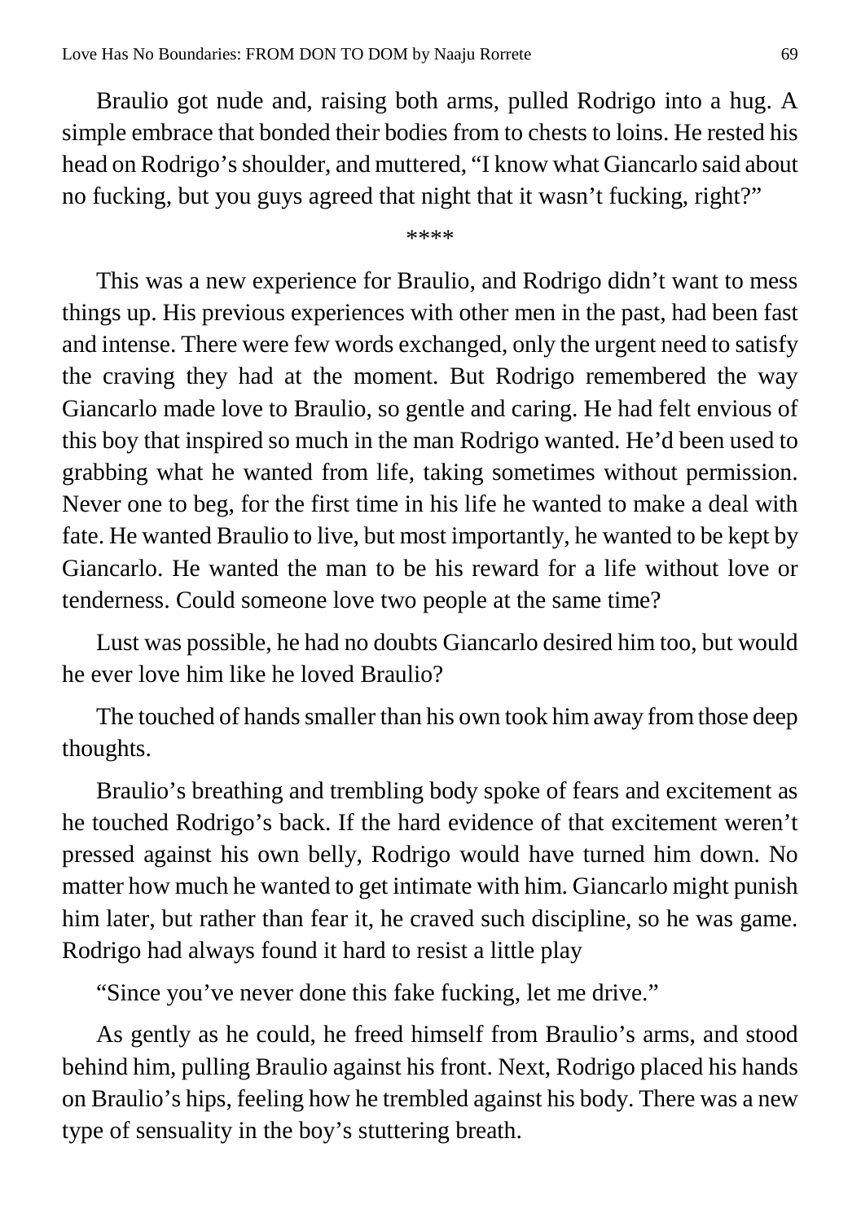Braulio got nude and, raising both arms, pulled Rodrigo into a hug. A simple embrace that bonded their bodies from to chests to loins. He rested his head on Rodrigo's shoulder, and muttered, "I know what Giancarlo said about no fucking, but you guys agreed that night that it wasn't fucking, right?"

****

This was a new experience for Braulio, and Rodrigo didn't want to mess things up. His previous experiences with other men in the past, had been fast and intense. There were few words exchanged, only the urgent need to satisfy the craving they had at the moment. But Rodrigo remembered the way Giancarlo made love to Braulio, so gentle and caring. He had felt envious of this boy that inspired so much in the man Rodrigo wanted. He'd been used to grabbing what he wanted from life, taking sometimes without permission. Never one to beg, for the first time in his life he wanted to make a deal with fate. He wanted Braulio to live, but most importantly, he wanted to be kept by Giancarlo. He wanted the man to be his reward for a life without love or tenderness. Could someone love two people at the same time?

Lust was possible, he had no doubts Giancarlo desired him too, but would he ever love him like he loved Braulio?

The touched of hands smaller than his own took him away from those deep thoughts.

Braulio's breathing and trembling body spoke of fears and excitement as he touched Rodrigo's back. If the hard evidence of that excitement weren't pressed against his own belly, Rodrigo would have turned him down. No matter how much he wanted to get intimate with him. Giancarlo might punish him later, but rather than fear it, he craved such discipline, so he was game. Rodrigo had always found it hard to resist a little play

"Since you've never done this fake fucking, let me drive."

As gently as he could, he freed himself from Braulio's arms, and stood behind him, pulling Braulio against his front. Next, Rodrigo placed his hands on Braulio's hips, feeling how he trembled against his body. There was a new type of sensuality in the boy's stuttering breath.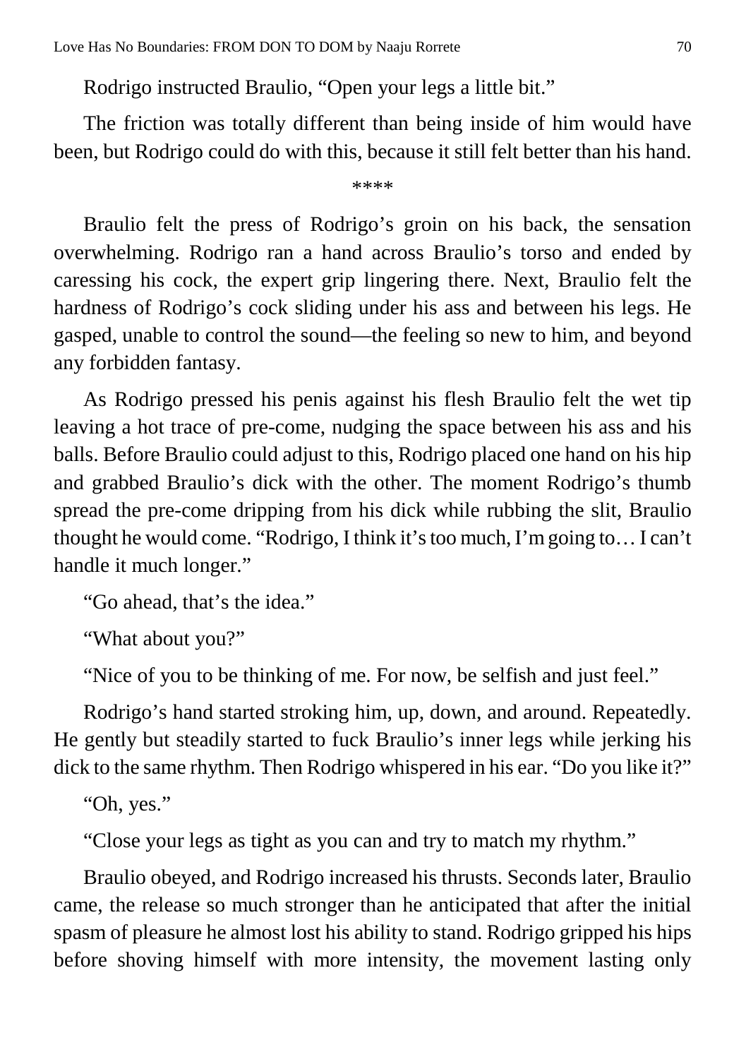Rodrigo instructed Braulio, "Open your legs a little bit."

The friction was totally different than being inside of him would have been, but Rodrigo could do with this, because it still felt better than his hand.

****

Braulio felt the press of Rodrigo's groin on his back, the sensation overwhelming. Rodrigo ran a hand across Braulio's torso and ended by caressing his cock, the expert grip lingering there. Next, Braulio felt the hardness of Rodrigo's cock sliding under his ass and between his legs. He gasped, unable to control the sound—the feeling so new to him, and beyond any forbidden fantasy.

As Rodrigo pressed his penis against his flesh Braulio felt the wet tip leaving a hot trace of pre-come, nudging the space between his ass and his balls. Before Braulio could adjust to this, Rodrigo placed one hand on his hip and grabbed Braulio's dick with the other. The moment Rodrigo's thumb spread the pre-come dripping from his dick while rubbing the slit, Braulio thought he would come. "Rodrigo, I think it's too much, I'm going to… I can't handle it much longer."

"Go ahead, that's the idea."

"What about you?"

"Nice of you to be thinking of me. For now, be selfish and just feel."

Rodrigo's hand started stroking him, up, down, and around. Repeatedly. He gently but steadily started to fuck Braulio's inner legs while jerking his dick to the same rhythm. Then Rodrigo whispered in his ear. "Do you like it?"

"Oh, yes."

"Close your legs as tight as you can and try to match my rhythm."

Braulio obeyed, and Rodrigo increased his thrusts. Seconds later, Braulio came, the release so much stronger than he anticipated that after the initial spasm of pleasure he almost lost his ability to stand. Rodrigo gripped his hips before shoving himself with more intensity, the movement lasting only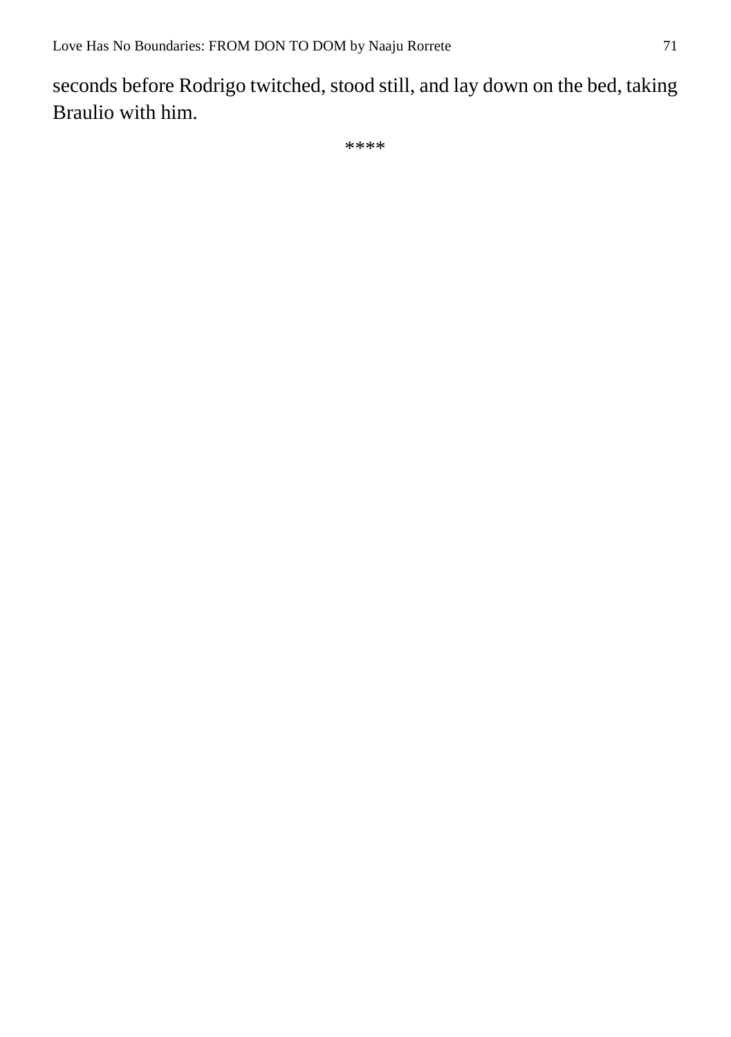seconds before Rodrigo twitched, stood still, and lay down on the bed, taking Braulio with him.

****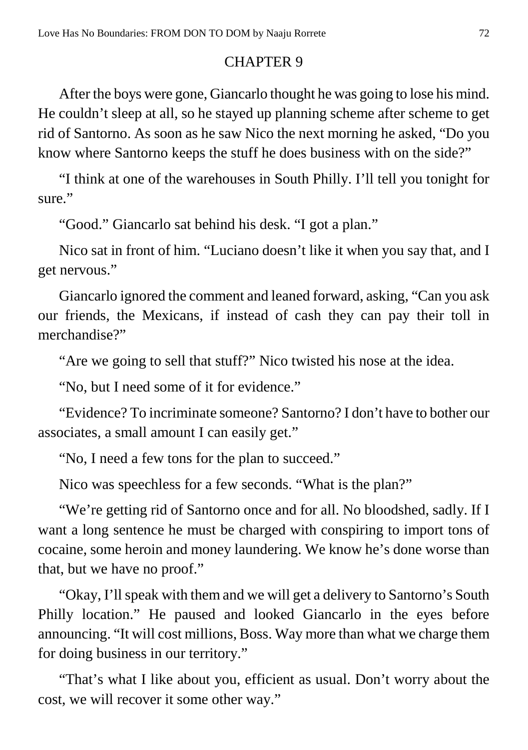## CHAPTER 9

After the boys were gone, Giancarlo thought he was going to lose his mind. He couldn't sleep at all, so he stayed up planning scheme after scheme to get rid of Santorno. As soon as he saw Nico the next morning he asked, "Do you know where Santorno keeps the stuff he does business with on the side?"

"I think at one of the warehouses in South Philly. I'll tell you tonight for sure."

"Good." Giancarlo sat behind his desk. "I got a plan."

Nico sat in front of him. "Luciano doesn't like it when you say that, and I get nervous."

Giancarlo ignored the comment and leaned forward, asking, "Can you ask our friends, the Mexicans, if instead of cash they can pay their toll in merchandise?"

"Are we going to sell that stuff?" Nico twisted his nose at the idea.

"No, but I need some of it for evidence."

"Evidence? To incriminate someone? Santorno? I don't have to bother our associates, a small amount I can easily get."

"No, I need a few tons for the plan to succeed."

Nico was speechless for a few seconds. "What is the plan?"

"We're getting rid of Santorno once and for all. No bloodshed, sadly. If I want a long sentence he must be charged with conspiring to import tons of cocaine, some heroin and money laundering. We know he's done worse than that, but we have no proof."

"Okay, I'll speak with them and we will get a delivery to Santorno's South Philly location." He paused and looked Giancarlo in the eyes before announcing. "It will cost millions, Boss. Way more than what we charge them for doing business in our territory."

"That's what I like about you, efficient as usual. Don't worry about the cost, we will recover it some other way."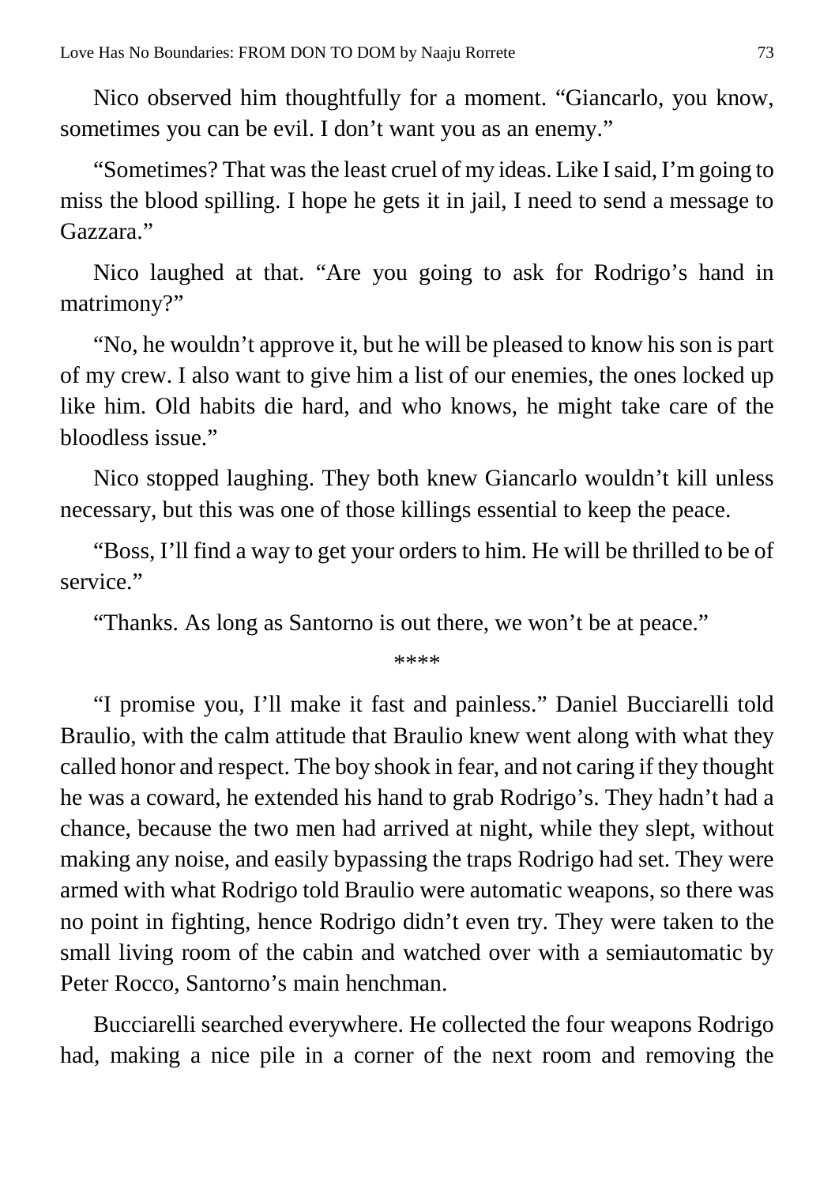Nico observed him thoughtfully for a moment. "Giancarlo, you know, sometimes you can be evil. I don't want you as an enemy."

"Sometimes? That was the least cruel of my ideas. Like I said, I'm going to miss the blood spilling. I hope he gets it in jail, I need to send a message to Gazzara."

Nico laughed at that. "Are you going to ask for Rodrigo's hand in matrimony?"

"No, he wouldn't approve it, but he will be pleased to know his son is part of my crew. I also want to give him a list of our enemies, the ones locked up like him. Old habits die hard, and who knows, he might take care of the bloodless issue."

Nico stopped laughing. They both knew Giancarlo wouldn't kill unless necessary, but this was one of those killings essential to keep the peace.

"Boss, I'll find a way to get your orders to him. He will be thrilled to be of service."

"Thanks. As long as Santorno is out there, we won't be at peace."

\*\*\*\*

"I promise you, I'll make it fast and painless." Daniel Bucciarelli told Braulio, with the calm attitude that Braulio knew went along with what they called honor and respect. The boy shook in fear, and not caring if they thought he was a coward, he extended his hand to grab Rodrigo's. They hadn't had a chance, because the two men had arrived at night, while they slept, without making any noise, and easily bypassing the traps Rodrigo had set. They were armed with what Rodrigo told Braulio were automatic weapons, so there was no point in fighting, hence Rodrigo didn't even try. They were taken to the small living room of the cabin and watched over with a semiautomatic by Peter Rocco, Santorno's main henchman.

Bucciarelli searched everywhere. He collected the four weapons Rodrigo had, making a nice pile in a corner of the next room and removing the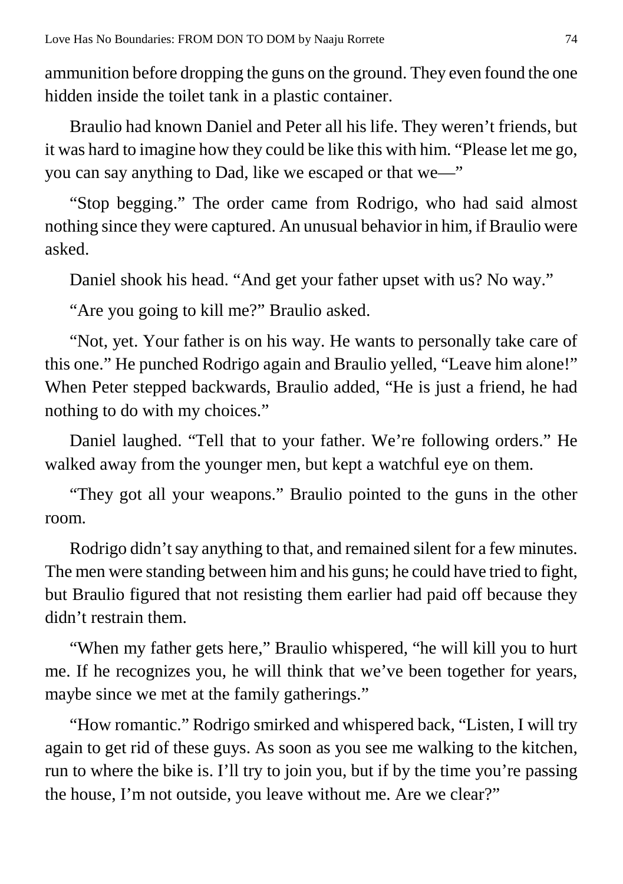ammunition before dropping the guns on the ground. They even found the one hidden inside the toilet tank in a plastic container.

Braulio had known Daniel and Peter all his life. They weren't friends, but it was hard to imagine how they could be like this with him. "Please let me go, you can say anything to Dad, like we escaped or that we—"

"Stop begging." The order came from Rodrigo, who had said almost nothing since they were captured. An unusual behavior in him, if Braulio were asked.

Daniel shook his head. "And get your father upset with us? No way."

"Are you going to kill me?" Braulio asked.

"Not, yet. Your father is on his way. He wants to personally take care of this one." He punched Rodrigo again and Braulio yelled, "Leave him alone!" When Peter stepped backwards, Braulio added, "He is just a friend, he had nothing to do with my choices."

Daniel laughed. "Tell that to your father. We're following orders." He walked away from the younger men, but kept a watchful eye on them.

"They got all your weapons." Braulio pointed to the guns in the other room.

Rodrigo didn't say anything to that, and remained silent for a few minutes. The men were standing between him and his guns; he could have tried to fight, but Braulio figured that not resisting them earlier had paid off because they didn't restrain them.

"When my father gets here," Braulio whispered, "he will kill you to hurt me. If he recognizes you, he will think that we've been together for years, maybe since we met at the family gatherings."

"How romantic." Rodrigo smirked and whispered back, "Listen, I will try again to get rid of these guys. As soon as you see me walking to the kitchen, run to where the bike is. I'll try to join you, but if by the time you're passing the house, I'm not outside, you leave without me. Are we clear?"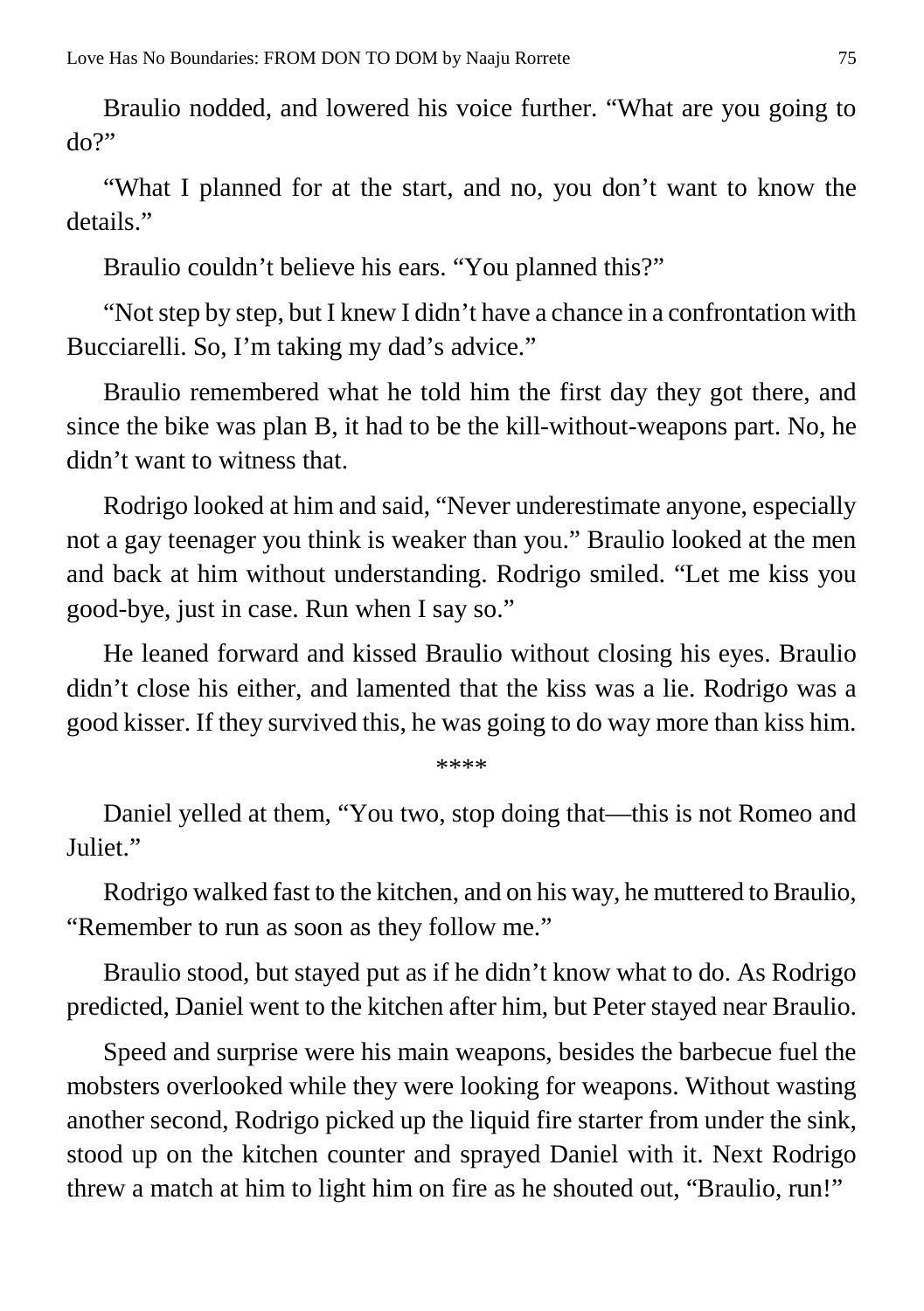Braulio nodded, and lowered his voice further. "What are you going to do?"

"What I planned for at the start, and no, you don't want to know the details."

Braulio couldn't believe his ears. "You planned this?"

"Not step by step, but I knew I didn't have a chance in a confrontation with Bucciarelli. So, I'm taking my dad's advice."

Braulio remembered what he told him the first day they got there, and since the bike was plan B, it had to be the kill-without-weapons part. No, he didn't want to witness that.

Rodrigo looked at him and said, "Never underestimate anyone, especially not a gay teenager you think is weaker than you." Braulio looked at the men and back at him without understanding. Rodrigo smiled. "Let me kiss you good-bye, just in case. Run when I say so."

He leaned forward and kissed Braulio without closing his eyes. Braulio didn't close his either, and lamented that the kiss was a lie. Rodrigo was a good kisser. If they survived this, he was going to do way more than kiss him.

****

Daniel yelled at them, "You two, stop doing that—this is not Romeo and Juliet."

Rodrigo walked fast to the kitchen, and on his way, he muttered to Braulio, "Remember to run as soon as they follow me."

Braulio stood, but stayed put as if he didn't know what to do. As Rodrigo predicted, Daniel went to the kitchen after him, but Peter stayed near Braulio.

Speed and surprise were his main weapons, besides the barbecue fuel the mobsters overlooked while they were looking for weapons. Without wasting another second, Rodrigo picked up the liquid fire starter from under the sink, stood up on the kitchen counter and sprayed Daniel with it. Next Rodrigo threw a match at him to light him on fire as he shouted out, "Braulio, run!"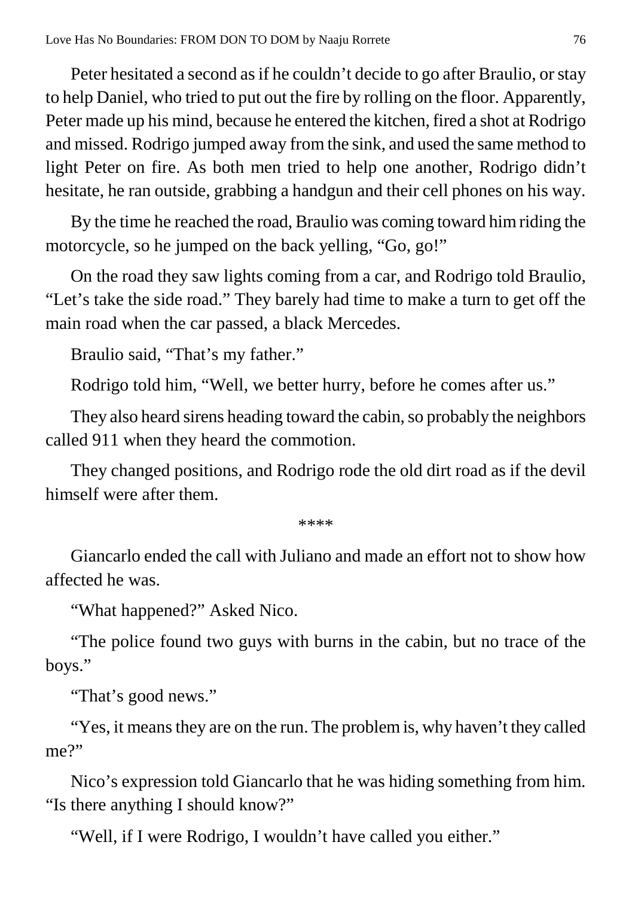Peter hesitated a second as if he couldn't decide to go after Braulio, or stay to help Daniel, who tried to put out the fire by rolling on the floor. Apparently, Peter made up his mind, because he entered the kitchen, fired a shot at Rodrigo and missed. Rodrigo jumped away from the sink, and used the same method to light Peter on fire. As both men tried to help one another, Rodrigo didn't hesitate, he ran outside, grabbing a handgun and their cell phones on his way.

By the time he reached the road, Braulio was coming toward him riding the motorcycle, so he jumped on the back yelling, "Go, go!"

On the road they saw lights coming from a car, and Rodrigo told Braulio, "Let's take the side road." They barely had time to make a turn to get off the main road when the car passed, a black Mercedes.

Braulio said, "That's my father."

Rodrigo told him, "Well, we better hurry, before he comes after us."

They also heard sirens heading toward the cabin, so probably the neighbors called 911 when they heard the commotion.

They changed positions, and Rodrigo rode the old dirt road as if the devil himself were after them.

****

Giancarlo ended the call with Juliano and made an effort not to show how affected he was.

"What happened?" Asked Nico.

"The police found two guys with burns in the cabin, but no trace of the boys."

"That's good news."

"Yes, it means they are on the run. The problem is, why haven't they called me?"

Nico's expression told Giancarlo that he was hiding something from him. "Is there anything I should know?"

"Well, if I were Rodrigo, I wouldn't have called you either."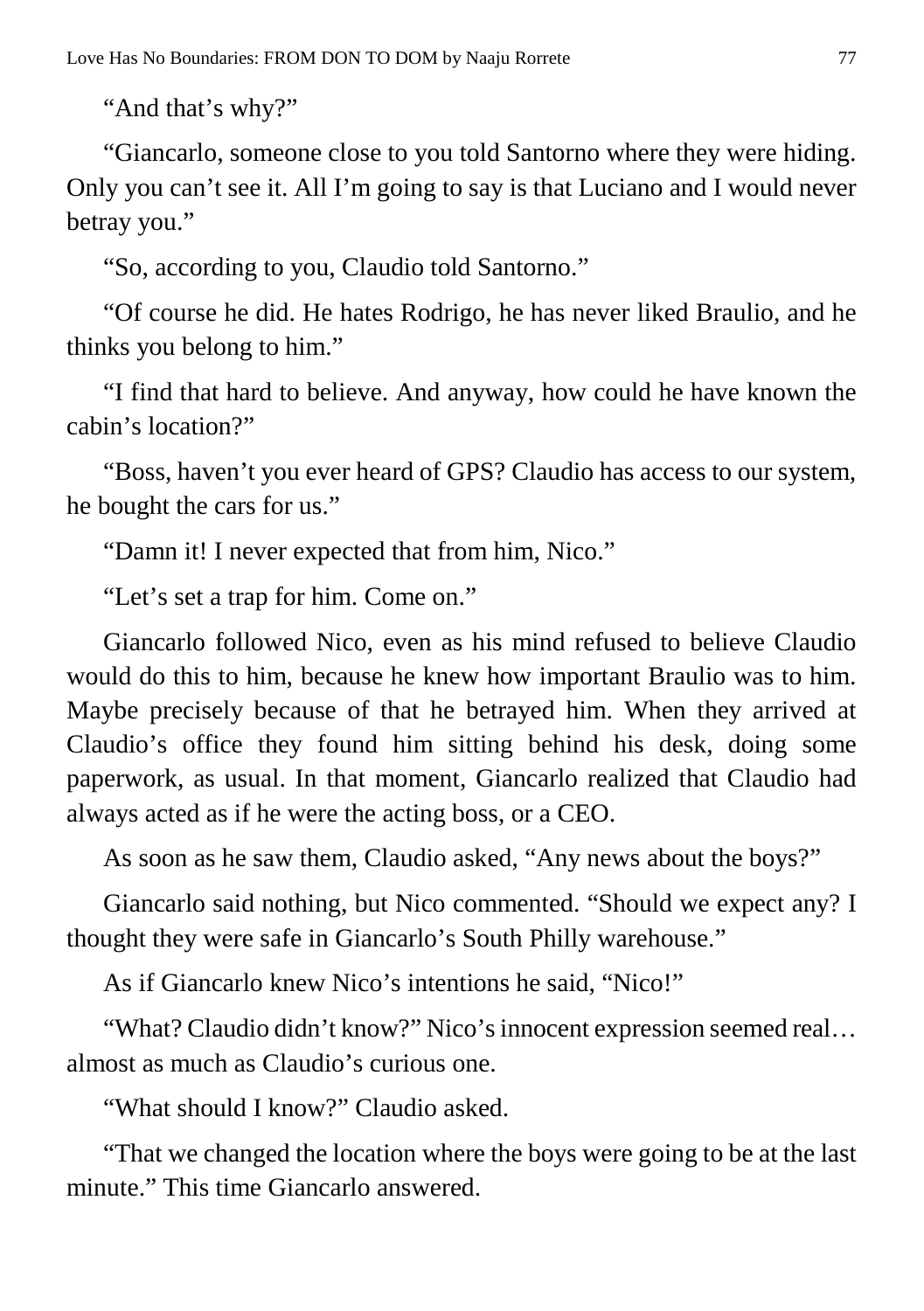"And that's why?"

"Giancarlo, someone close to you told Santorno where they were hiding. Only you can't see it. All I'm going to say is that Luciano and I would never betray you."

"So, according to you, Claudio told Santorno."

"Of course he did. He hates Rodrigo, he has never liked Braulio, and he thinks you belong to him."

"I find that hard to believe. And anyway, how could he have known the cabin's location?"

"Boss, haven't you ever heard of GPS? Claudio has access to our system, he bought the cars for us."

"Damn it! I never expected that from him, Nico."

"Let's set a trap for him. Come on."

Giancarlo followed Nico, even as his mind refused to believe Claudio would do this to him, because he knew how important Braulio was to him. Maybe precisely because of that he betrayed him. When they arrived at Claudio's office they found him sitting behind his desk, doing some paperwork, as usual. In that moment, Giancarlo realized that Claudio had always acted as if he were the acting boss, or a CEO.

As soon as he saw them, Claudio asked, "Any news about the boys?"

Giancarlo said nothing, but Nico commented. "Should we expect any? I thought they were safe in Giancarlo's South Philly warehouse."

As if Giancarlo knew Nico's intentions he said, "Nico!"

"What? Claudio didn't know?" Nico's innocent expression seemed real… almost as much as Claudio's curious one.

"What should I know?" Claudio asked.

"That we changed the location where the boys were going to be at the last minute." This time Giancarlo answered.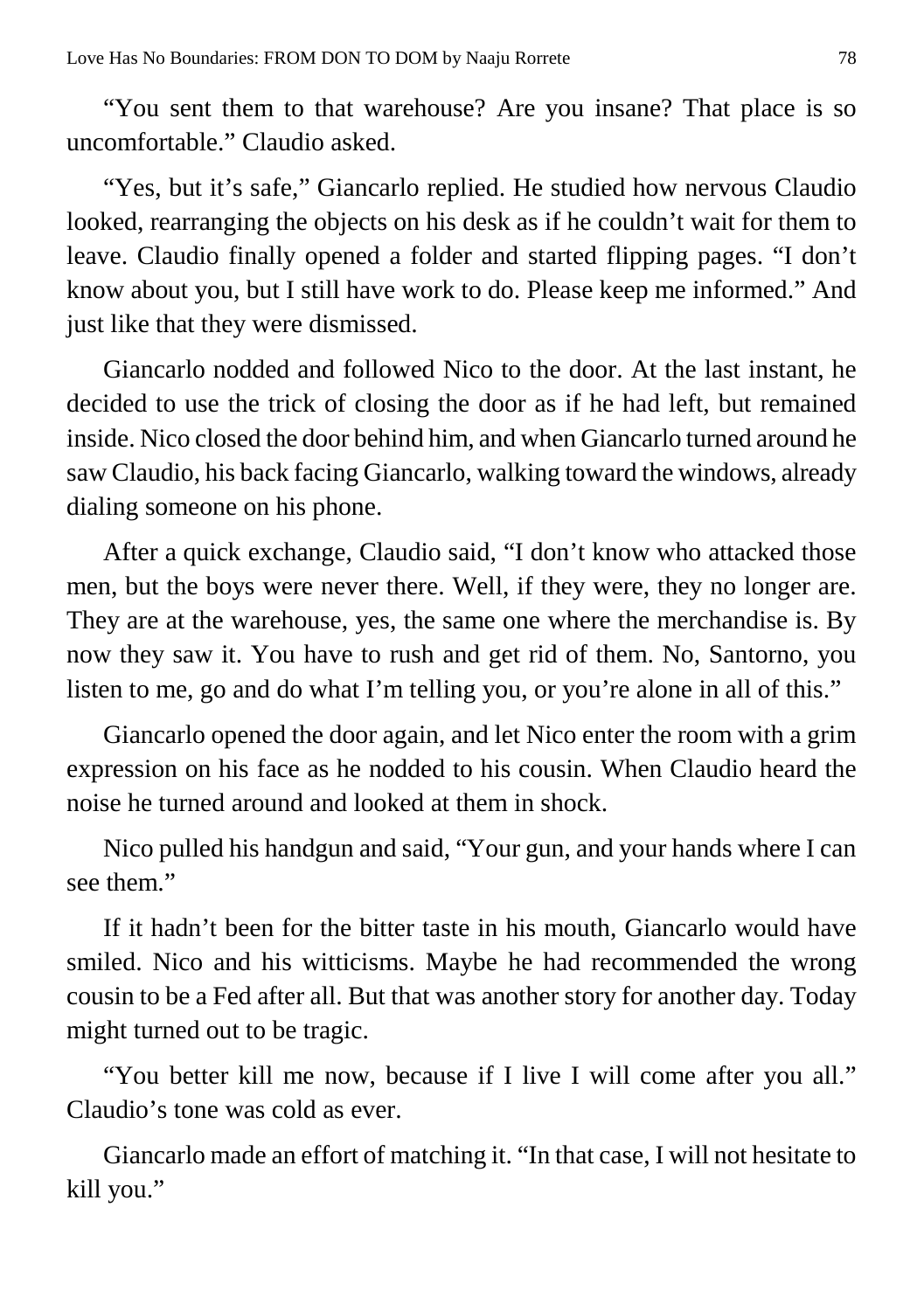"You sent them to that warehouse? Are you insane? That place is so uncomfortable." Claudio asked.

"Yes, but it's safe," Giancarlo replied. He studied how nervous Claudio looked, rearranging the objects on his desk as if he couldn't wait for them to leave. Claudio finally opened a folder and started flipping pages. "I don't know about you, but I still have work to do. Please keep me informed." And just like that they were dismissed.

Giancarlo nodded and followed Nico to the door. At the last instant, he decided to use the trick of closing the door as if he had left, but remained inside. Nico closed the door behind him, and when Giancarlo turned around he saw Claudio, his back facing Giancarlo, walking toward the windows, already dialing someone on his phone.

After a quick exchange, Claudio said, "I don't know who attacked those men, but the boys were never there. Well, if they were, they no longer are. They are at the warehouse, yes, the same one where the merchandise is. By now they saw it. You have to rush and get rid of them. No, Santorno, you listen to me, go and do what I'm telling you, or you're alone in all of this."

Giancarlo opened the door again, and let Nico enter the room with a grim expression on his face as he nodded to his cousin. When Claudio heard the noise he turned around and looked at them in shock.

Nico pulled his handgun and said, "Your gun, and your hands where I can see them."

If it hadn't been for the bitter taste in his mouth, Giancarlo would have smiled. Nico and his witticisms. Maybe he had recommended the wrong cousin to be a Fed after all. But that was another story for another day. Today might turned out to be tragic.

"You better kill me now, because if I live I will come after you all." Claudio's tone was cold as ever.

Giancarlo made an effort of matching it. "In that case, I will not hesitate to kill you."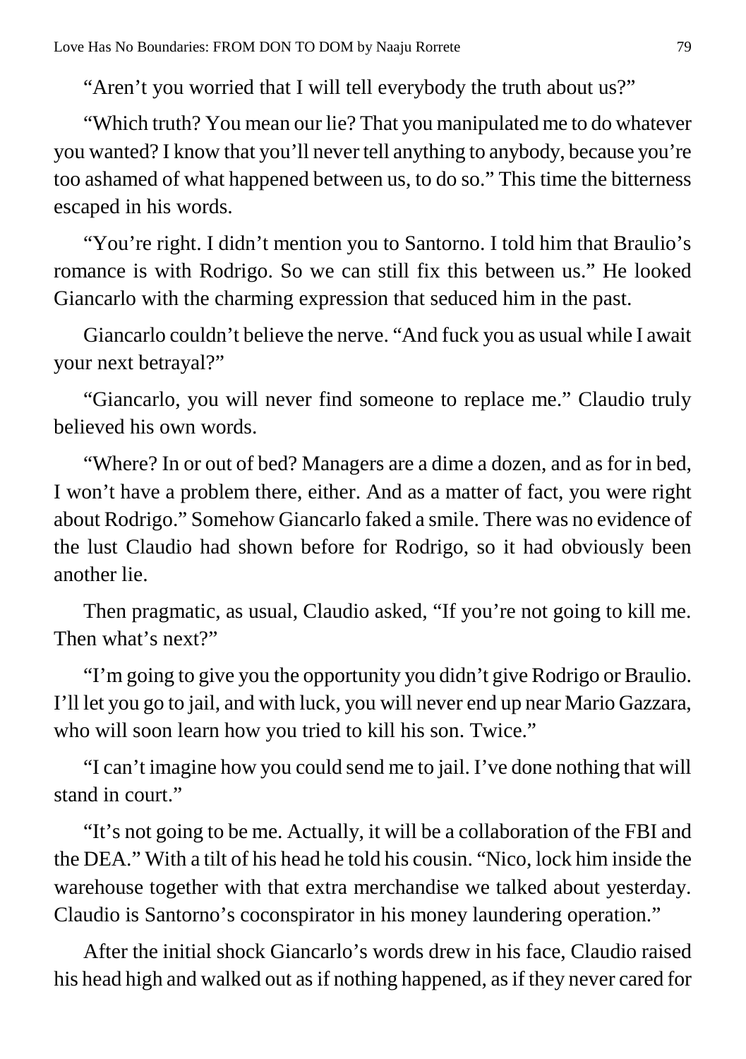"Aren't you worried that I will tell everybody the truth about us?"

"Which truth? You mean our lie? That you manipulated me to do whatever you wanted? I know that you'll never tell anything to anybody, because you're too ashamed of what happened between us, to do so." This time the bitterness escaped in his words.

"You're right. I didn't mention you to Santorno. I told him that Braulio's romance is with Rodrigo. So we can still fix this between us." He looked Giancarlo with the charming expression that seduced him in the past.

Giancarlo couldn't believe the nerve. "And fuck you as usual while I await your next betrayal?"

"Giancarlo, you will never find someone to replace me." Claudio truly believed his own words.

"Where? In or out of bed? Managers are a dime a dozen, and as for in bed, I won't have a problem there, either. And as a matter of fact, you were right about Rodrigo." Somehow Giancarlo faked a smile. There was no evidence of the lust Claudio had shown before for Rodrigo, so it had obviously been another lie.

Then pragmatic, as usual, Claudio asked, "If you're not going to kill me. Then what's next?"

"I'm going to give you the opportunity you didn't give Rodrigo or Braulio. I'll let you go to jail, and with luck, you will never end up near Mario Gazzara, who will soon learn how you tried to kill his son. Twice."

"I can't imagine how you could send me to jail. I've done nothing that will stand in court."

"It's not going to be me. Actually, it will be a collaboration of the FBI and the DEA." With a tilt of his head he told his cousin. "Nico, lock him inside the warehouse together with that extra merchandise we talked about yesterday. Claudio is Santorno's coconspirator in his money laundering operation."

After the initial shock Giancarlo's words drew in his face, Claudio raised his head high and walked out as if nothing happened, as if they never cared for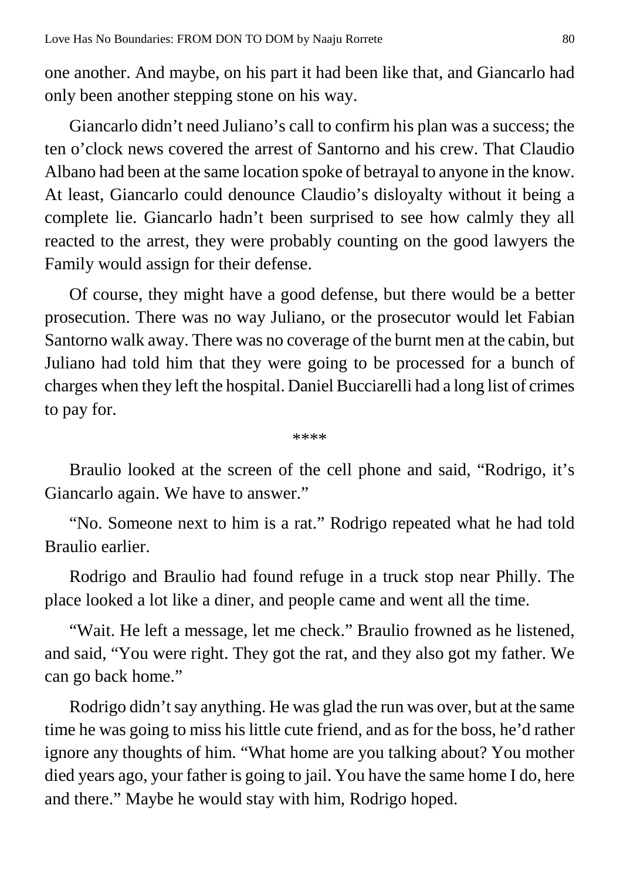one another. And maybe, on his part it had been like that, and Giancarlo had only been another stepping stone on his way.

Giancarlo didn't need Juliano's call to confirm his plan was a success; the ten o'clock news covered the arrest of Santorno and his crew. That Claudio Albano had been at the same location spoke of betrayal to anyone in the know. At least, Giancarlo could denounce Claudio's disloyalty without it being a complete lie. Giancarlo hadn't been surprised to see how calmly they all reacted to the arrest, they were probably counting on the good lawyers the Family would assign for their defense.

Of course, they might have a good defense, but there would be a better prosecution. There was no way Juliano, or the prosecutor would let Fabian Santorno walk away. There was no coverage of the burnt men at the cabin, but Juliano had told him that they were going to be processed for a bunch of charges when they left the hospital. Daniel Bucciarelli had a long list of crimes to pay for.

\*\*\*\*

Braulio looked at the screen of the cell phone and said, "Rodrigo, it's Giancarlo again. We have to answer."

"No. Someone next to him is a rat." Rodrigo repeated what he had told Braulio earlier.

Rodrigo and Braulio had found refuge in a truck stop near Philly. The place looked a lot like a diner, and people came and went all the time.

"Wait. He left a message, let me check." Braulio frowned as he listened, and said, "You were right. They got the rat, and they also got my father. We can go back home."

Rodrigo didn't say anything. He was glad the run was over, but at the same time he was going to miss his little cute friend, and as for the boss, he'd rather ignore any thoughts of him. "What home are you talking about? You mother died years ago, your father is going to jail. You have the same home I do, here and there." Maybe he would stay with him, Rodrigo hoped.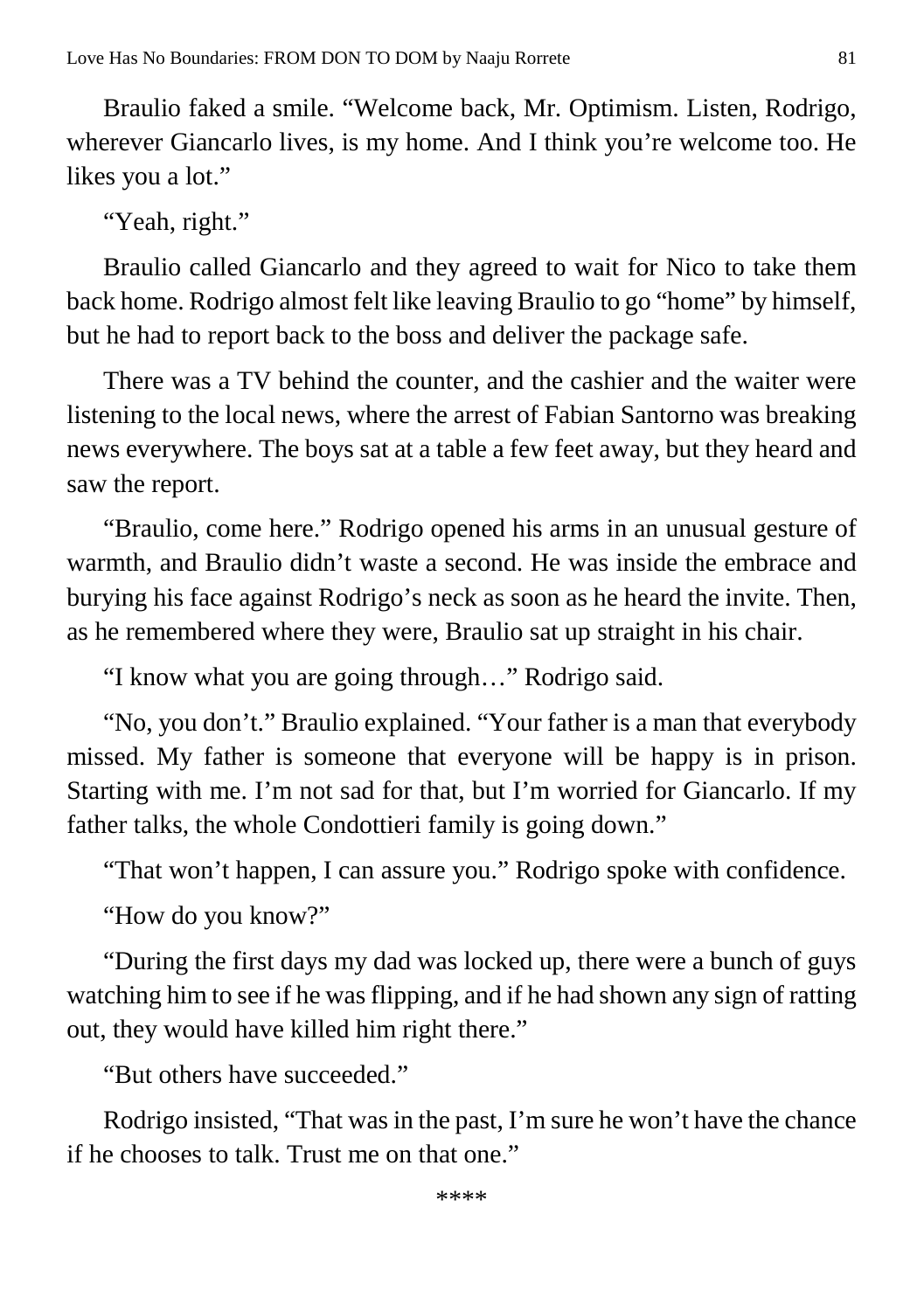Braulio faked a smile. "Welcome back, Mr. Optimism. Listen, Rodrigo, wherever Giancarlo lives, is my home. And I think you're welcome too. He likes you a lot."

"Yeah, right."

Braulio called Giancarlo and they agreed to wait for Nico to take them back home. Rodrigo almost felt like leaving Braulio to go "home" by himself, but he had to report back to the boss and deliver the package safe.

There was a TV behind the counter, and the cashier and the waiter were listening to the local news, where the arrest of Fabian Santorno was breaking news everywhere. The boys sat at a table a few feet away, but they heard and saw the report.

"Braulio, come here." Rodrigo opened his arms in an unusual gesture of warmth, and Braulio didn't waste a second. He was inside the embrace and burying his face against Rodrigo's neck as soon as he heard the invite. Then, as he remembered where they were, Braulio sat up straight in his chair.

"I know what you are going through…" Rodrigo said.

"No, you don't." Braulio explained. "Your father is a man that everybody missed. My father is someone that everyone will be happy is in prison. Starting with me. I'm not sad for that, but I'm worried for Giancarlo. If my father talks, the whole Condottieri family is going down."

"That won't happen, I can assure you." Rodrigo spoke with confidence.

"How do you know?"

"During the first days my dad was locked up, there were a bunch of guys watching him to see if he was flipping, and if he had shown any sign of ratting out, they would have killed him right there."

"But others have succeeded."

Rodrigo insisted, "That was in the past, I'm sure he won't have the chance if he chooses to talk. Trust me on that one."

****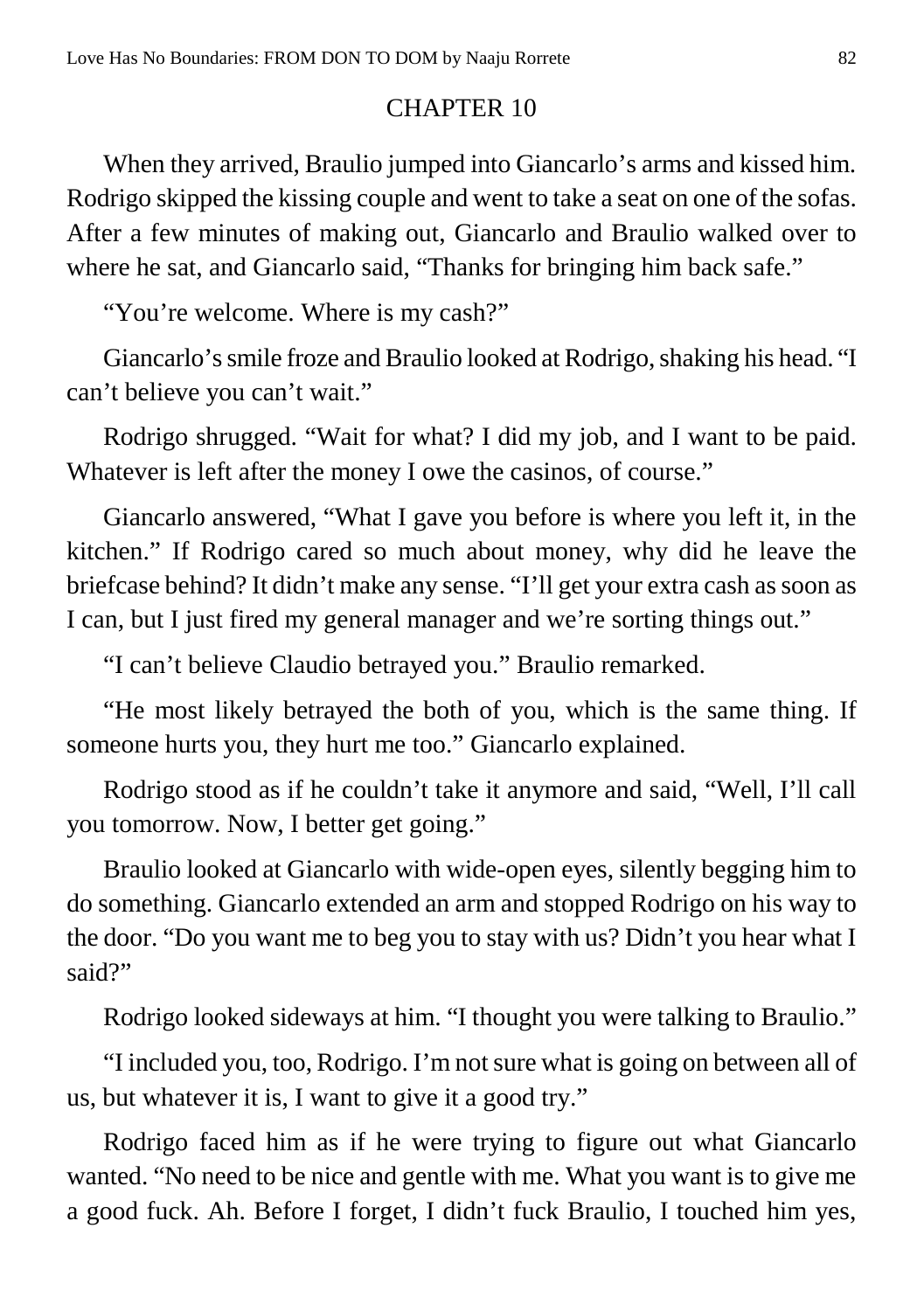## CHAPTER 10

When they arrived, Braulio jumped into Giancarlo's arms and kissed him. Rodrigo skipped the kissing couple and went to take a seat on one of the sofas. After a few minutes of making out, Giancarlo and Braulio walked over to where he sat, and Giancarlo said, "Thanks for bringing him back safe."

"You're welcome. Where is my cash?"

Giancarlo's smile froze and Braulio looked at Rodrigo, shaking his head. "I can't believe you can't wait."

Rodrigo shrugged. "Wait for what? I did my job, and I want to be paid. Whatever is left after the money I owe the casinos, of course."

Giancarlo answered, "What I gave you before is where you left it, in the kitchen." If Rodrigo cared so much about money, why did he leave the briefcase behind? It didn't make any sense. "I'll get your extra cash as soon as I can, but I just fired my general manager and we're sorting things out."

"I can't believe Claudio betrayed you." Braulio remarked.

"He most likely betrayed the both of you, which is the same thing. If someone hurts you, they hurt me too." Giancarlo explained.

Rodrigo stood as if he couldn't take it anymore and said, "Well, I'll call you tomorrow. Now, I better get going."

Braulio looked at Giancarlo with wide-open eyes, silently begging him to do something. Giancarlo extended an arm and stopped Rodrigo on his way to the door. "Do you want me to beg you to stay with us? Didn't you hear what I said?"

Rodrigo looked sideways at him. "I thought you were talking to Braulio."

"I included you, too, Rodrigo. I'm not sure what is going on between all of us, but whatever it is, I want to give it a good try."

Rodrigo faced him as if he were trying to figure out what Giancarlo wanted. "No need to be nice and gentle with me. What you want is to give me a good fuck. Ah. Before I forget, I didn't fuck Braulio, I touched him yes,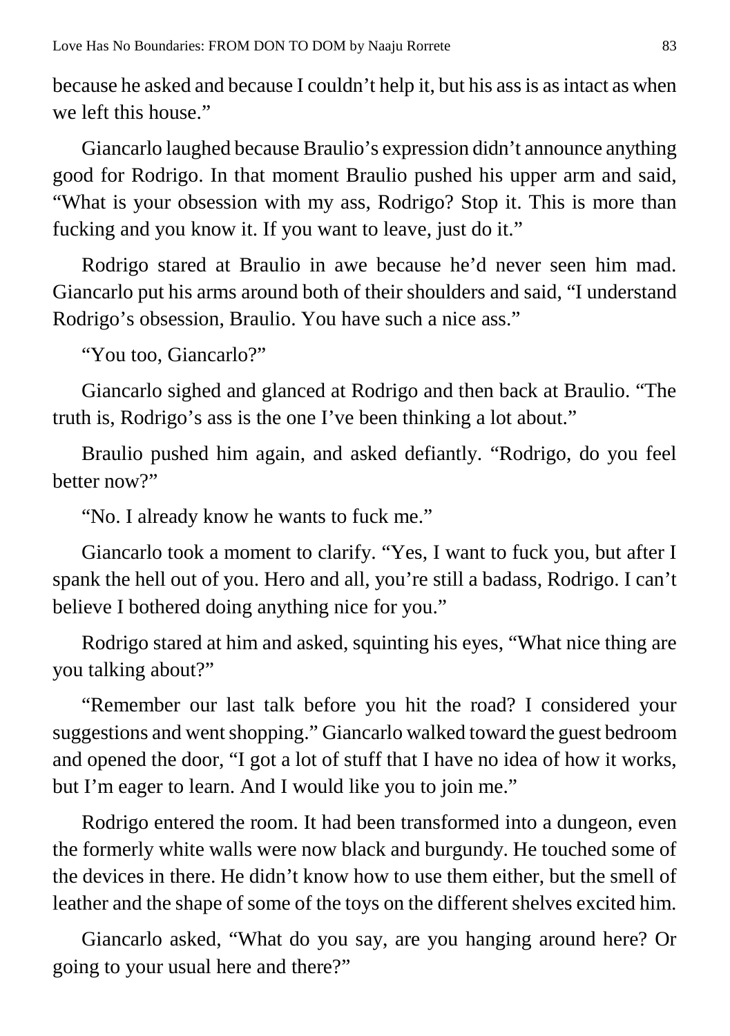because he asked and because I couldn't help it, but his ass is as intact as when we left this house."

Giancarlo laughed because Braulio's expression didn't announce anything good for Rodrigo. In that moment Braulio pushed his upper arm and said, "What is your obsession with my ass, Rodrigo? Stop it. This is more than fucking and you know it. If you want to leave, just do it."

Rodrigo stared at Braulio in awe because he'd never seen him mad. Giancarlo put his arms around both of their shoulders and said, "I understand Rodrigo's obsession, Braulio. You have such a nice ass."

"You too, Giancarlo?"

Giancarlo sighed and glanced at Rodrigo and then back at Braulio. "The truth is, Rodrigo's ass is the one I've been thinking a lot about."

Braulio pushed him again, and asked defiantly. "Rodrigo, do you feel better now?"

"No. I already know he wants to fuck me."

Giancarlo took a moment to clarify. "Yes, I want to fuck you, but after I spank the hell out of you. Hero and all, you're still a badass, Rodrigo. I can't believe I bothered doing anything nice for you."

Rodrigo stared at him and asked, squinting his eyes, "What nice thing are you talking about?"

"Remember our last talk before you hit the road? I considered your suggestions and went shopping." Giancarlo walked toward the guest bedroom and opened the door, "I got a lot of stuff that I have no idea of how it works, but I'm eager to learn. And I would like you to join me."

Rodrigo entered the room. It had been transformed into a dungeon, even the formerly white walls were now black and burgundy. He touched some of the devices in there. He didn't know how to use them either, but the smell of leather and the shape of some of the toys on the different shelves excited him.

Giancarlo asked, "What do you say, are you hanging around here? Or going to your usual here and there?"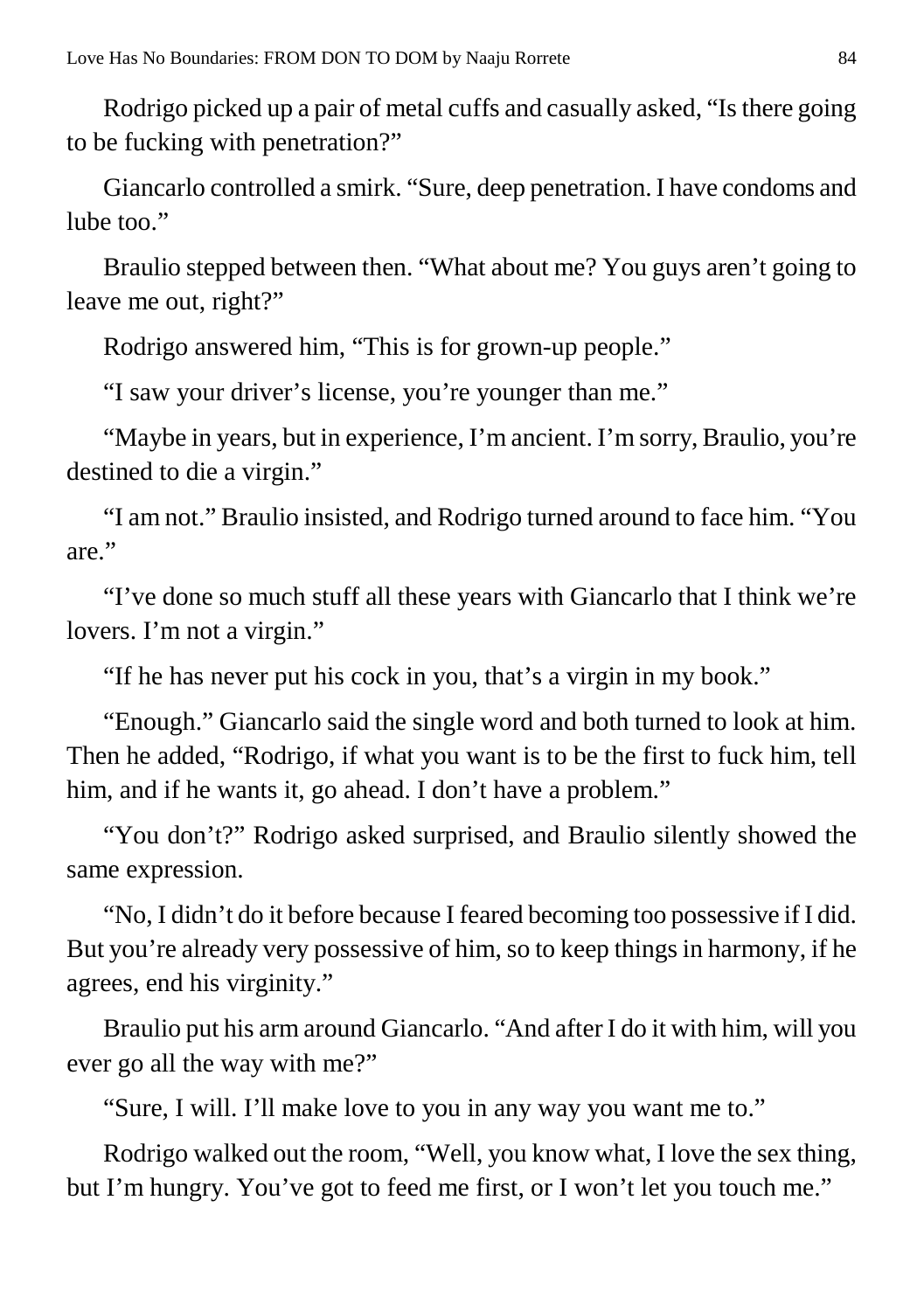Rodrigo picked up a pair of metal cuffs and casually asked, "Is there going to be fucking with penetration?"

Giancarlo controlled a smirk. "Sure, deep penetration. I have condoms and lube too."

Braulio stepped between then. "What about me? You guys aren't going to leave me out, right?"

Rodrigo answered him, "This is for grown-up people."

"I saw your driver's license, you're younger than me."

"Maybe in years, but in experience, I'm ancient. I'm sorry, Braulio, you're destined to die a virgin."

"I am not." Braulio insisted, and Rodrigo turned around to face him. "You are."

"I've done so much stuff all these years with Giancarlo that I think we're lovers. I'm not a virgin."

"If he has never put his cock in you, that's a virgin in my book."

"Enough." Giancarlo said the single word and both turned to look at him. Then he added, "Rodrigo, if what you want is to be the first to fuck him, tell him, and if he wants it, go ahead. I don't have a problem."

"You don't?" Rodrigo asked surprised, and Braulio silently showed the same expression.

"No, I didn't do it before because I feared becoming too possessive if I did. But you're already very possessive of him, so to keep things in harmony, if he agrees, end his virginity."

Braulio put his arm around Giancarlo. "And after I do it with him, will you ever go all the way with me?"

"Sure, I will. I'll make love to you in any way you want me to."

Rodrigo walked out the room, "Well, you know what, I love the sex thing, but I'm hungry. You've got to feed me first, or I won't let you touch me."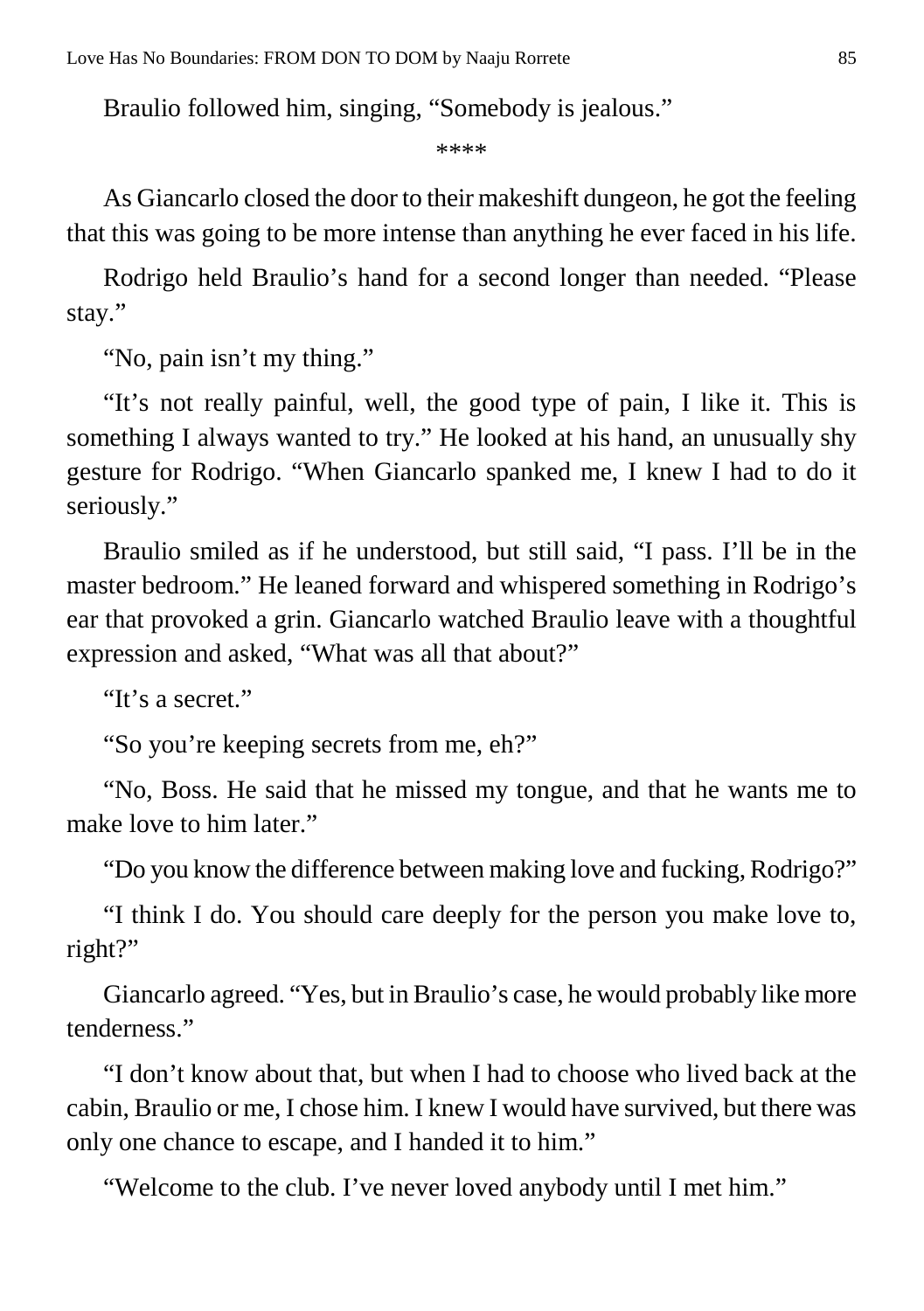Braulio followed him, singing, "Somebody is jealous."

****

As Giancarlo closed the door to their makeshift dungeon, he got the feeling that this was going to be more intense than anything he ever faced in his life.

Rodrigo held Braulio's hand for a second longer than needed. "Please stay."

"No, pain isn't my thing."

"It's not really painful, well, the good type of pain, I like it. This is something I always wanted to try." He looked at his hand, an unusually shy gesture for Rodrigo. "When Giancarlo spanked me, I knew I had to do it seriously."

Braulio smiled as if he understood, but still said, "I pass. I'll be in the master bedroom." He leaned forward and whispered something in Rodrigo's ear that provoked a grin. Giancarlo watched Braulio leave with a thoughtful expression and asked, "What was all that about?"

"It's a secret."

"So you're keeping secrets from me, eh?"

"No, Boss. He said that he missed my tongue, and that he wants me to make love to him later."

"Do you know the difference between making love and fucking, Rodrigo?"

"I think I do. You should care deeply for the person you make love to, right?"

Giancarlo agreed. "Yes, but in Braulio's case, he would probably like more tenderness."

"I don't know about that, but when I had to choose who lived back at the cabin, Braulio or me, I chose him. I knew I would have survived, but there was only one chance to escape, and I handed it to him."

"Welcome to the club. I've never loved anybody until I met him."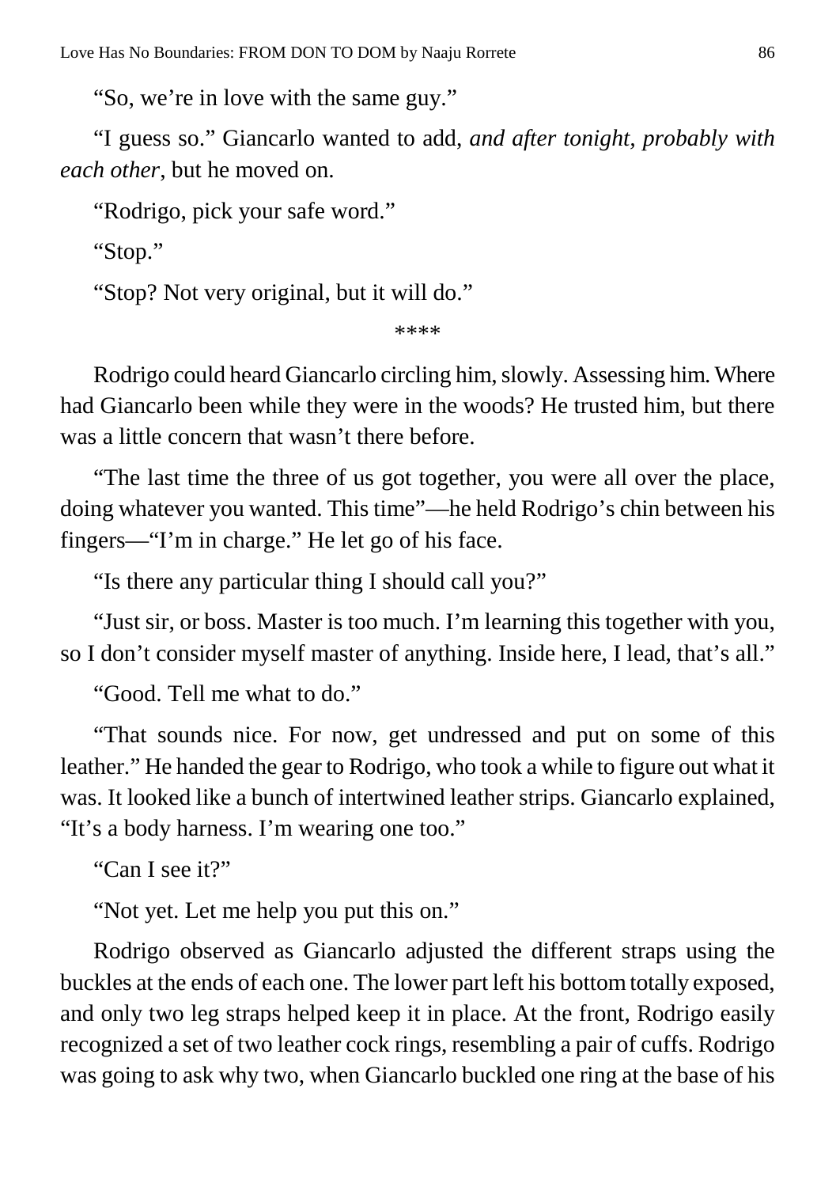"So, we're in love with the same guy."

"I guess so." Giancarlo wanted to add, *and after tonight, probably with each other*, but he moved on.

"Rodrigo, pick your safe word."

"Stop."

"Stop? Not very original, but it will do."

****

Rodrigo could heard Giancarlo circling him, slowly. Assessing him. Where had Giancarlo been while they were in the woods? He trusted him, but there was a little concern that wasn't there before.

"The last time the three of us got together, you were all over the place, doing whatever you wanted. This time"—he held Rodrigo's chin between his fingers—"I'm in charge." He let go of his face.

"Is there any particular thing I should call you?"

"Just sir, or boss. Master is too much. I'm learning this together with you, so I don't consider myself master of anything. Inside here, I lead, that's all."

"Good. Tell me what to do."

"That sounds nice. For now, get undressed and put on some of this leather." He handed the gear to Rodrigo, who took a while to figure out what it was. It looked like a bunch of intertwined leather strips. Giancarlo explained, "It's a body harness. I'm wearing one too."

"Can I see it?"

"Not yet. Let me help you put this on."

Rodrigo observed as Giancarlo adjusted the different straps using the buckles at the ends of each one. The lower part left his bottom totally exposed, and only two leg straps helped keep it in place. At the front, Rodrigo easily recognized a set of two leather cock rings, resembling a pair of cuffs. Rodrigo was going to ask why two, when Giancarlo buckled one ring at the base of his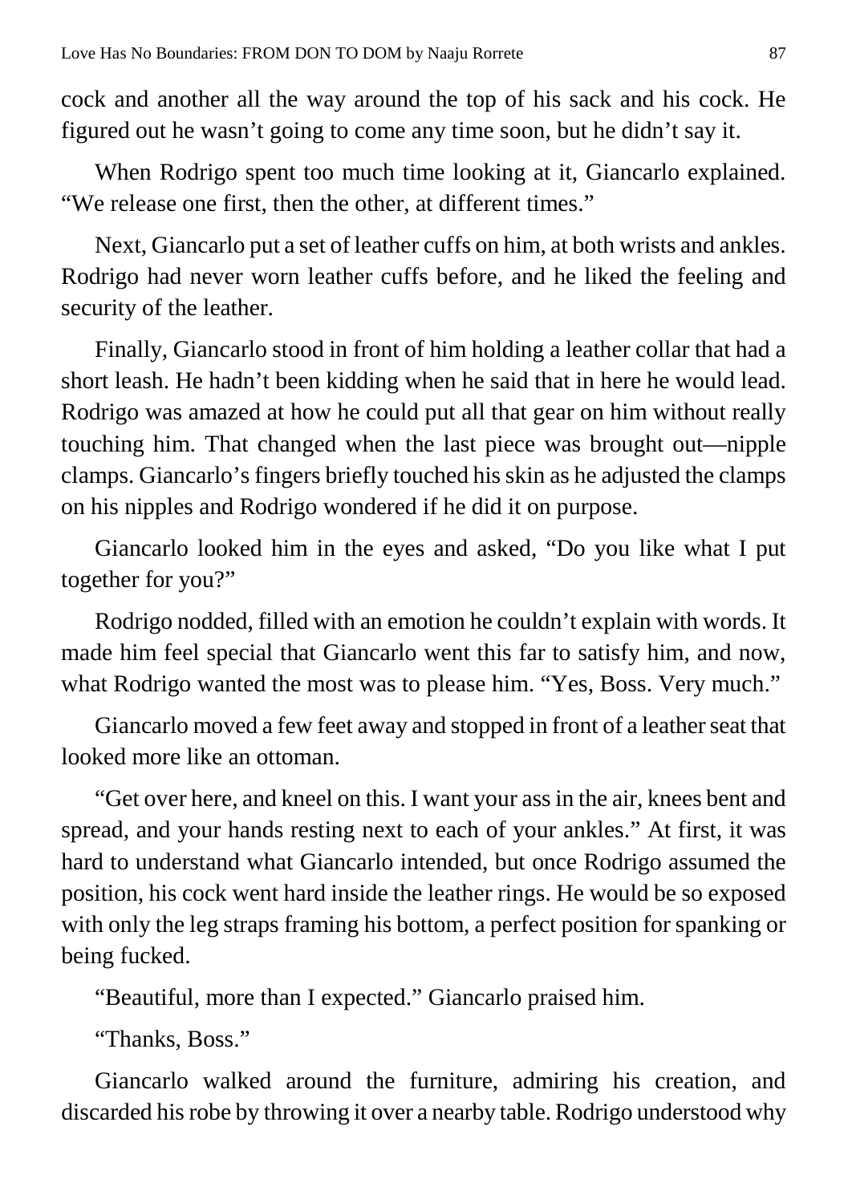cock and another all the way around the top of his sack and his cock. He figured out he wasn't going to come any time soon, but he didn't say it.

When Rodrigo spent too much time looking at it, Giancarlo explained. "We release one first, then the other, at different times."

Next, Giancarlo put a set of leather cuffs on him, at both wrists and ankles. Rodrigo had never worn leather cuffs before, and he liked the feeling and security of the leather.

Finally, Giancarlo stood in front of him holding a leather collar that had a short leash. He hadn't been kidding when he said that in here he would lead. Rodrigo was amazed at how he could put all that gear on him without really touching him. That changed when the last piece was brought out—nipple clamps. Giancarlo's fingers briefly touched his skin as he adjusted the clamps on his nipples and Rodrigo wondered if he did it on purpose.

Giancarlo looked him in the eyes and asked, "Do you like what I put together for you?"

Rodrigo nodded, filled with an emotion he couldn't explain with words. It made him feel special that Giancarlo went this far to satisfy him, and now, what Rodrigo wanted the most was to please him. "Yes, Boss. Very much."

Giancarlo moved a few feet away and stopped in front of a leather seat that looked more like an ottoman.

"Get over here, and kneel on this. I want your ass in the air, knees bent and spread, and your hands resting next to each of your ankles." At first, it was hard to understand what Giancarlo intended, but once Rodrigo assumed the position, his cock went hard inside the leather rings. He would be so exposed with only the leg straps framing his bottom, a perfect position for spanking or being fucked.

"Beautiful, more than I expected." Giancarlo praised him.

"Thanks, Boss."

Giancarlo walked around the furniture, admiring his creation, and discarded his robe by throwing it over a nearby table. Rodrigo understood why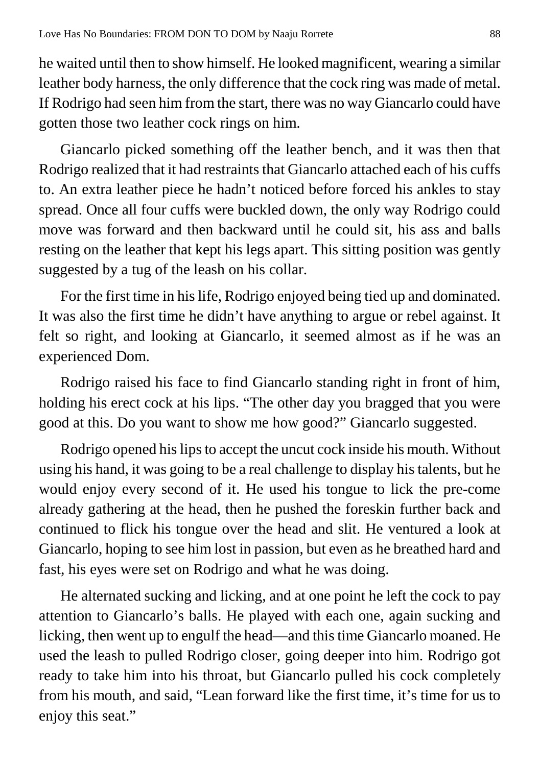he waited until then to show himself. He looked magnificent, wearing a similar leather body harness, the only difference that the cock ring was made of metal. If Rodrigo had seen him from the start, there was no way Giancarlo could have gotten those two leather cock rings on him.

Giancarlo picked something off the leather bench, and it was then that Rodrigo realized that it had restraints that Giancarlo attached each of his cuffs to. An extra leather piece he hadn't noticed before forced his ankles to stay spread. Once all four cuffs were buckled down, the only way Rodrigo could move was forward and then backward until he could sit, his ass and balls resting on the leather that kept his legs apart. This sitting position was gently suggested by a tug of the leash on his collar.

For the first time in his life, Rodrigo enjoyed being tied up and dominated. It was also the first time he didn't have anything to argue or rebel against. It felt so right, and looking at Giancarlo, it seemed almost as if he was an experienced Dom.

Rodrigo raised his face to find Giancarlo standing right in front of him, holding his erect cock at his lips. "The other day you bragged that you were good at this. Do you want to show me how good?" Giancarlo suggested.

Rodrigo opened his lips to accept the uncut cock inside his mouth. Without using his hand, it was going to be a real challenge to display his talents, but he would enjoy every second of it. He used his tongue to lick the pre-come already gathering at the head, then he pushed the foreskin further back and continued to flick his tongue over the head and slit. He ventured a look at Giancarlo, hoping to see him lost in passion, but even as he breathed hard and fast, his eyes were set on Rodrigo and what he was doing.

He alternated sucking and licking, and at one point he left the cock to pay attention to Giancarlo's balls. He played with each one, again sucking and licking, then went up to engulf the head—and this time Giancarlo moaned. He used the leash to pulled Rodrigo closer, going deeper into him. Rodrigo got ready to take him into his throat, but Giancarlo pulled his cock completely from his mouth, and said, "Lean forward like the first time, it's time for us to enjoy this seat."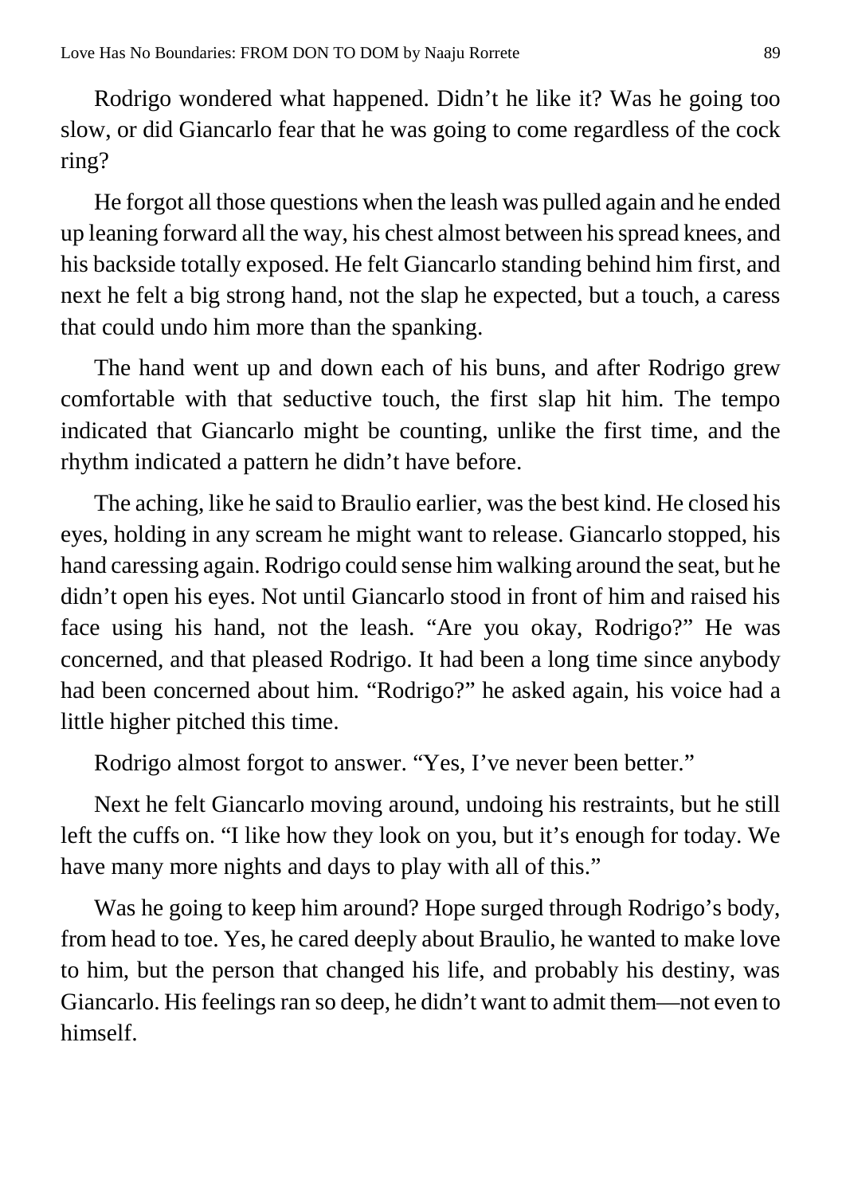Rodrigo wondered what happened. Didn't he like it? Was he going too slow, or did Giancarlo fear that he was going to come regardless of the cock ring?

He forgot all those questions when the leash was pulled again and he ended up leaning forward all the way, his chest almost between his spread knees, and his backside totally exposed. He felt Giancarlo standing behind him first, and next he felt a big strong hand, not the slap he expected, but a touch, a caress that could undo him more than the spanking.

The hand went up and down each of his buns, and after Rodrigo grew comfortable with that seductive touch, the first slap hit him. The tempo indicated that Giancarlo might be counting, unlike the first time, and the rhythm indicated a pattern he didn't have before.

The aching, like he said to Braulio earlier, was the best kind. He closed his eyes, holding in any scream he might want to release. Giancarlo stopped, his hand caressing again. Rodrigo could sense him walking around the seat, but he didn't open his eyes. Not until Giancarlo stood in front of him and raised his face using his hand, not the leash. "Are you okay, Rodrigo?" He was concerned, and that pleased Rodrigo. It had been a long time since anybody had been concerned about him. "Rodrigo?" he asked again, his voice had a little higher pitched this time.

Rodrigo almost forgot to answer. "Yes, I've never been better."

Next he felt Giancarlo moving around, undoing his restraints, but he still left the cuffs on. "I like how they look on you, but it's enough for today. We have many more nights and days to play with all of this."

Was he going to keep him around? Hope surged through Rodrigo's body, from head to toe. Yes, he cared deeply about Braulio, he wanted to make love to him, but the person that changed his life, and probably his destiny, was Giancarlo. His feelings ran so deep, he didn't want to admit them—not even to himself.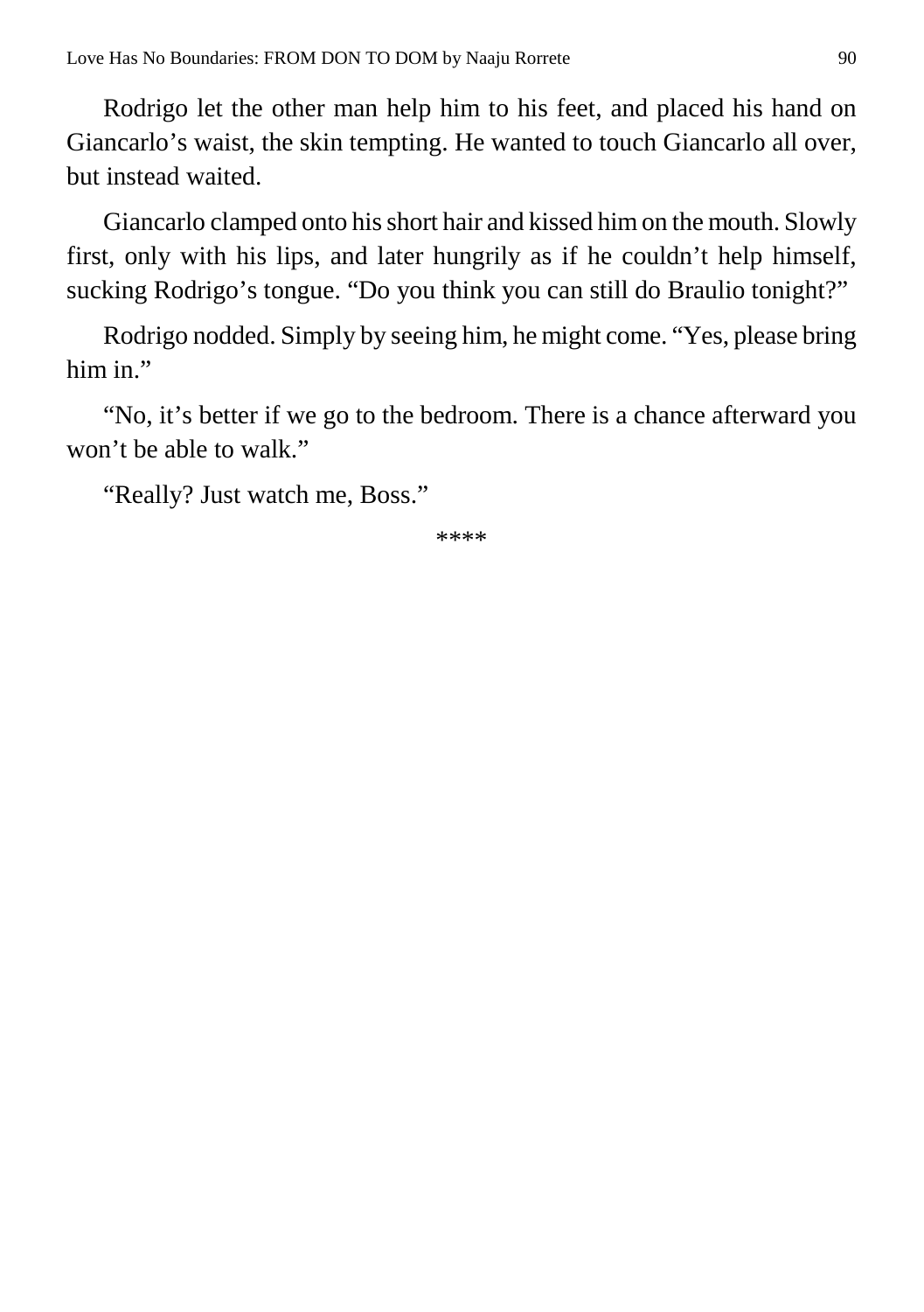Rodrigo let the other man help him to his feet, and placed his hand on Giancarlo's waist, the skin tempting. He wanted to touch Giancarlo all over, but instead waited.

Giancarlo clamped onto his short hair and kissed him on the mouth. Slowly first, only with his lips, and later hungrily as if he couldn't help himself, sucking Rodrigo's tongue. "Do you think you can still do Braulio tonight?"

Rodrigo nodded. Simply by seeing him, he might come. "Yes, please bring him in."

"No, it's better if we go to the bedroom. There is a chance afterward you won't be able to walk."

"Really? Just watch me, Boss."

****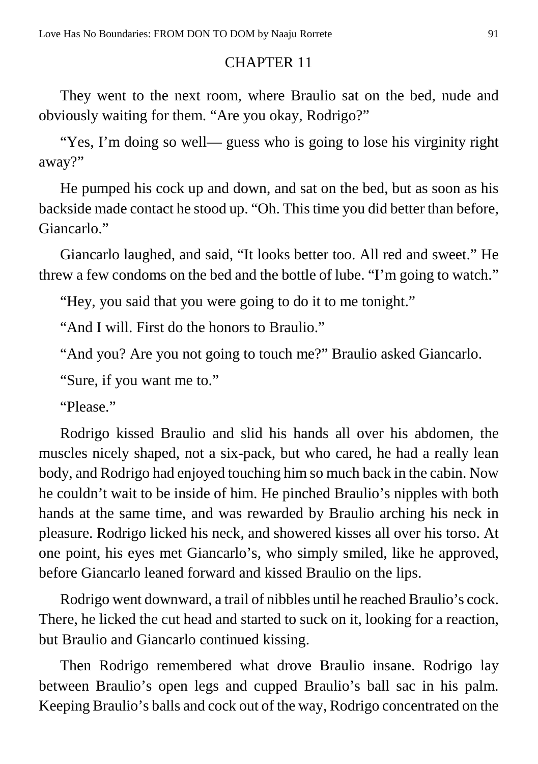## CHAPTER 11

They went to the next room, where Braulio sat on the bed, nude and obviously waiting for them. "Are you okay, Rodrigo?"

"Yes, I'm doing so well— guess who is going to lose his virginity right away?"

He pumped his cock up and down, and sat on the bed, but as soon as his backside made contact he stood up. "Oh. This time you did better than before, Giancarlo."

Giancarlo laughed, and said, "It looks better too. All red and sweet." He threw a few condoms on the bed and the bottle of lube. "I'm going to watch."

"Hey, you said that you were going to do it to me tonight."

"And I will. First do the honors to Braulio."

"And you? Are you not going to touch me?" Braulio asked Giancarlo.

"Sure, if you want me to."

"Please."

Rodrigo kissed Braulio and slid his hands all over his abdomen, the muscles nicely shaped, not a six-pack, but who cared, he had a really lean body, and Rodrigo had enjoyed touching him so much back in the cabin. Now he couldn't wait to be inside of him. He pinched Braulio's nipples with both hands at the same time, and was rewarded by Braulio arching his neck in pleasure. Rodrigo licked his neck, and showered kisses all over his torso. At one point, his eyes met Giancarlo's, who simply smiled, like he approved, before Giancarlo leaned forward and kissed Braulio on the lips.

Rodrigo went downward, a trail of nibbles until he reached Braulio's cock. There, he licked the cut head and started to suck on it, looking for a reaction, but Braulio and Giancarlo continued kissing.

Then Rodrigo remembered what drove Braulio insane. Rodrigo lay between Braulio's open legs and cupped Braulio's ball sac in his palm. Keeping Braulio's balls and cock out of the way, Rodrigo concentrated on the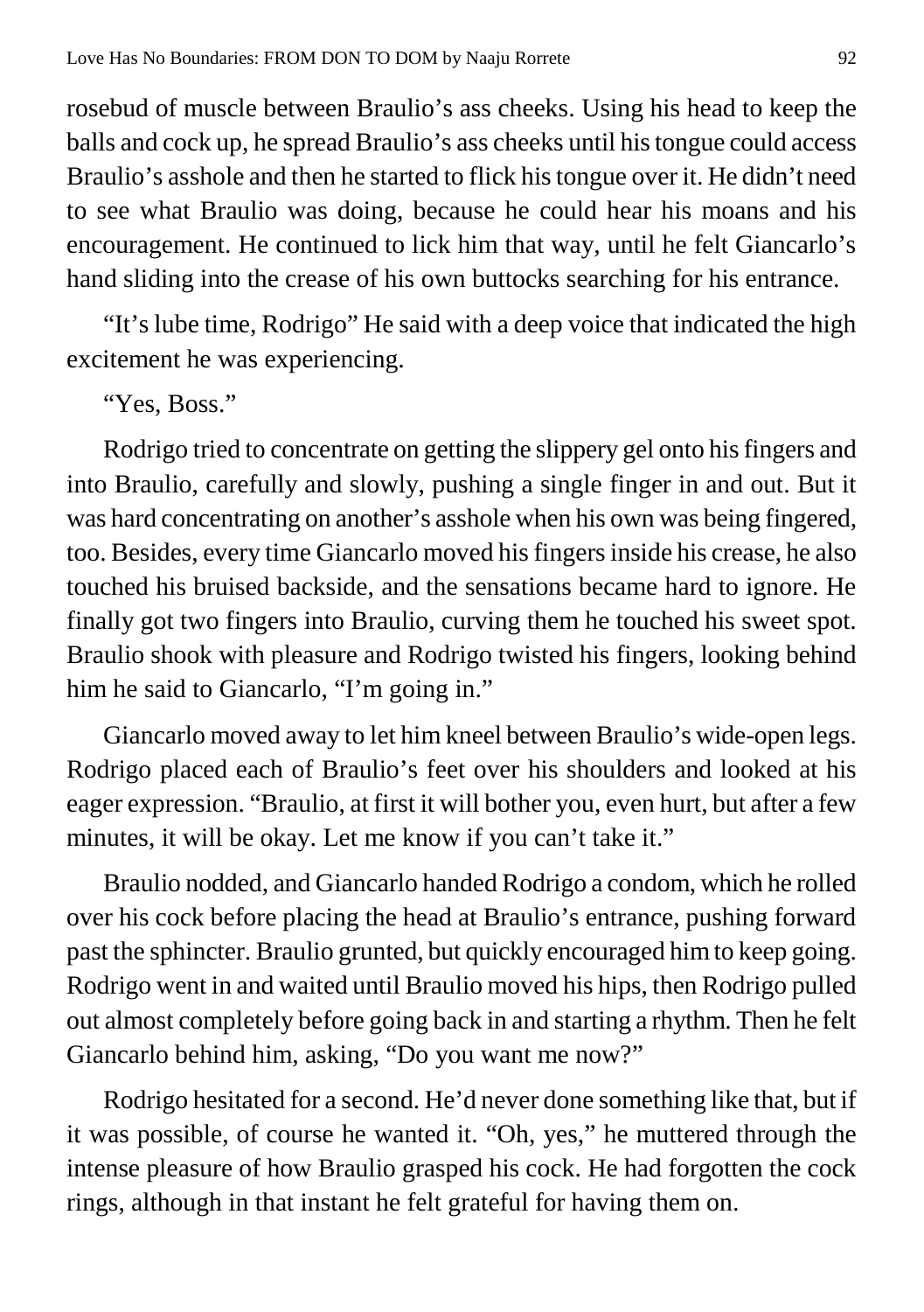rosebud of muscle between Braulio's ass cheeks. Using his head to keep the balls and cock up, he spread Braulio's ass cheeks until his tongue could access Braulio's asshole and then he started to flick his tongue over it. He didn't need to see what Braulio was doing, because he could hear his moans and his encouragement. He continued to lick him that way, until he felt Giancarlo's hand sliding into the crease of his own buttocks searching for his entrance.

"It's lube time, Rodrigo" He said with a deep voice that indicated the high excitement he was experiencing.

"Yes, Boss."

Rodrigo tried to concentrate on getting the slippery gel onto his fingers and into Braulio, carefully and slowly, pushing a single finger in and out. But it was hard concentrating on another's asshole when his own was being fingered, too. Besides, every time Giancarlo moved his fingers inside his crease, he also touched his bruised backside, and the sensations became hard to ignore. He finally got two fingers into Braulio, curving them he touched his sweet spot. Braulio shook with pleasure and Rodrigo twisted his fingers, looking behind him he said to Giancarlo, "I'm going in."

Giancarlo moved away to let him kneel between Braulio's wide-open legs. Rodrigo placed each of Braulio's feet over his shoulders and looked at his eager expression. "Braulio, at first it will bother you, even hurt, but after a few minutes, it will be okay. Let me know if you can't take it."

Braulio nodded, and Giancarlo handed Rodrigo a condom, which he rolled over his cock before placing the head at Braulio's entrance, pushing forward past the sphincter. Braulio grunted, but quickly encouraged him to keep going. Rodrigo went in and waited until Braulio moved his hips, then Rodrigo pulled out almost completely before going back in and starting a rhythm. Then he felt Giancarlo behind him, asking, "Do you want me now?"

Rodrigo hesitated for a second. He'd never done something like that, but if it was possible, of course he wanted it. "Oh, yes," he muttered through the intense pleasure of how Braulio grasped his cock. He had forgotten the cock rings, although in that instant he felt grateful for having them on.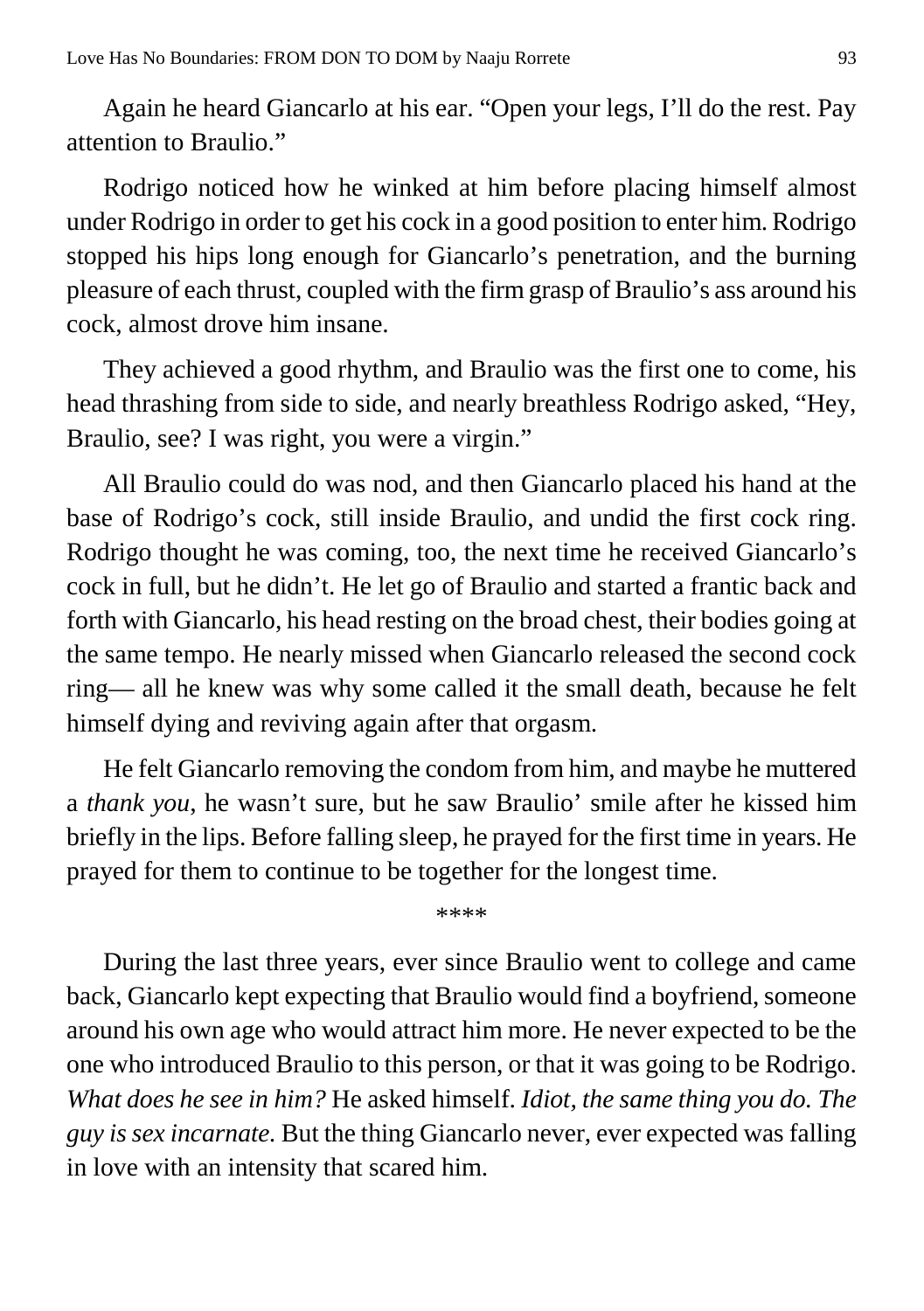Again he heard Giancarlo at his ear. "Open your legs, I'll do the rest. Pay attention to Braulio."

Rodrigo noticed how he winked at him before placing himself almost under Rodrigo in order to get his cock in a good position to enter him. Rodrigo stopped his hips long enough for Giancarlo's penetration, and the burning pleasure of each thrust, coupled with the firm grasp of Braulio's ass around his cock, almost drove him insane.

They achieved a good rhythm, and Braulio was the first one to come, his head thrashing from side to side, and nearly breathless Rodrigo asked, "Hey, Braulio, see? I was right, you were a virgin."

All Braulio could do was nod, and then Giancarlo placed his hand at the base of Rodrigo's cock, still inside Braulio, and undid the first cock ring. Rodrigo thought he was coming, too, the next time he received Giancarlo's cock in full, but he didn't. He let go of Braulio and started a frantic back and forth with Giancarlo, his head resting on the broad chest, their bodies going at the same tempo. He nearly missed when Giancarlo released the second cock ring— all he knew was why some called it the small death, because he felt himself dying and reviving again after that orgasm.

He felt Giancarlo removing the condom from him, and maybe he muttered a *thank you*, he wasn't sure, but he saw Braulio' smile after he kissed him briefly in the lips. Before falling sleep, he prayed for the first time in years. He prayed for them to continue to be together for the longest time.

****

During the last three years, ever since Braulio went to college and came back, Giancarlo kept expecting that Braulio would find a boyfriend, someone around his own age who would attract him more. He never expected to be the one who introduced Braulio to this person, or that it was going to be Rodrigo. *What does he see in him?* He asked himself. *Idiot, the same thing you do. The guy is sex incarnate.* But the thing Giancarlo never, ever expected was falling in love with an intensity that scared him.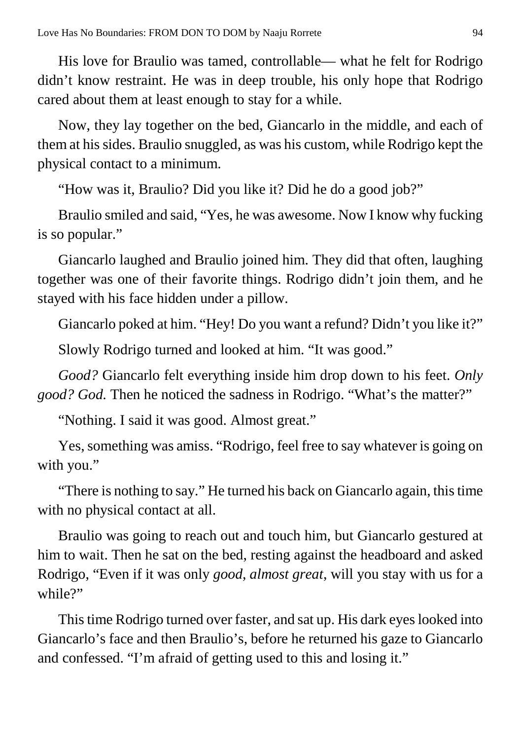His love for Braulio was tamed, controllable— what he felt for Rodrigo didn't know restraint. He was in deep trouble, his only hope that Rodrigo cared about them at least enough to stay for a while.

Now, they lay together on the bed, Giancarlo in the middle, and each of them at his sides. Braulio snuggled, as was his custom, while Rodrigo kept the physical contact to a minimum.

"How was it, Braulio? Did you like it? Did he do a good job?"

Braulio smiled and said, "Yes, he was awesome. Now I know why fucking is so popular."

Giancarlo laughed and Braulio joined him. They did that often, laughing together was one of their favorite things. Rodrigo didn't join them, and he stayed with his face hidden under a pillow.

Giancarlo poked at him. "Hey! Do you want a refund? Didn't you like it?"

Slowly Rodrigo turned and looked at him. "It was good."

*Good?* Giancarlo felt everything inside him drop down to his feet. *Only good? God.* Then he noticed the sadness in Rodrigo. "What's the matter?"

"Nothing. I said it was good. Almost great."

Yes, something was amiss. "Rodrigo, feel free to say whatever is going on with you."

"There is nothing to say." He turned his back on Giancarlo again, this time with no physical contact at all.

Braulio was going to reach out and touch him, but Giancarlo gestured at him to wait. Then he sat on the bed, resting against the headboard and asked Rodrigo, "Even if it was only *good*, *almost great*, will you stay with us for a while?"

This time Rodrigo turned over faster, and sat up. His dark eyes looked into Giancarlo's face and then Braulio's, before he returned his gaze to Giancarlo and confessed. "I'm afraid of getting used to this and losing it."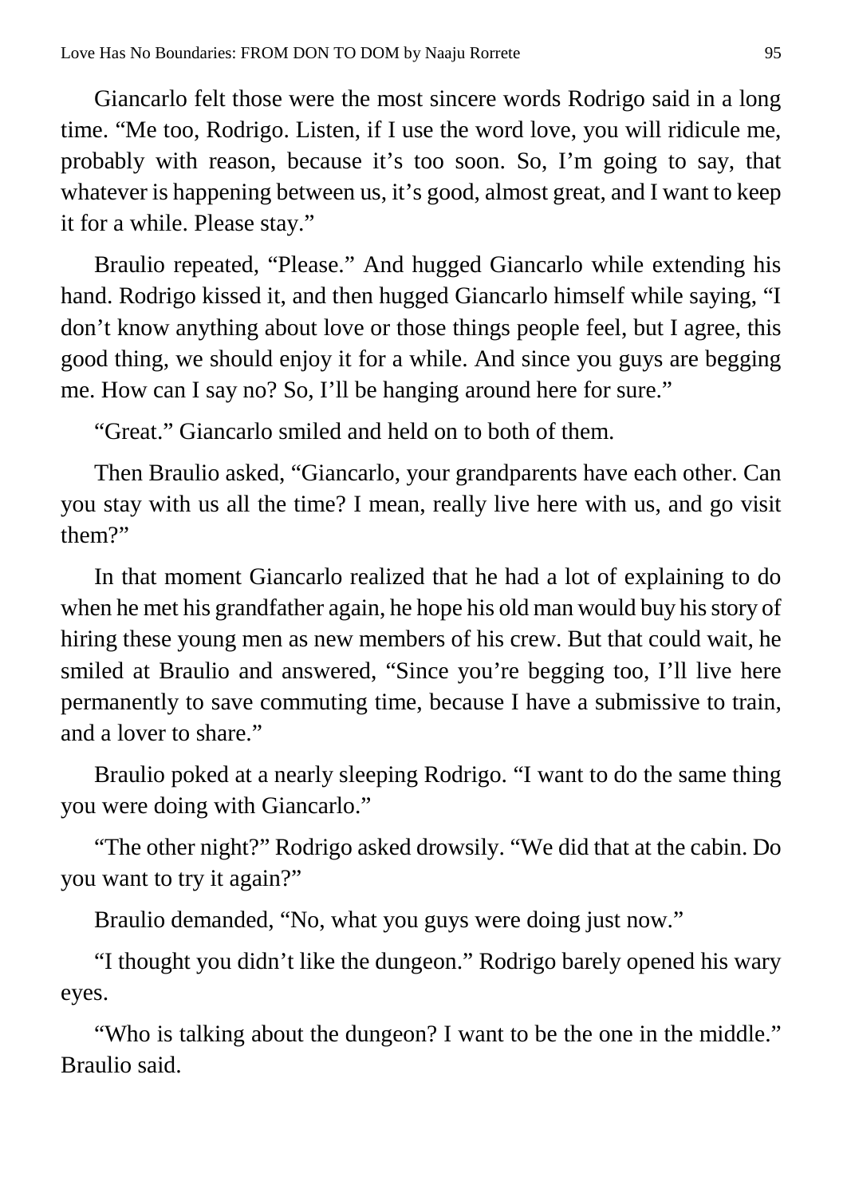Giancarlo felt those were the most sincere words Rodrigo said in a long time. "Me too, Rodrigo. Listen, if I use the word love, you will ridicule me, probably with reason, because it's too soon. So, I'm going to say, that whatever is happening between us, it's good, almost great, and I want to keep it for a while. Please stay."

Braulio repeated, "Please." And hugged Giancarlo while extending his hand. Rodrigo kissed it, and then hugged Giancarlo himself while saying, "I don't know anything about love or those things people feel, but I agree, this good thing, we should enjoy it for a while. And since you guys are begging me. How can I say no? So, I'll be hanging around here for sure."

"Great." Giancarlo smiled and held on to both of them.

Then Braulio asked, "Giancarlo, your grandparents have each other. Can you stay with us all the time? I mean, really live here with us, and go visit them?"

In that moment Giancarlo realized that he had a lot of explaining to do when he met his grandfather again, he hope his old man would buy his story of hiring these young men as new members of his crew. But that could wait, he smiled at Braulio and answered, "Since you're begging too, I'll live here permanently to save commuting time, because I have a submissive to train, and a lover to share."

Braulio poked at a nearly sleeping Rodrigo. "I want to do the same thing you were doing with Giancarlo."

"The other night?" Rodrigo asked drowsily. "We did that at the cabin. Do you want to try it again?"

Braulio demanded, "No, what you guys were doing just now."

"I thought you didn't like the dungeon." Rodrigo barely opened his wary eyes.

"Who is talking about the dungeon? I want to be the one in the middle." Braulio said.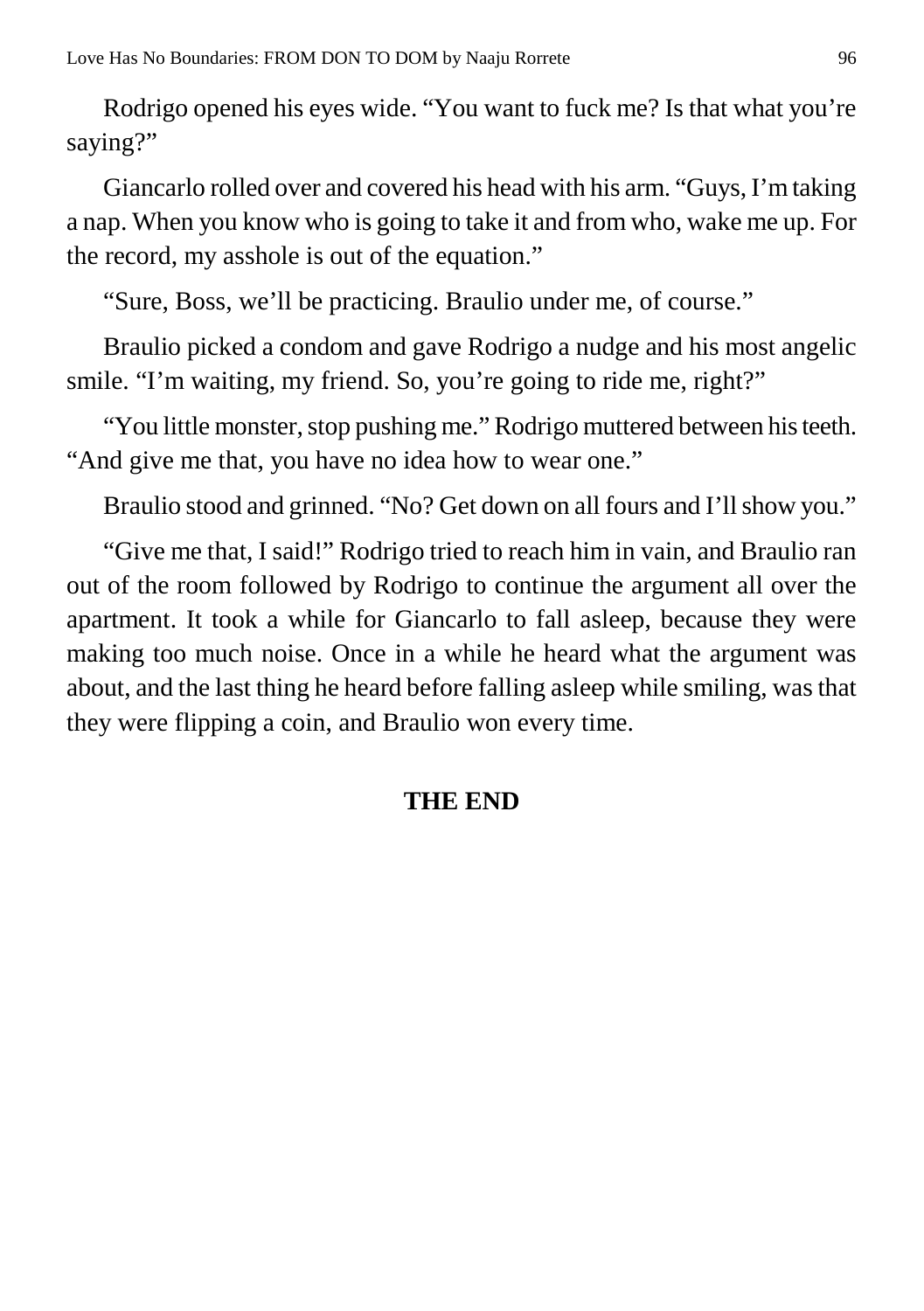Rodrigo opened his eyes wide. “You want to fuck me? Is that what you’re saying?”

Giancarlo rolled over and covered his head with his arm. “Guys, I’m taking a nap. When you know who is going to take it and from who, wake me up. For the record, my asshole is out of the equation.”

“Sure, Boss, we’ll be practicing. Braulio under me, of course.”

Braulio picked a condom and gave Rodrigo a nudge and his most angelic smile. “I’m waiting, my friend. So, you’re going to ride me, right?”

“You little monster, stop pushing me.” Rodrigo muttered between his teeth. “And give me that, you have no idea how to wear one.”

Braulio stood and grinned. “No? Get down on all fours and I’ll show you.”

“Give me that, I said!” Rodrigo tried to reach him in vain, and Braulio ran out of the room followed by Rodrigo to continue the argument all over the apartment. It took a while for Giancarlo to fall asleep, because they were making too much noise. Once in a while he heard what the argument was about, and the last thing he heard before falling asleep while smiling, was that they were flipping a coin, and Braulio won every time.

**THE END**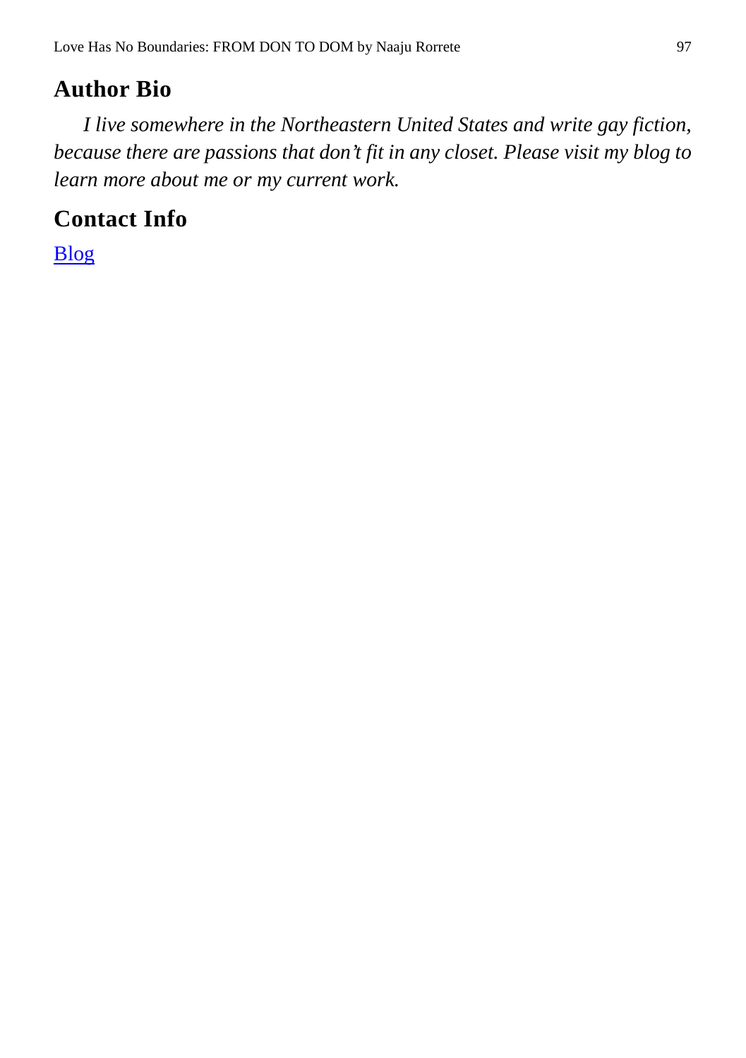## Author Bio

*I live somewhere in the Northeastern United States and write gay fiction, because there are passions that don't fit in any closet. Please visit my blog to learn more about me or my current work.*

## Contact Info

Blog